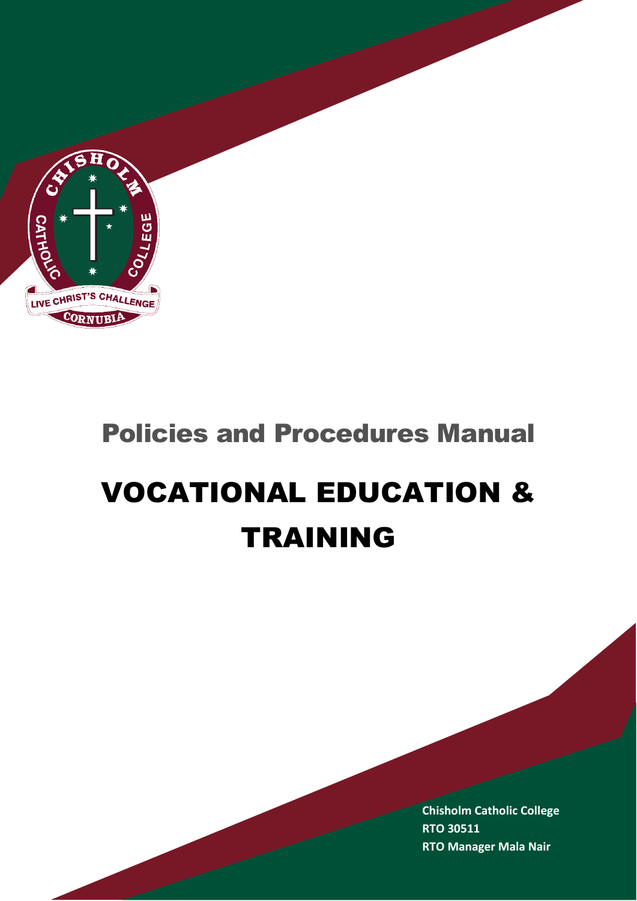# Policies and Procedures Manual

# VOCATIONAL EDUCATION & TRAINING

**Chisholm Catholic College**
**RTO 30511**
**RTO Manager Mala Nair**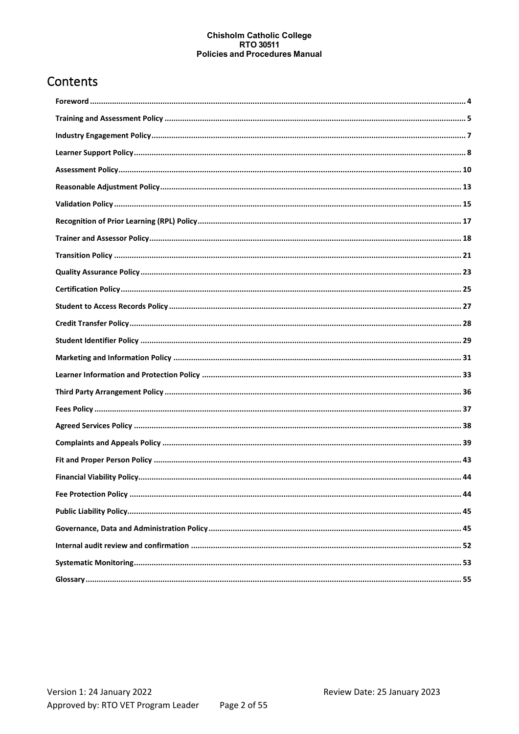# Contents

- Foreword ... 4
- Training and Assessment Policy ... 5
- Industry Engagement Policy ... 7
- Learner Support Policy ... 8
- Assessment Policy ... 10
- Reasonable Adjustment Policy ... 13
- Validation Policy ... 15
- Recognition of Prior Learning (RPL) Policy ... 17
- Trainer and Assessor Policy ... 18
- Transition Policy ... 21
- Quality Assurance Policy ... 23
- Certification Policy ... 25
- Student to Access Records Policy ... 27
- Credit Transfer Policy ... 28
- Student Identifier Policy ... 29
- Marketing and Information Policy ... 31
- Learner Information and Protection Policy ... 33
- Third Party Arrangement Policy ... 36
- Fees Policy ... 37
- Agreed Services Policy ... 38
- Complaints and Appeals Policy ... 39
- Fit and Proper Person Policy ... 43
- Financial Viability Policy ... 44
- Fee Protection Policy ... 44
- Public Liability Policy ... 45
- Governance, Data and Administration Policy ... 45
- Internal audit review and confirmation ... 52
- Systematic Monitoring ... 53
- Glossary ... 55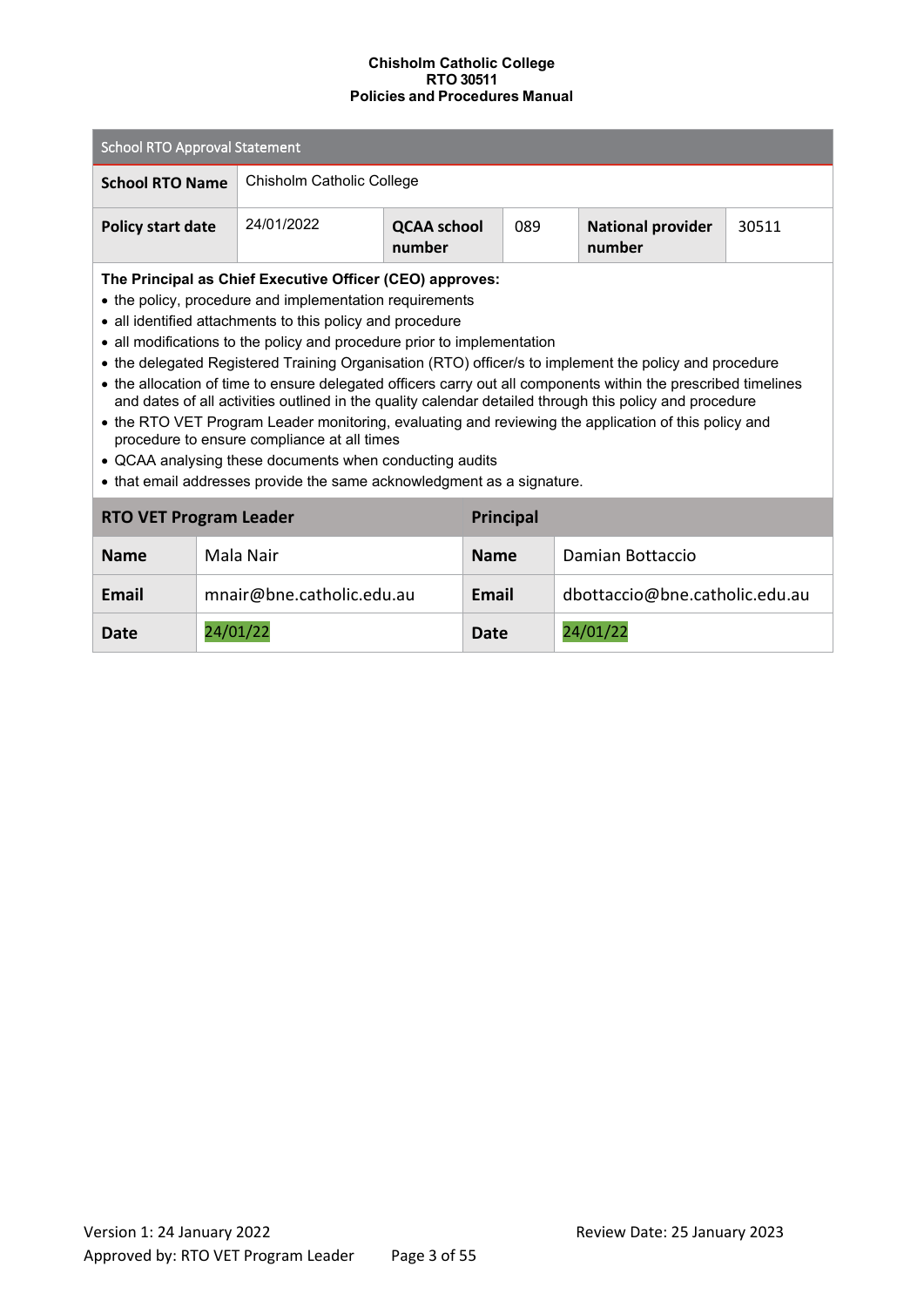| School RTO Approval Statement | | | | | |
|---|---|---|---|---|---|
| **School RTO Name** | Chisholm Catholic College | | | | |
| **Policy start date** | 24/01/2022 | **QCAA school number** | 089 | **National provider number** | 30511 |

**The Principal as Chief Executive Officer (CEO) approves:**

- the policy, procedure and implementation requirements
- all identified attachments to this policy and procedure
- all modifications to the policy and procedure prior to implementation
- the delegated Registered Training Organisation (RTO) officer/s to implement the policy and procedure
- the allocation of time to ensure delegated officers carry out all components within the prescribed timelines and dates of all activities outlined in the quality calendar detailed through this policy and procedure
- the RTO VET Program Leader monitoring, evaluating and reviewing the application of this policy and procedure to ensure compliance at all times
- QCAA analysing these documents when conducting audits
- that email addresses provide the same acknowledgment as a signature.

| RTO VET Program Leader | | Principal | |
|---|---|---|---|
| **Name** | Mala Nair | **Name** | Damian Bottaccio |
| **Email** | mnair@bne.catholic.edu.au | **Email** | dbottaccio@bne.catholic.edu.au |
| **Date** | 24/01/22 | **Date** | 24/01/22 |

Version 1: 24 January 2022 | Review Date: 25 January 2023

Approved by: RTO VET Program Leader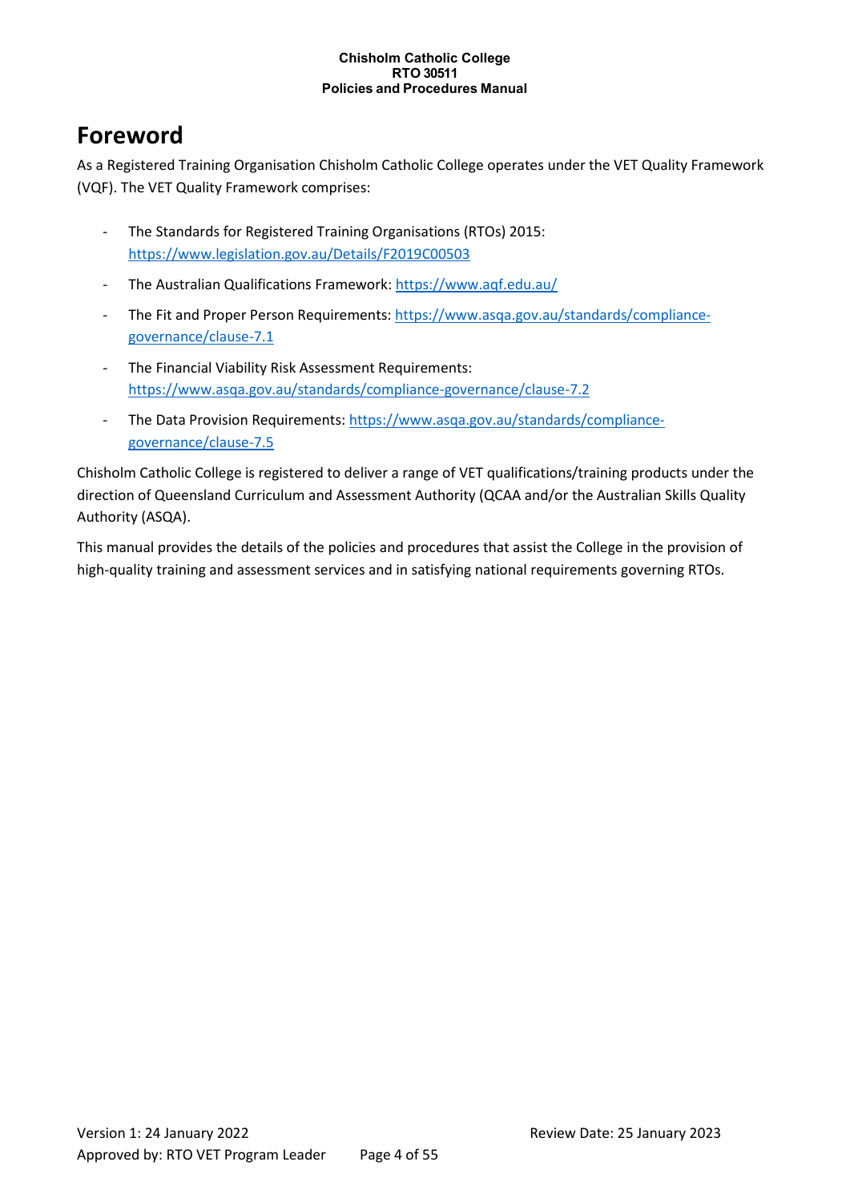# Foreword

As a Registered Training Organisation Chisholm Catholic College operates under the VET Quality Framework (VQF). The VET Quality Framework comprises:

- The Standards for Registered Training Organisations (RTOs) 2015: https://www.legislation.gov.au/Details/F2019C00503
- The Australian Qualifications Framework: https://www.aqf.edu.au/
- The Fit and Proper Person Requirements: https://www.asqa.gov.au/standards/compliance-governance/clause-7.1
- The Financial Viability Risk Assessment Requirements: https://www.asqa.gov.au/standards/compliance-governance/clause-7.2
- The Data Provision Requirements: https://www.asqa.gov.au/standards/compliance-governance/clause-7.5

Chisholm Catholic College is registered to deliver a range of VET qualifications/training products under the direction of Queensland Curriculum and Assessment Authority (QCAA and/or the Australian Skills Quality Authority (ASQA).

This manual provides the details of the policies and procedures that assist the College in the provision of high-quality training and assessment services and in satisfying national requirements governing RTOs.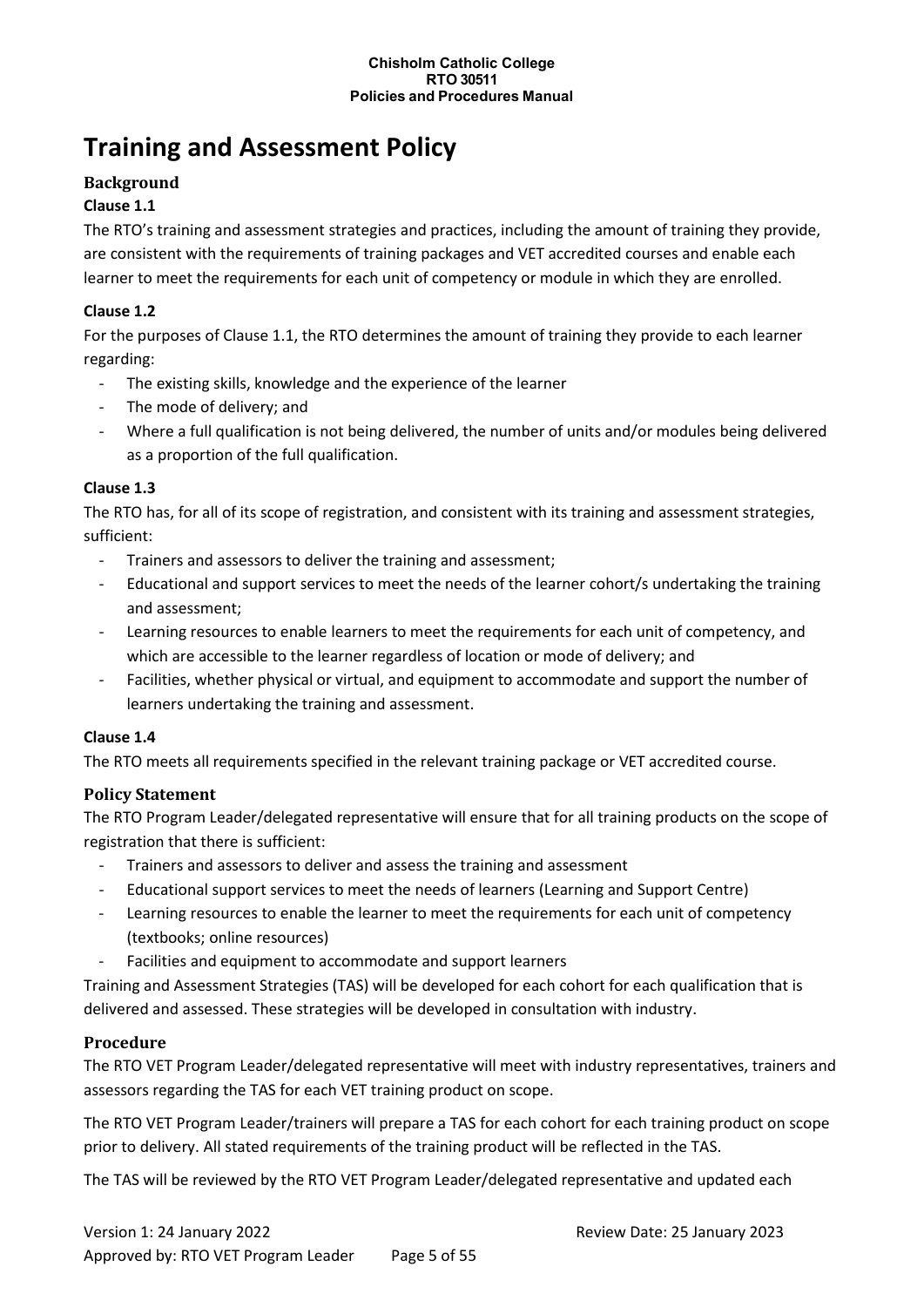# Training and Assessment Policy

## Background

### Clause 1.1

The RTO's training and assessment strategies and practices, including the amount of training they provide, are consistent with the requirements of training packages and VET accredited courses and enable each learner to meet the requirements for each unit of competency or module in which they are enrolled.

### Clause 1.2

For the purposes of Clause 1.1, the RTO determines the amount of training they provide to each learner regarding:

- The existing skills, knowledge and the experience of the learner
- The mode of delivery; and
- Where a full qualification is not being delivered, the number of units and/or modules being delivered as a proportion of the full qualification.

### Clause 1.3

The RTO has, for all of its scope of registration, and consistent with its training and assessment strategies, sufficient:

- Trainers and assessors to deliver the training and assessment;
- Educational and support services to meet the needs of the learner cohort/s undertaking the training and assessment;
- Learning resources to enable learners to meet the requirements for each unit of competency, and which are accessible to the learner regardless of location or mode of delivery; and
- Facilities, whether physical or virtual, and equipment to accommodate and support the number of learners undertaking the training and assessment.

### Clause 1.4

The RTO meets all requirements specified in the relevant training package or VET accredited course.

## Policy Statement

The RTO Program Leader/delegated representative will ensure that for all training products on the scope of registration that there is sufficient:

- Trainers and assessors to deliver and assess the training and assessment
- Educational support services to meet the needs of learners (Learning and Support Centre)
- Learning resources to enable the learner to meet the requirements for each unit of competency (textbooks; online resources)
- Facilities and equipment to accommodate and support learners

Training and Assessment Strategies (TAS) will be developed for each cohort for each qualification that is delivered and assessed. These strategies will be developed in consultation with industry.

## Procedure

The RTO VET Program Leader/delegated representative will meet with industry representatives, trainers and assessors regarding the TAS for each VET training product on scope.

The RTO VET Program Leader/trainers will prepare a TAS for each cohort for each training product on scope prior to delivery. All stated requirements of the training product will be reflected in the TAS.

The TAS will be reviewed by the RTO VET Program Leader/delegated representative and updated each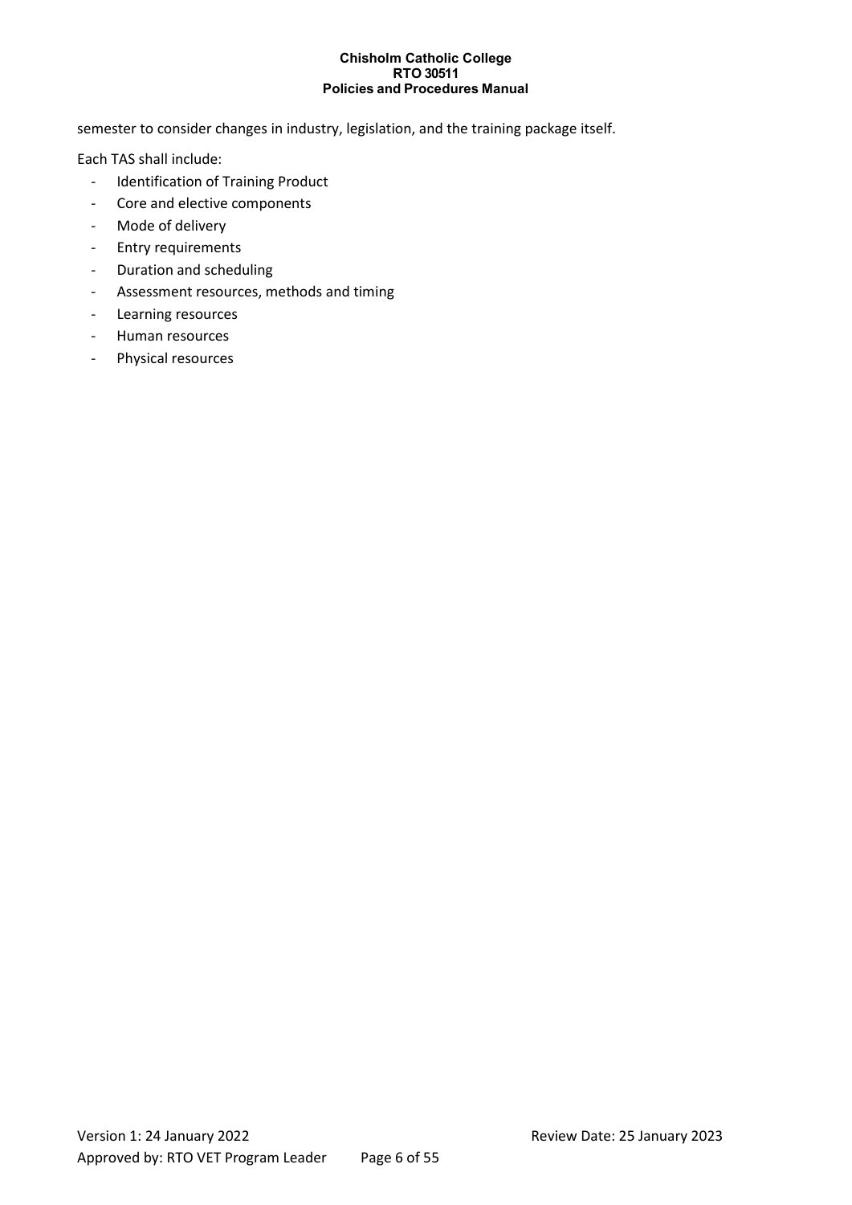semester to consider changes in industry, legislation, and the training package itself.

Each TAS shall include:

- Identification of Training Product
- Core and elective components
- Mode of delivery
- Entry requirements
- Duration and scheduling
- Assessment resources, methods and timing
- Learning resources
- Human resources
- Physical resources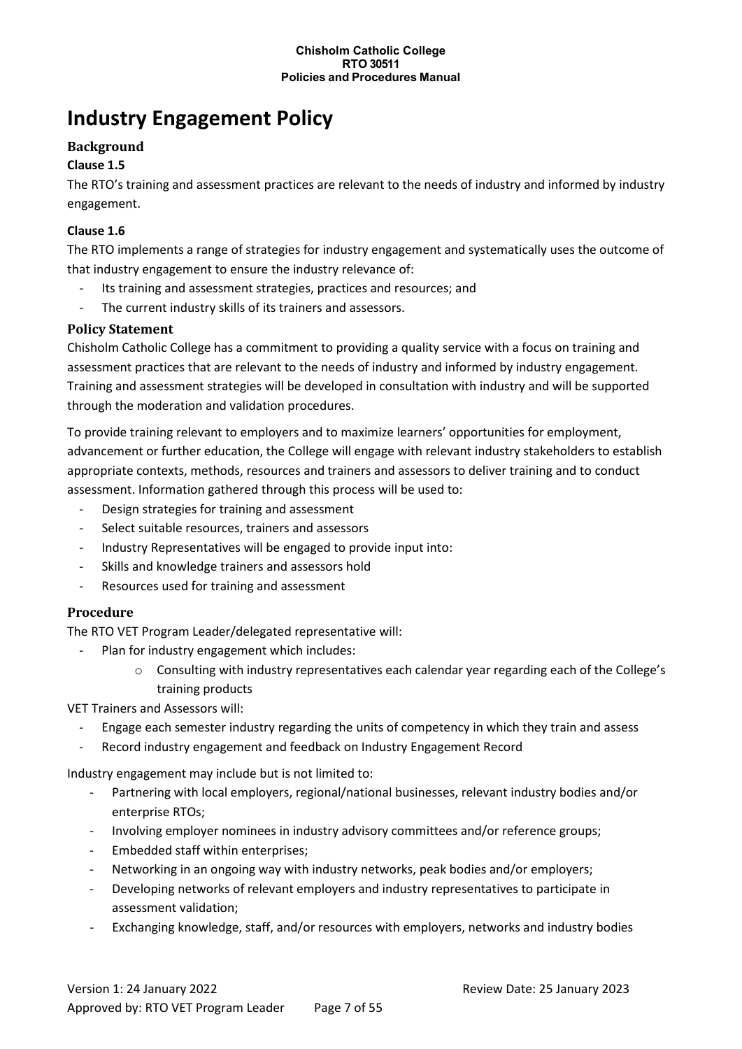# Industry Engagement Policy

## Background

### Clause 1.5

The RTO's training and assessment practices are relevant to the needs of industry and informed by industry engagement.

### Clause 1.6

The RTO implements a range of strategies for industry engagement and systematically uses the outcome of that industry engagement to ensure the industry relevance of:

- Its training and assessment strategies, practices and resources; and
- The current industry skills of its trainers and assessors.

## Policy Statement

Chisholm Catholic College has a commitment to providing a quality service with a focus on training and assessment practices that are relevant to the needs of industry and informed by industry engagement. Training and assessment strategies will be developed in consultation with industry and will be supported through the moderation and validation procedures.

To provide training relevant to employers and to maximize learners' opportunities for employment, advancement or further education, the College will engage with relevant industry stakeholders to establish appropriate contexts, methods, resources and trainers and assessors to deliver training and to conduct assessment. Information gathered through this process will be used to:

- Design strategies for training and assessment
- Select suitable resources, trainers and assessors
- Industry Representatives will be engaged to provide input into:
- Skills and knowledge trainers and assessors hold
- Resources used for training and assessment

## Procedure

The RTO VET Program Leader/delegated representative will:

- Plan for industry engagement which includes:
    - Consulting with industry representatives each calendar year regarding each of the College's training products

VET Trainers and Assessors will:

- Engage each semester industry regarding the units of competency in which they train and assess
- Record industry engagement and feedback on Industry Engagement Record

Industry engagement may include but is not limited to:

- Partnering with local employers, regional/national businesses, relevant industry bodies and/or enterprise RTOs;
- Involving employer nominees in industry advisory committees and/or reference groups;
- Embedded staff within enterprises;
- Networking in an ongoing way with industry networks, peak bodies and/or employers;
- Developing networks of relevant employers and industry representatives to participate in assessment validation;
- Exchanging knowledge, staff, and/or resources with employers, networks and industry bodies

Version 1: 24 January 2022 Review Date: 25 January 2023
Approved by: RTO VET Program Leader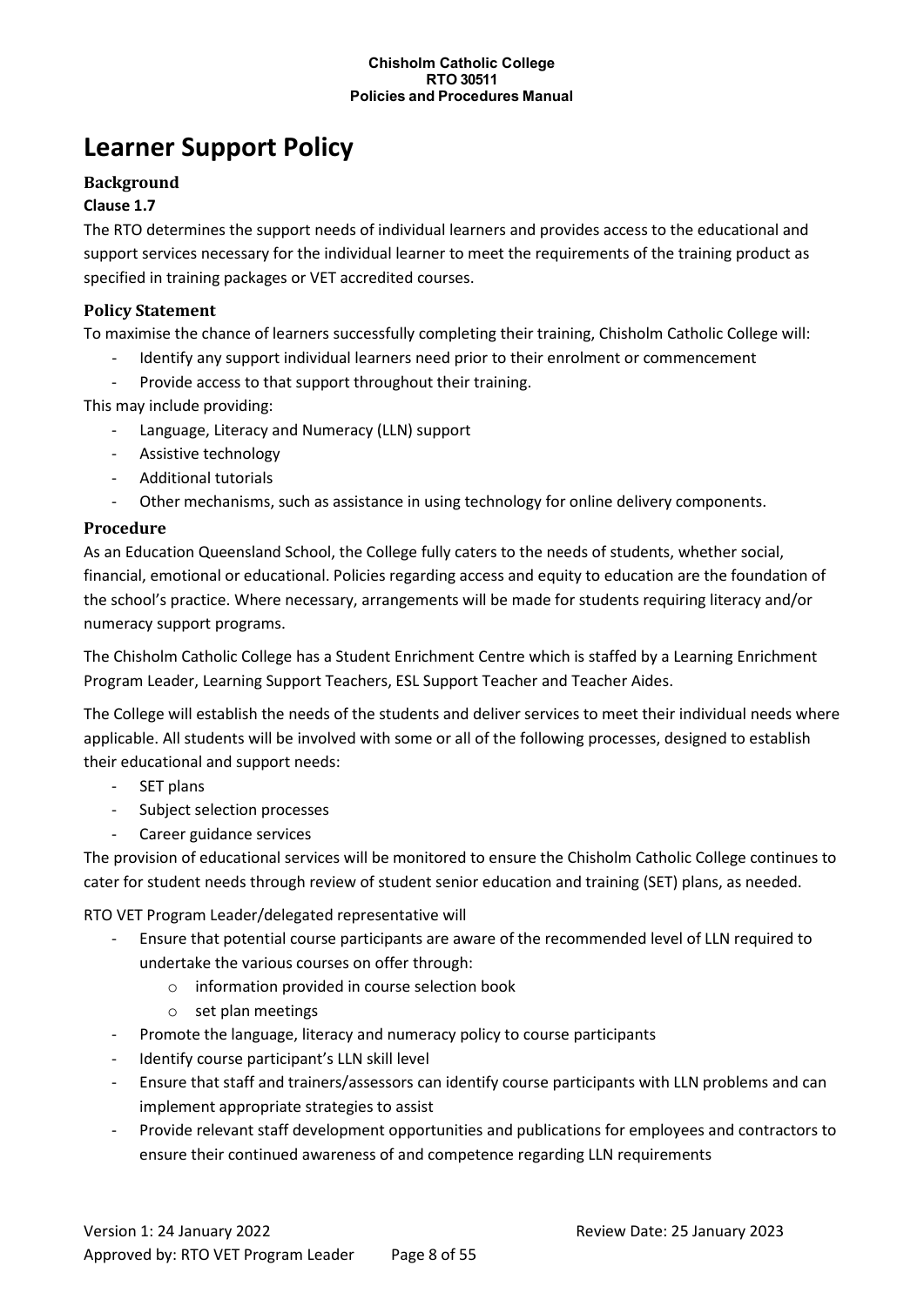# Learner Support Policy

### Background

**Clause 1.7**

The RTO determines the support needs of individual learners and provides access to the educational and support services necessary for the individual learner to meet the requirements of the training product as specified in training packages or VET accredited courses.

### Policy Statement

To maximise the chance of learners successfully completing their training, Chisholm Catholic College will:

- Identify any support individual learners need prior to their enrolment or commencement
- Provide access to that support throughout their training.

This may include providing:

- Language, Literacy and Numeracy (LLN) support
- Assistive technology
- Additional tutorials
- Other mechanisms, such as assistance in using technology for online delivery components.

### Procedure

As an Education Queensland School, the College fully caters to the needs of students, whether social, financial, emotional or educational. Policies regarding access and equity to education are the foundation of the school's practice. Where necessary, arrangements will be made for students requiring literacy and/or numeracy support programs.

The Chisholm Catholic College has a Student Enrichment Centre which is staffed by a Learning Enrichment Program Leader, Learning Support Teachers, ESL Support Teacher and Teacher Aides.

The College will establish the needs of the students and deliver services to meet their individual needs where applicable. All students will be involved with some or all of the following processes, designed to establish their educational and support needs:

- SET plans
- Subject selection processes
- Career guidance services

The provision of educational services will be monitored to ensure the Chisholm Catholic College continues to cater for student needs through review of student senior education and training (SET) plans, as needed.

RTO VET Program Leader/delegated representative will

- Ensure that potential course participants are aware of the recommended level of LLN required to undertake the various courses on offer through:
  - information provided in course selection book
  - set plan meetings
- Promote the language, literacy and numeracy policy to course participants
- Identify course participant's LLN skill level
- Ensure that staff and trainers/assessors can identify course participants with LLN problems and can implement appropriate strategies to assist
- Provide relevant staff development opportunities and publications for employees and contractors to ensure their continued awareness of and competence regarding LLN requirements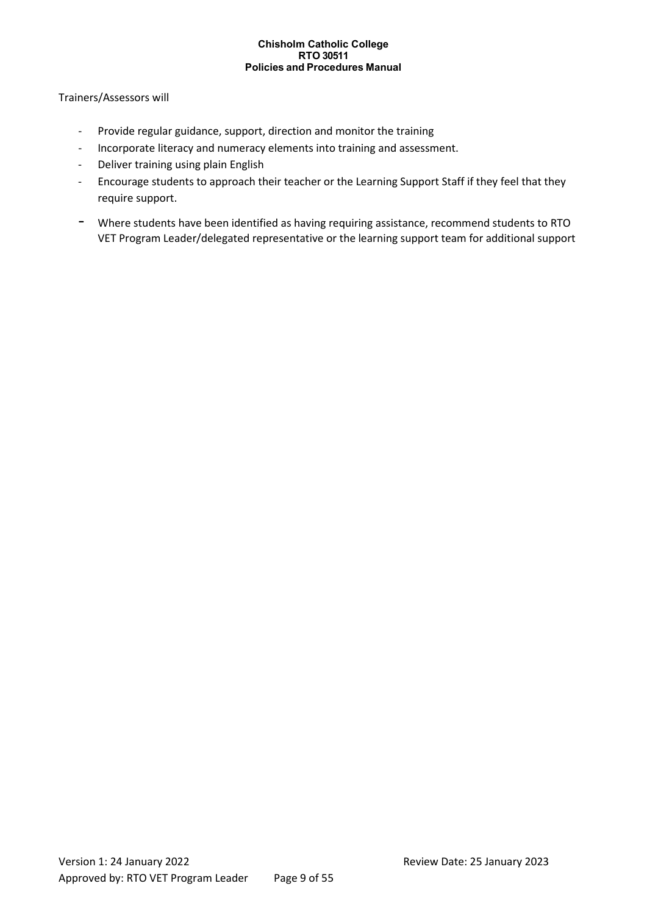Trainers/Assessors will

- Provide regular guidance, support, direction and monitor the training
- Incorporate literacy and numeracy elements into training and assessment.
- Deliver training using plain English
- Encourage students to approach their teacher or the Learning Support Staff if they feel that they require support.
- Where students have been identified as having requiring assistance, recommend students to RTO VET Program Leader/delegated representative or the learning support team for additional support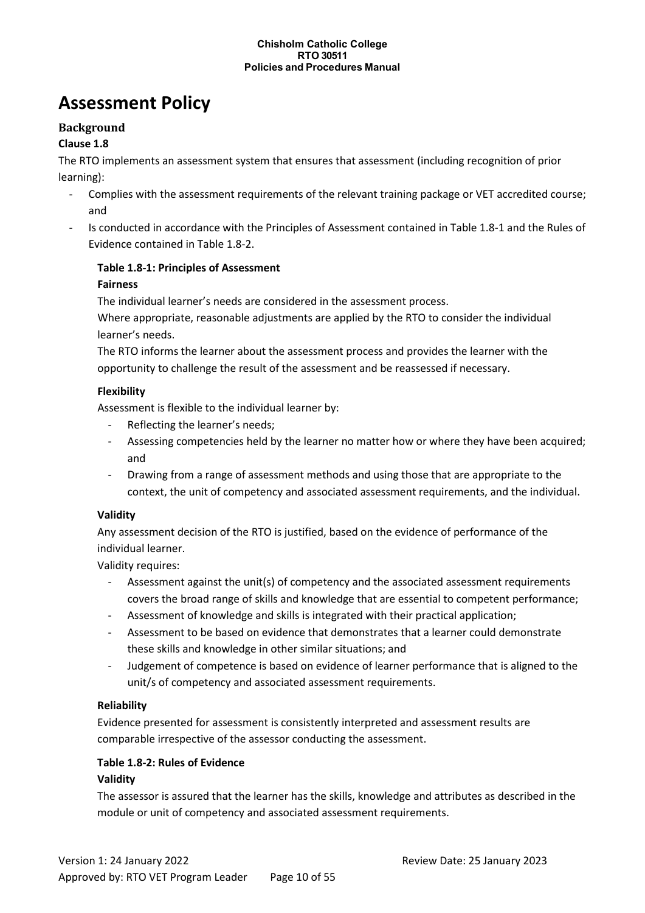# Assessment Policy

## Background

### Clause 1.8

The RTO implements an assessment system that ensures that assessment (including recognition of prior learning):

- Complies with the assessment requirements of the relevant training package or VET accredited course; and
- Is conducted in accordance with the Principles of Assessment contained in Table 1.8-1 and the Rules of Evidence contained in Table 1.8-2.

**Table 1.8-1: Principles of Assessment**

**Fairness**

The individual learner's needs are considered in the assessment process.

Where appropriate, reasonable adjustments are applied by the RTO to consider the individual learner's needs.

The RTO informs the learner about the assessment process and provides the learner with the opportunity to challenge the result of the assessment and be reassessed if necessary.

**Flexibility**

Assessment is flexible to the individual learner by:

- Reflecting the learner's needs;
- Assessing competencies held by the learner no matter how or where they have been acquired; and
- Drawing from a range of assessment methods and using those that are appropriate to the context, the unit of competency and associated assessment requirements, and the individual.

**Validity**

Any assessment decision of the RTO is justified, based on the evidence of performance of the individual learner.

Validity requires:

- Assessment against the unit(s) of competency and the associated assessment requirements covers the broad range of skills and knowledge that are essential to competent performance;
- Assessment of knowledge and skills is integrated with their practical application;
- Assessment to be based on evidence that demonstrates that a learner could demonstrate these skills and knowledge in other similar situations; and
- Judgement of competence is based on evidence of learner performance that is aligned to the unit/s of competency and associated assessment requirements.

**Reliability**

Evidence presented for assessment is consistently interpreted and assessment results are comparable irrespective of the assessor conducting the assessment.

**Table 1.8-2: Rules of Evidence**

**Validity**

The assessor is assured that the learner has the skills, knowledge and attributes as described in the module or unit of competency and associated assessment requirements.

Version 1: 24 January 2022 Review Date: 25 January 2023
Approved by: RTO VET Program Leader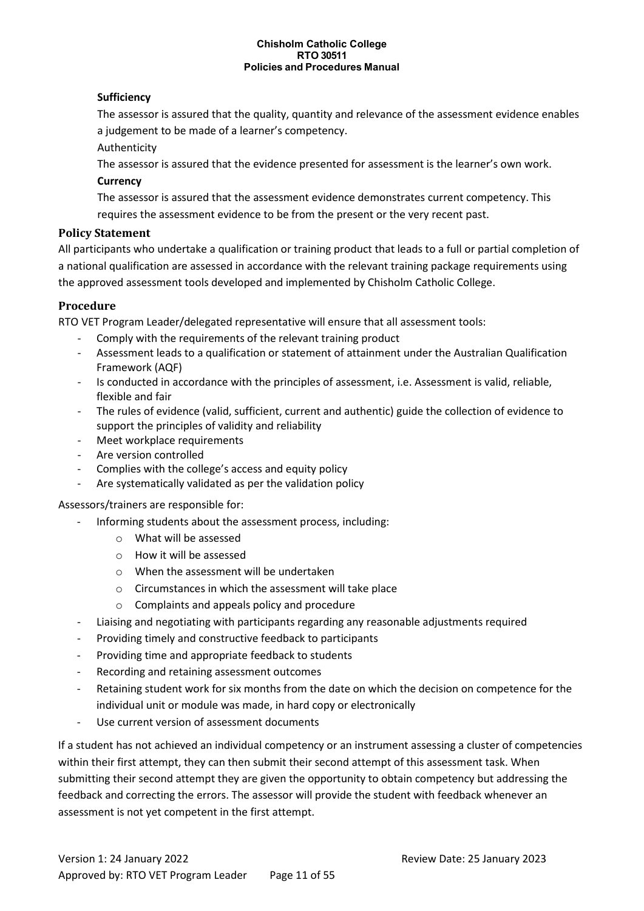**Sufficiency**

The assessor is assured that the quality, quantity and relevance of the assessment evidence enables a judgement to be made of a learner's competency.

Authenticity

The assessor is assured that the evidence presented for assessment is the learner's own work.

**Currency**

The assessor is assured that the assessment evidence demonstrates current competency. This requires the assessment evidence to be from the present or the very recent past.

## Policy Statement

All participants who undertake a qualification or training product that leads to a full or partial completion of a national qualification are assessed in accordance with the relevant training package requirements using the approved assessment tools developed and implemented by Chisholm Catholic College.

## Procedure

RTO VET Program Leader/delegated representative will ensure that all assessment tools:

- Comply with the requirements of the relevant training product
- Assessment leads to a qualification or statement of attainment under the Australian Qualification Framework (AQF)
- Is conducted in accordance with the principles of assessment, i.e. Assessment is valid, reliable, flexible and fair
- The rules of evidence (valid, sufficient, current and authentic) guide the collection of evidence to support the principles of validity and reliability
- Meet workplace requirements
- Are version controlled
- Complies with the college's access and equity policy
- Are systematically validated as per the validation policy

Assessors/trainers are responsible for:

- Informing students about the assessment process, including:
  - What will be assessed
  - How it will be assessed
  - When the assessment will be undertaken
  - Circumstances in which the assessment will take place
  - Complaints and appeals policy and procedure
- Liaising and negotiating with participants regarding any reasonable adjustments required
- Providing timely and constructive feedback to participants
- Providing time and appropriate feedback to students
- Recording and retaining assessment outcomes
- Retaining student work for six months from the date on which the decision on competence for the individual unit or module was made, in hard copy or electronically
- Use current version of assessment documents

If a student has not achieved an individual competency or an instrument assessing a cluster of competencies within their first attempt, they can then submit their second attempt of this assessment task. When submitting their second attempt they are given the opportunity to obtain competency but addressing the feedback and correcting the errors. The assessor will provide the student with feedback whenever an assessment is not yet competent in the first attempt.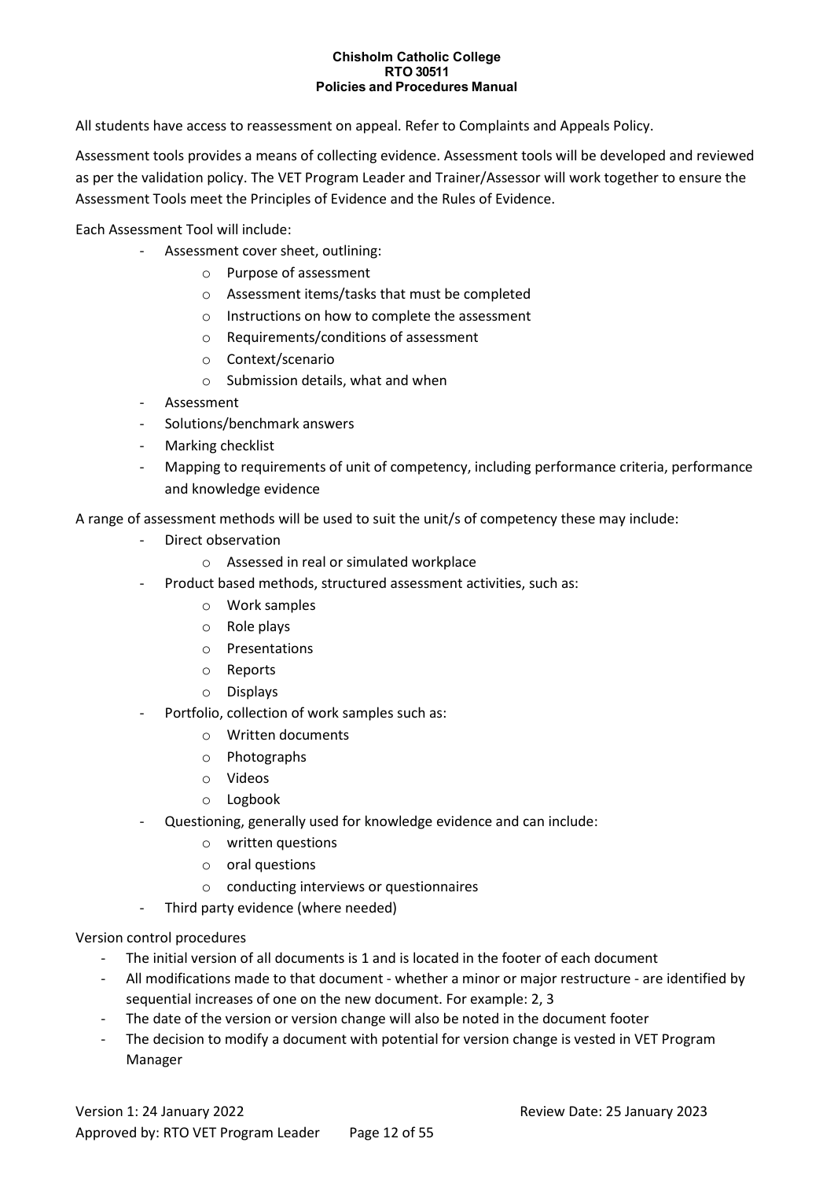All students have access to reassessment on appeal. Refer to Complaints and Appeals Policy.

Assessment tools provides a means of collecting evidence. Assessment tools will be developed and reviewed as per the validation policy. The VET Program Leader and Trainer/Assessor will work together to ensure the Assessment Tools meet the Principles of Evidence and the Rules of Evidence.

Each Assessment Tool will include:

- Assessment cover sheet, outlining:
  - Purpose of assessment
  - Assessment items/tasks that must be completed
  - Instructions on how to complete the assessment
  - Requirements/conditions of assessment
  - Context/scenario
  - Submission details, what and when
- Assessment
- Solutions/benchmark answers
- Marking checklist
- Mapping to requirements of unit of competency, including performance criteria, performance and knowledge evidence

A range of assessment methods will be used to suit the unit/s of competency these may include:

- Direct observation
  - Assessed in real or simulated workplace
- Product based methods, structured assessment activities, such as:
  - Work samples
  - Role plays
  - Presentations
  - Reports
  - Displays
- Portfolio, collection of work samples such as:
  - Written documents
  - Photographs
  - Videos
  - Logbook
- Questioning, generally used for knowledge evidence and can include:
  - written questions
  - oral questions
  - conducting interviews or questionnaires
- Third party evidence (where needed)

Version control procedures

- The initial version of all documents is 1 and is located in the footer of each document
- All modifications made to that document - whether a minor or major restructure - are identified by sequential increases of one on the new document. For example: 2, 3
- The date of the version or version change will also be noted in the document footer
- The decision to modify a document with potential for version change is vested in VET Program Manager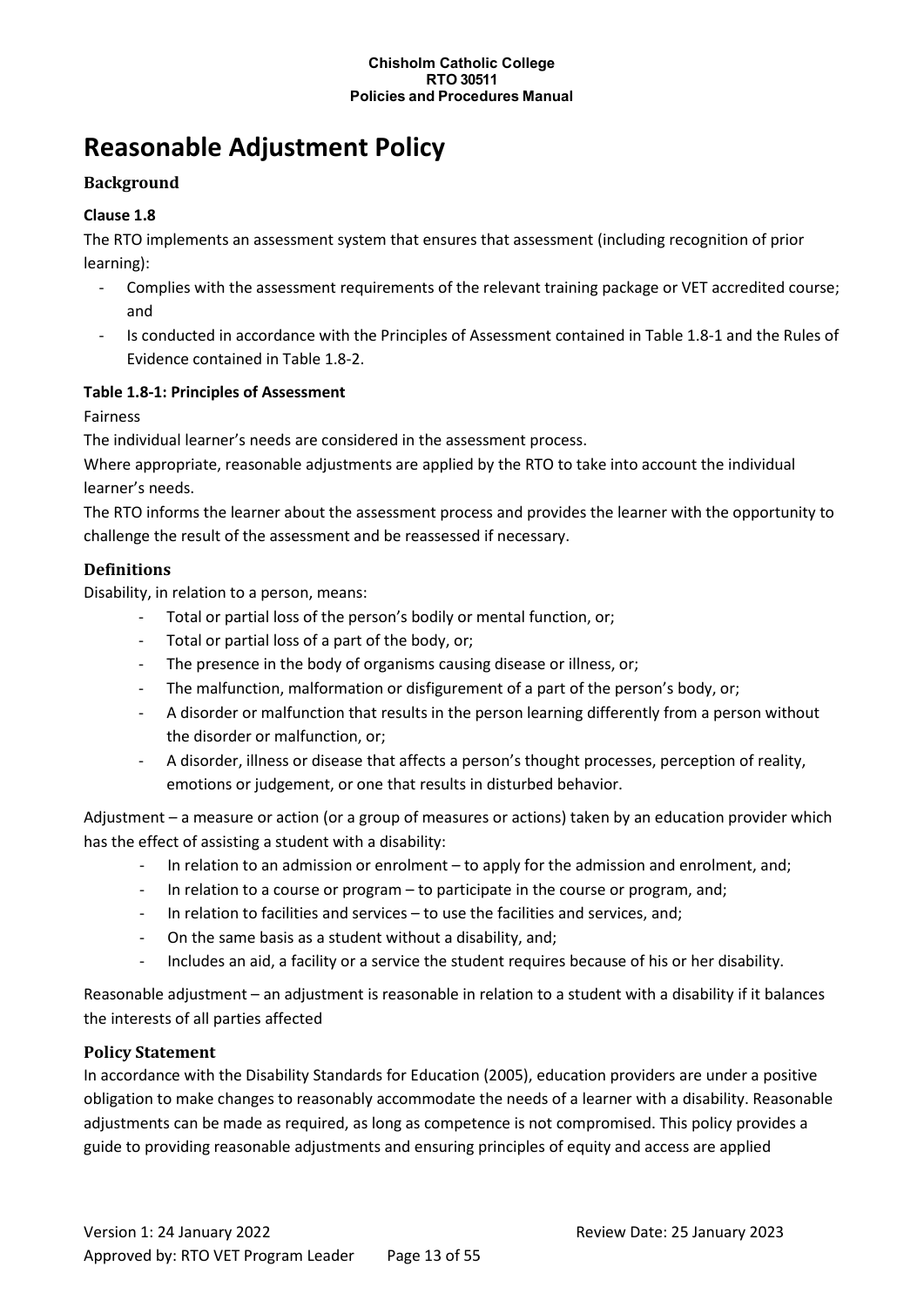# Reasonable Adjustment Policy

## Background

**Clause 1.8**

The RTO implements an assessment system that ensures that assessment (including recognition of prior learning):

- Complies with the assessment requirements of the relevant training package or VET accredited course; and
- Is conducted in accordance with the Principles of Assessment contained in Table 1.8-1 and the Rules of Evidence contained in Table 1.8-2.

**Table 1.8-1: Principles of Assessment**

Fairness

The individual learner's needs are considered in the assessment process.

Where appropriate, reasonable adjustments are applied by the RTO to take into account the individual learner's needs.

The RTO informs the learner about the assessment process and provides the learner with the opportunity to challenge the result of the assessment and be reassessed if necessary.

## Definitions

Disability, in relation to a person, means:

- Total or partial loss of the person's bodily or mental function, or;
- Total or partial loss of a part of the body, or;
- The presence in the body of organisms causing disease or illness, or;
- The malfunction, malformation or disfigurement of a part of the person's body, or;
- A disorder or malfunction that results in the person learning differently from a person without the disorder or malfunction, or;
- A disorder, illness or disease that affects a person's thought processes, perception of reality, emotions or judgement, or one that results in disturbed behavior.

Adjustment – a measure or action (or a group of measures or actions) taken by an education provider which has the effect of assisting a student with a disability:

- In relation to an admission or enrolment – to apply for the admission and enrolment, and;
- In relation to a course or program – to participate in the course or program, and;
- In relation to facilities and services – to use the facilities and services, and;
- On the same basis as a student without a disability, and;
- Includes an aid, a facility or a service the student requires because of his or her disability.

Reasonable adjustment – an adjustment is reasonable in relation to a student with a disability if it balances the interests of all parties affected

## Policy Statement

In accordance with the Disability Standards for Education (2005), education providers are under a positive obligation to make changes to reasonably accommodate the needs of a learner with a disability. Reasonable adjustments can be made as required, as long as competence is not compromised. This policy provides a guide to providing reasonable adjustments and ensuring principles of equity and access are applied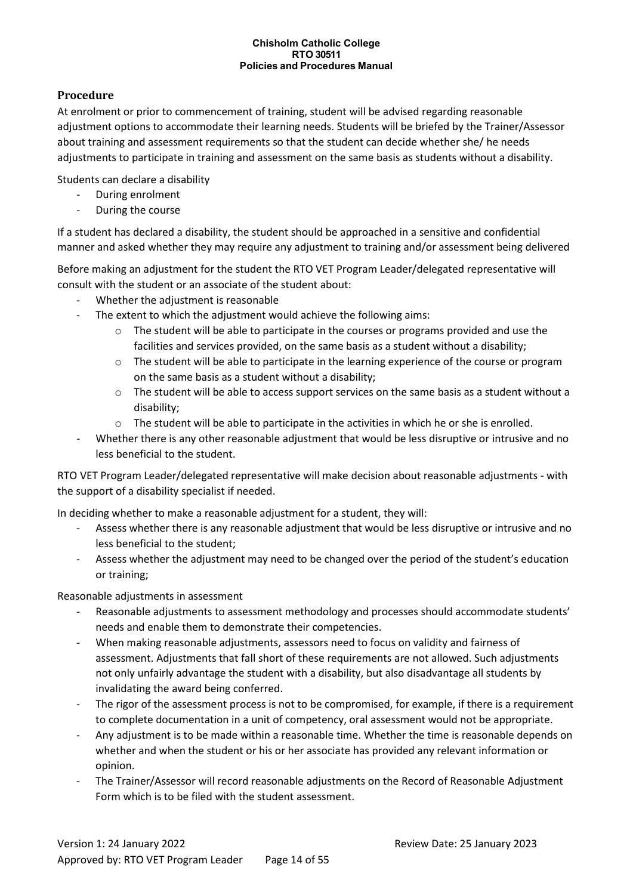## Procedure

At enrolment or prior to commencement of training, student will be advised regarding reasonable adjustment options to accommodate their learning needs. Students will be briefed by the Trainer/Assessor about training and assessment requirements so that the student can decide whether she/ he needs adjustments to participate in training and assessment on the same basis as students without a disability.

Students can declare a disability

- During enrolment
- During the course

If a student has declared a disability, the student should be approached in a sensitive and confidential manner and asked whether they may require any adjustment to training and/or assessment being delivered

Before making an adjustment for the student the RTO VET Program Leader/delegated representative will consult with the student or an associate of the student about:

- Whether the adjustment is reasonable
- The extent to which the adjustment would achieve the following aims:
  - The student will be able to participate in the courses or programs provided and use the facilities and services provided, on the same basis as a student without a disability;
  - The student will be able to participate in the learning experience of the course or program on the same basis as a student without a disability;
  - The student will be able to access support services on the same basis as a student without a disability;
  - The student will be able to participate in the activities in which he or she is enrolled.
- Whether there is any other reasonable adjustment that would be less disruptive or intrusive and no less beneficial to the student.

RTO VET Program Leader/delegated representative will make decision about reasonable adjustments - with the support of a disability specialist if needed.

In deciding whether to make a reasonable adjustment for a student, they will:

- Assess whether there is any reasonable adjustment that would be less disruptive or intrusive and no less beneficial to the student;
- Assess whether the adjustment may need to be changed over the period of the student's education or training;

Reasonable adjustments in assessment

- Reasonable adjustments to assessment methodology and processes should accommodate students' needs and enable them to demonstrate their competencies.
- When making reasonable adjustments, assessors need to focus on validity and fairness of assessment. Adjustments that fall short of these requirements are not allowed. Such adjustments not only unfairly advantage the student with a disability, but also disadvantage all students by invalidating the award being conferred.
- The rigor of the assessment process is not to be compromised, for example, if there is a requirement to complete documentation in a unit of competency, oral assessment would not be appropriate.
- Any adjustment is to be made within a reasonable time. Whether the time is reasonable depends on whether and when the student or his or her associate has provided any relevant information or opinion.
- The Trainer/Assessor will record reasonable adjustments on the Record of Reasonable Adjustment Form which is to be filed with the student assessment.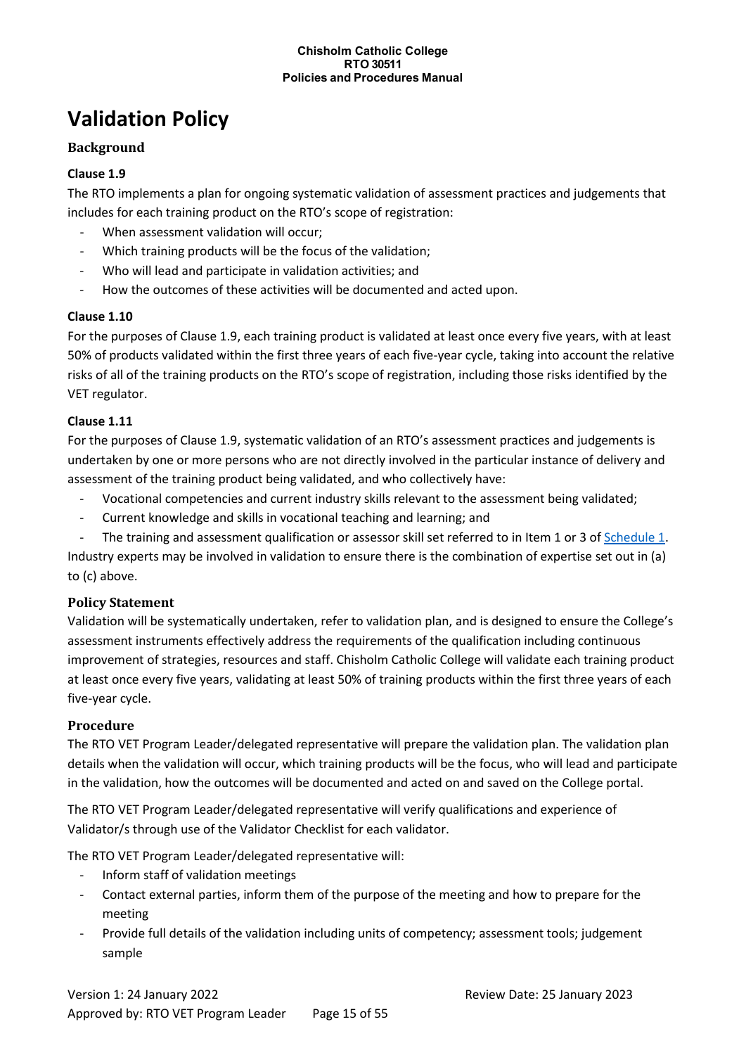# Validation Policy

## Background

### Clause 1.9

The RTO implements a plan for ongoing systematic validation of assessment practices and judgements that includes for each training product on the RTO's scope of registration:

- When assessment validation will occur;
- Which training products will be the focus of the validation;
- Who will lead and participate in validation activities; and
- How the outcomes of these activities will be documented and acted upon.

### Clause 1.10

For the purposes of Clause 1.9, each training product is validated at least once every five years, with at least 50% of products validated within the first three years of each five-year cycle, taking into account the relative risks of all of the training products on the RTO's scope of registration, including those risks identified by the VET regulator.

### Clause 1.11

For the purposes of Clause 1.9, systematic validation of an RTO's assessment practices and judgements is undertaken by one or more persons who are not directly involved in the particular instance of delivery and assessment of the training product being validated, and who collectively have:

- Vocational competencies and current industry skills relevant to the assessment being validated;
- Current knowledge and skills in vocational teaching and learning; and
- The training and assessment qualification or assessor skill set referred to in Item 1 or 3 of [Schedule 1](#).

Industry experts may be involved in validation to ensure there is the combination of expertise set out in (a) to (c) above.

## Policy Statement

Validation will be systematically undertaken, refer to validation plan, and is designed to ensure the College's assessment instruments effectively address the requirements of the qualification including continuous improvement of strategies, resources and staff. Chisholm Catholic College will validate each training product at least once every five years, validating at least 50% of training products within the first three years of each five-year cycle.

## Procedure

The RTO VET Program Leader/delegated representative will prepare the validation plan. The validation plan details when the validation will occur, which training products will be the focus, who will lead and participate in the validation, how the outcomes will be documented and acted on and saved on the College portal.

The RTO VET Program Leader/delegated representative will verify qualifications and experience of Validator/s through use of the Validator Checklist for each validator.

The RTO VET Program Leader/delegated representative will:

- Inform staff of validation meetings
- Contact external parties, inform them of the purpose of the meeting and how to prepare for the meeting
- Provide full details of the validation including units of competency; assessment tools; judgement sample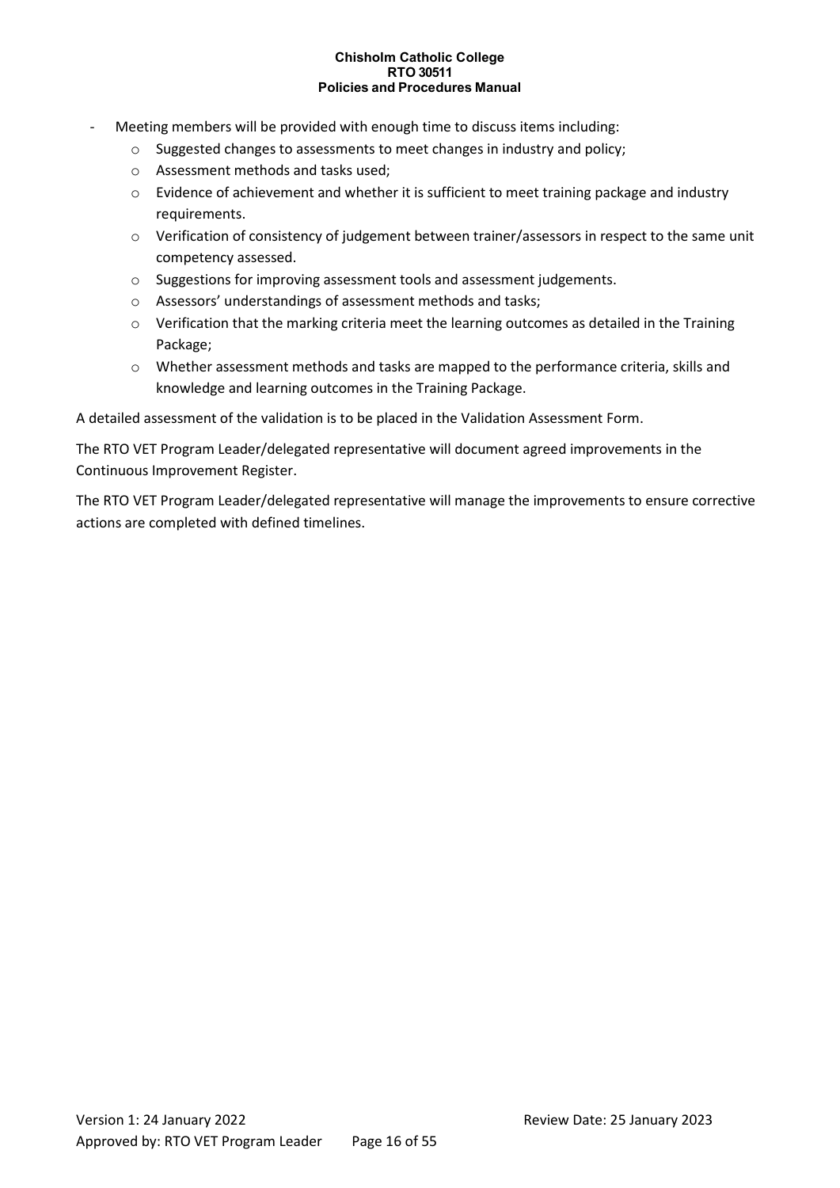- Meeting members will be provided with enough time to discuss items including:
  - Suggested changes to assessments to meet changes in industry and policy;
  - Assessment methods and tasks used;
  - Evidence of achievement and whether it is sufficient to meet training package and industry requirements.
  - Verification of consistency of judgement between trainer/assessors in respect to the same unit competency assessed.
  - Suggestions for improving assessment tools and assessment judgements.
  - Assessors' understandings of assessment methods and tasks;
  - Verification that the marking criteria meet the learning outcomes as detailed in the Training Package;
  - Whether assessment methods and tasks are mapped to the performance criteria, skills and knowledge and learning outcomes in the Training Package.

A detailed assessment of the validation is to be placed in the Validation Assessment Form.

The RTO VET Program Leader/delegated representative will document agreed improvements in the Continuous Improvement Register.

The RTO VET Program Leader/delegated representative will manage the improvements to ensure corrective actions are completed with defined timelines.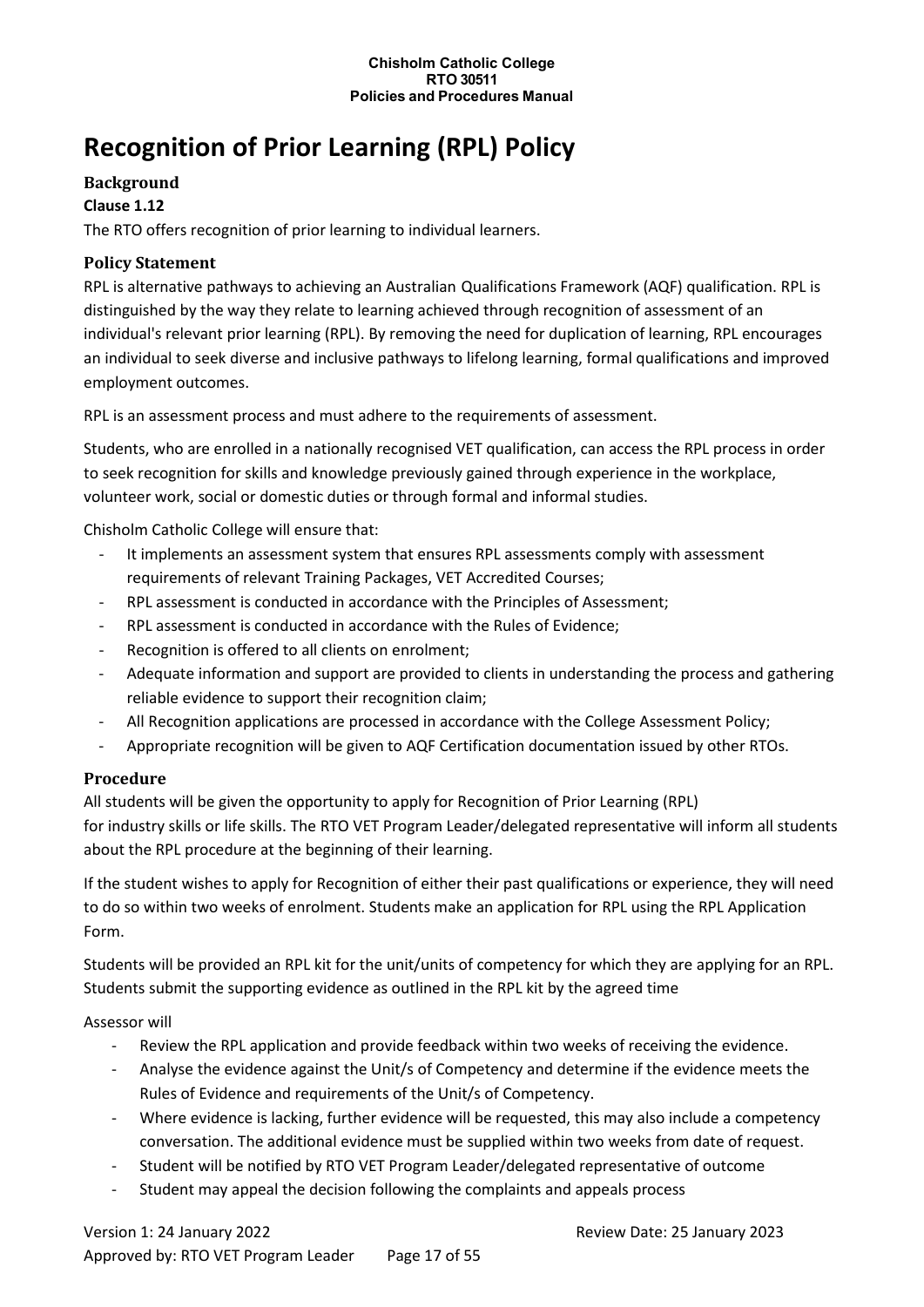# Recognition of Prior Learning (RPL) Policy

### Background

**Clause 1.12**

The RTO offers recognition of prior learning to individual learners.

### Policy Statement

RPL is alternative pathways to achieving an Australian Qualifications Framework (AQF) qualification. RPL is distinguished by the way they relate to learning achieved through recognition of assessment of an individual's relevant prior learning (RPL). By removing the need for duplication of learning, RPL encourages an individual to seek diverse and inclusive pathways to lifelong learning, formal qualifications and improved employment outcomes.

RPL is an assessment process and must adhere to the requirements of assessment.

Students, who are enrolled in a nationally recognised VET qualification, can access the RPL process in order to seek recognition for skills and knowledge previously gained through experience in the workplace, volunteer work, social or domestic duties or through formal and informal studies.

Chisholm Catholic College will ensure that:

- It implements an assessment system that ensures RPL assessments comply with assessment requirements of relevant Training Packages, VET Accredited Courses;
- RPL assessment is conducted in accordance with the Principles of Assessment;
- RPL assessment is conducted in accordance with the Rules of Evidence;
- Recognition is offered to all clients on enrolment;
- Adequate information and support are provided to clients in understanding the process and gathering reliable evidence to support their recognition claim;
- All Recognition applications are processed in accordance with the College Assessment Policy;
- Appropriate recognition will be given to AQF Certification documentation issued by other RTOs.

### Procedure

All students will be given the opportunity to apply for Recognition of Prior Learning (RPL) for industry skills or life skills. The RTO VET Program Leader/delegated representative will inform all students about the RPL procedure at the beginning of their learning.

If the student wishes to apply for Recognition of either their past qualifications or experience, they will need to do so within two weeks of enrolment. Students make an application for RPL using the RPL Application Form.

Students will be provided an RPL kit for the unit/units of competency for which they are applying for an RPL. Students submit the supporting evidence as outlined in the RPL kit by the agreed time

Assessor will

- Review the RPL application and provide feedback within two weeks of receiving the evidence.
- Analyse the evidence against the Unit/s of Competency and determine if the evidence meets the Rules of Evidence and requirements of the Unit/s of Competency.
- Where evidence is lacking, further evidence will be requested, this may also include a competency conversation. The additional evidence must be supplied within two weeks from date of request.
- Student will be notified by RTO VET Program Leader/delegated representative of outcome
- Student may appeal the decision following the complaints and appeals process

Version 1: 24 January 2022 Review Date: 25 January 2023

Approved by: RTO VET Program Leader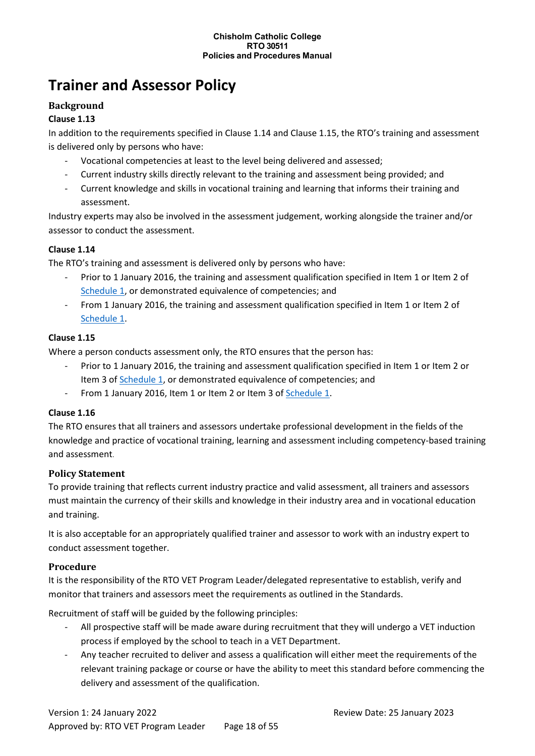# Trainer and Assessor Policy

## Background

### Clause 1.13

In addition to the requirements specified in Clause 1.14 and Clause 1.15, the RTO's training and assessment is delivered only by persons who have:

- Vocational competencies at least to the level being delivered and assessed;
- Current industry skills directly relevant to the training and assessment being provided; and
- Current knowledge and skills in vocational training and learning that informs their training and assessment.

Industry experts may also be involved in the assessment judgement, working alongside the trainer and/or assessor to conduct the assessment.

### Clause 1.14

The RTO's training and assessment is delivered only by persons who have:

- Prior to 1 January 2016, the training and assessment qualification specified in Item 1 or Item 2 of Schedule 1, or demonstrated equivalence of competencies; and
- From 1 January 2016, the training and assessment qualification specified in Item 1 or Item 2 of Schedule 1.

### Clause 1.15

Where a person conducts assessment only, the RTO ensures that the person has:

- Prior to 1 January 2016, the training and assessment qualification specified in Item 1 or Item 2 or Item 3 of Schedule 1, or demonstrated equivalence of competencies; and
- From 1 January 2016, Item 1 or Item 2 or Item 3 of Schedule 1.

### Clause 1.16

The RTO ensures that all trainers and assessors undertake professional development in the fields of the knowledge and practice of vocational training, learning and assessment including competency-based training and assessment.

## Policy Statement

To provide training that reflects current industry practice and valid assessment, all trainers and assessors must maintain the currency of their skills and knowledge in their industry area and in vocational education and training.

It is also acceptable for an appropriately qualified trainer and assessor to work with an industry expert to conduct assessment together.

## Procedure

It is the responsibility of the RTO VET Program Leader/delegated representative to establish, verify and monitor that trainers and assessors meet the requirements as outlined in the Standards.

Recruitment of staff will be guided by the following principles:

- All prospective staff will be made aware during recruitment that they will undergo a VET induction process if employed by the school to teach in a VET Department.
- Any teacher recruited to deliver and assess a qualification will either meet the requirements of the relevant training package or course or have the ability to meet this standard before commencing the delivery and assessment of the qualification.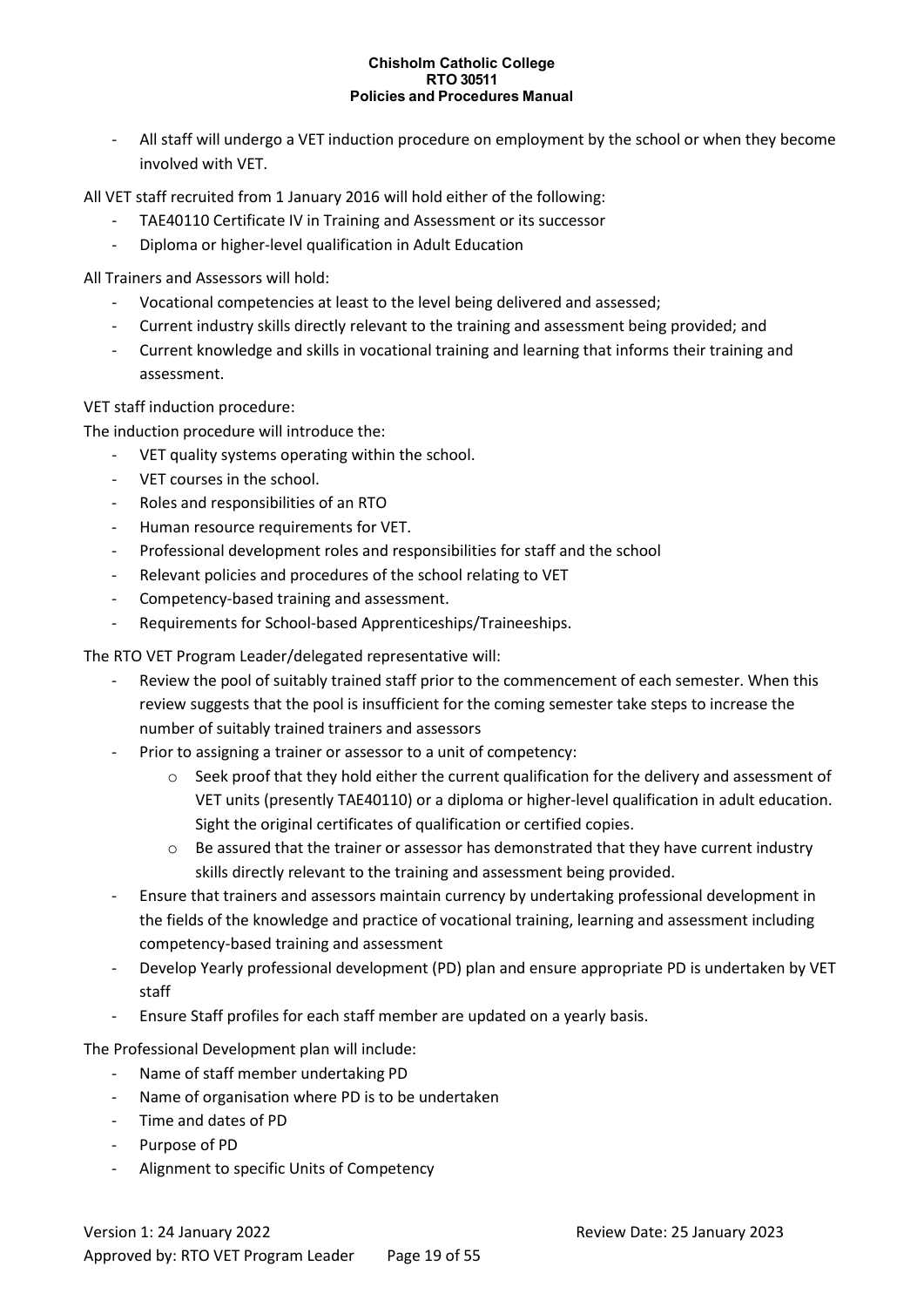- All staff will undergo a VET induction procedure on employment by the school or when they become involved with VET.

All VET staff recruited from 1 January 2016 will hold either of the following:

- TAE40110 Certificate IV in Training and Assessment or its successor
- Diploma or higher-level qualification in Adult Education

All Trainers and Assessors will hold:

- Vocational competencies at least to the level being delivered and assessed;
- Current industry skills directly relevant to the training and assessment being provided; and
- Current knowledge and skills in vocational training and learning that informs their training and assessment.

VET staff induction procedure:

The induction procedure will introduce the:

- VET quality systems operating within the school.
- VET courses in the school.
- Roles and responsibilities of an RTO
- Human resource requirements for VET.
- Professional development roles and responsibilities for staff and the school
- Relevant policies and procedures of the school relating to VET
- Competency-based training and assessment.
- Requirements for School-based Apprenticeships/Traineeships.

The RTO VET Program Leader/delegated representative will:

- Review the pool of suitably trained staff prior to the commencement of each semester. When this review suggests that the pool is insufficient for the coming semester take steps to increase the number of suitably trained trainers and assessors
- Prior to assigning a trainer or assessor to a unit of competency:
  - Seek proof that they hold either the current qualification for the delivery and assessment of VET units (presently TAE40110) or a diploma or higher-level qualification in adult education. Sight the original certificates of qualification or certified copies.
  - Be assured that the trainer or assessor has demonstrated that they have current industry skills directly relevant to the training and assessment being provided.
- Ensure that trainers and assessors maintain currency by undertaking professional development in the fields of the knowledge and practice of vocational training, learning and assessment including competency-based training and assessment
- Develop Yearly professional development (PD) plan and ensure appropriate PD is undertaken by VET staff
- Ensure Staff profiles for each staff member are updated on a yearly basis.

The Professional Development plan will include:

- Name of staff member undertaking PD
- Name of organisation where PD is to be undertaken
- Time and dates of PD
- Purpose of PD
- Alignment to specific Units of Competency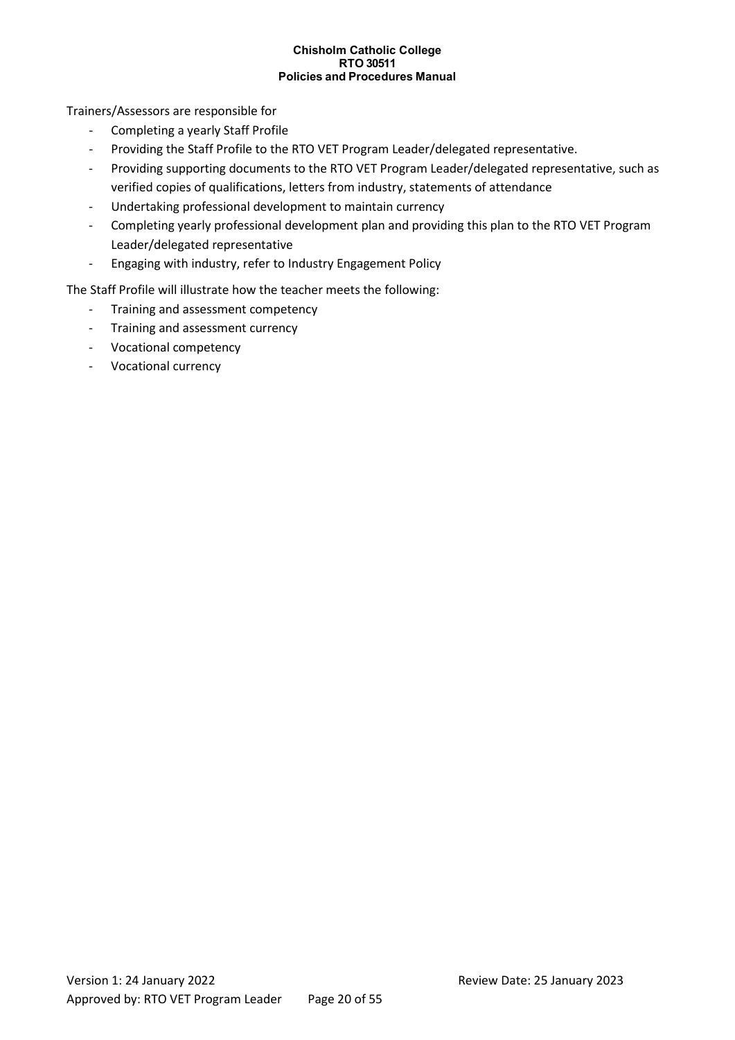Trainers/Assessors are responsible for

- Completing a yearly Staff Profile
- Providing the Staff Profile to the RTO VET Program Leader/delegated representative.
- Providing supporting documents to the RTO VET Program Leader/delegated representative, such as verified copies of qualifications, letters from industry, statements of attendance
- Undertaking professional development to maintain currency
- Completing yearly professional development plan and providing this plan to the RTO VET Program Leader/delegated representative
- Engaging with industry, refer to Industry Engagement Policy

The Staff Profile will illustrate how the teacher meets the following:

- Training and assessment competency
- Training and assessment currency
- Vocational competency
- Vocational currency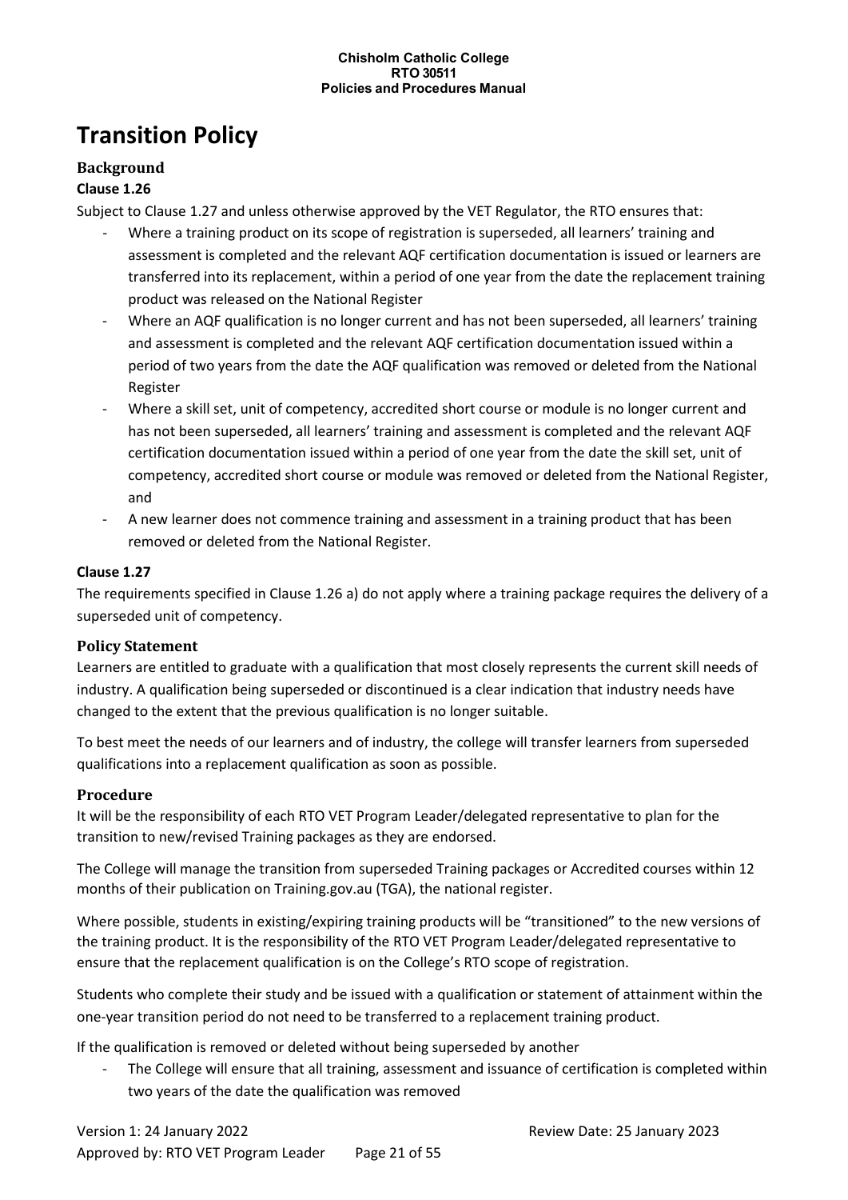# Transition Policy

## Background

**Clause 1.26**

Subject to Clause 1.27 and unless otherwise approved by the VET Regulator, the RTO ensures that:

- Where a training product on its scope of registration is superseded, all learners' training and assessment is completed and the relevant AQF certification documentation is issued or learners are transferred into its replacement, within a period of one year from the date the replacement training product was released on the National Register
- Where an AQF qualification is no longer current and has not been superseded, all learners' training and assessment is completed and the relevant AQF certification documentation issued within a period of two years from the date the AQF qualification was removed or deleted from the National Register
- Where a skill set, unit of competency, accredited short course or module is no longer current and has not been superseded, all learners' training and assessment is completed and the relevant AQF certification documentation issued within a period of one year from the date the skill set, unit of competency, accredited short course or module was removed or deleted from the National Register, and
- A new learner does not commence training and assessment in a training product that has been removed or deleted from the National Register.

**Clause 1.27**

The requirements specified in Clause 1.26 a) do not apply where a training package requires the delivery of a superseded unit of competency.

## Policy Statement

Learners are entitled to graduate with a qualification that most closely represents the current skill needs of industry. A qualification being superseded or discontinued is a clear indication that industry needs have changed to the extent that the previous qualification is no longer suitable.

To best meet the needs of our learners and of industry, the college will transfer learners from superseded qualifications into a replacement qualification as soon as possible.

## Procedure

It will be the responsibility of each RTO VET Program Leader/delegated representative to plan for the transition to new/revised Training packages as they are endorsed.

The College will manage the transition from superseded Training packages or Accredited courses within 12 months of their publication on Training.gov.au (TGA), the national register.

Where possible, students in existing/expiring training products will be "transitioned" to the new versions of the training product. It is the responsibility of the RTO VET Program Leader/delegated representative to ensure that the replacement qualification is on the College's RTO scope of registration.

Students who complete their study and be issued with a qualification or statement of attainment within the one-year transition period do not need to be transferred to a replacement training product.

If the qualification is removed or deleted without being superseded by another

- The College will ensure that all training, assessment and issuance of certification is completed within two years of the date the qualification was removed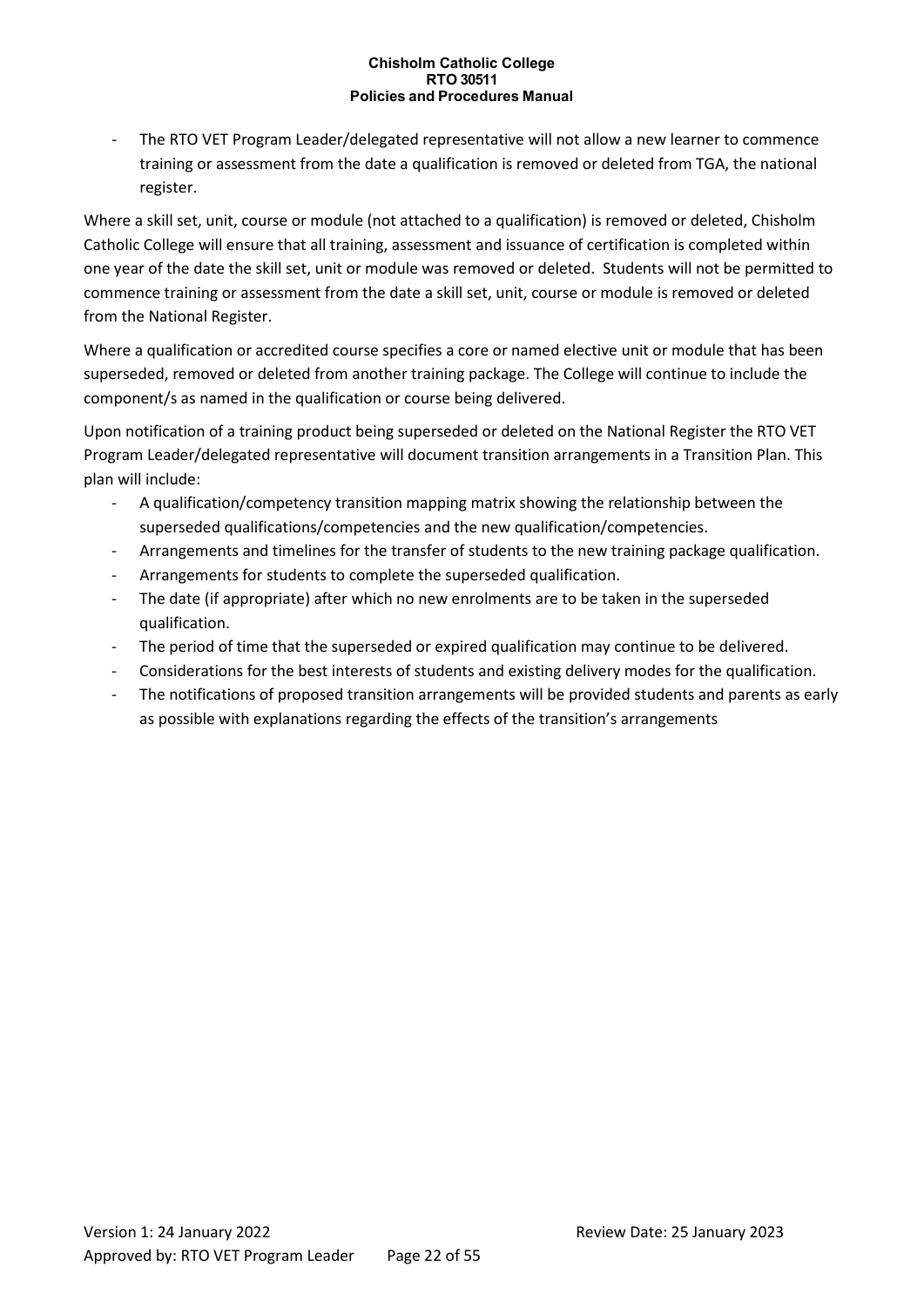- The RTO VET Program Leader/delegated representative will not allow a new learner to commence training or assessment from the date a qualification is removed or deleted from TGA, the national register.

Where a skill set, unit, course or module (not attached to a qualification) is removed or deleted, Chisholm Catholic College will ensure that all training, assessment and issuance of certification is completed within one year of the date the skill set, unit or module was removed or deleted. Students will not be permitted to commence training or assessment from the date a skill set, unit, course or module is removed or deleted from the National Register.

Where a qualification or accredited course specifies a core or named elective unit or module that has been superseded, removed or deleted from another training package. The College will continue to include the component/s as named in the qualification or course being delivered.

Upon notification of a training product being superseded or deleted on the National Register the RTO VET Program Leader/delegated representative will document transition arrangements in a Transition Plan. This plan will include:

- A qualification/competency transition mapping matrix showing the relationship between the superseded qualifications/competencies and the new qualification/competencies.
- Arrangements and timelines for the transfer of students to the new training package qualification.
- Arrangements for students to complete the superseded qualification.
- The date (if appropriate) after which no new enrolments are to be taken in the superseded qualification.
- The period of time that the superseded or expired qualification may continue to be delivered.
- Considerations for the best interests of students and existing delivery modes for the qualification.
- The notifications of proposed transition arrangements will be provided students and parents as early as possible with explanations regarding the effects of the transition's arrangements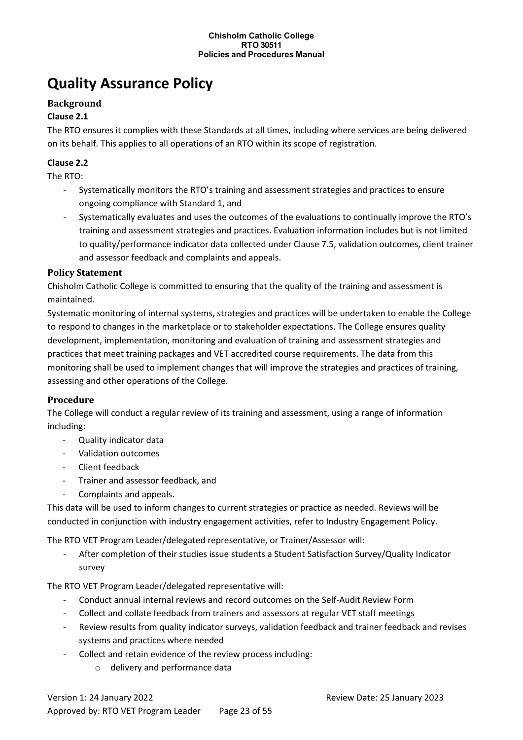# Quality Assurance Policy

## Background

### Clause 2.1

The RTO ensures it complies with these Standards at all times, including where services are being delivered on its behalf. This applies to all operations of an RTO within its scope of registration.

### Clause 2.2

The RTO:

- Systematically monitors the RTO's training and assessment strategies and practices to ensure ongoing compliance with Standard 1, and
- Systematically evaluates and uses the outcomes of the evaluations to continually improve the RTO's training and assessment strategies and practices. Evaluation information includes but is not limited to quality/performance indicator data collected under Clause 7.5, validation outcomes, client trainer and assessor feedback and complaints and appeals.

## Policy Statement

Chisholm Catholic College is committed to ensuring that the quality of the training and assessment is maintained.

Systematic monitoring of internal systems, strategies and practices will be undertaken to enable the College to respond to changes in the marketplace or to stakeholder expectations. The College ensures quality development, implementation, monitoring and evaluation of training and assessment strategies and practices that meet training packages and VET accredited course requirements. The data from this monitoring shall be used to implement changes that will improve the strategies and practices of training, assessing and other operations of the College.

## Procedure

The College will conduct a regular review of its training and assessment, using a range of information including:

- Quality indicator data
- Validation outcomes
- Client feedback
- Trainer and assessor feedback, and
- Complaints and appeals.

This data will be used to inform changes to current strategies or practice as needed. Reviews will be conducted in conjunction with industry engagement activities, refer to Industry Engagement Policy.

The RTO VET Program Leader/delegated representative, or Trainer/Assessor will:

- After completion of their studies issue students a Student Satisfaction Survey/Quality Indicator survey

The RTO VET Program Leader/delegated representative will:

- Conduct annual internal reviews and record outcomes on the Self-Audit Review Form
- Collect and collate feedback from trainers and assessors at regular VET staff meetings
- Review results from quality indicator surveys, validation feedback and trainer feedback and revises systems and practices where needed
- Collect and retain evidence of the review process including:
    - delivery and performance data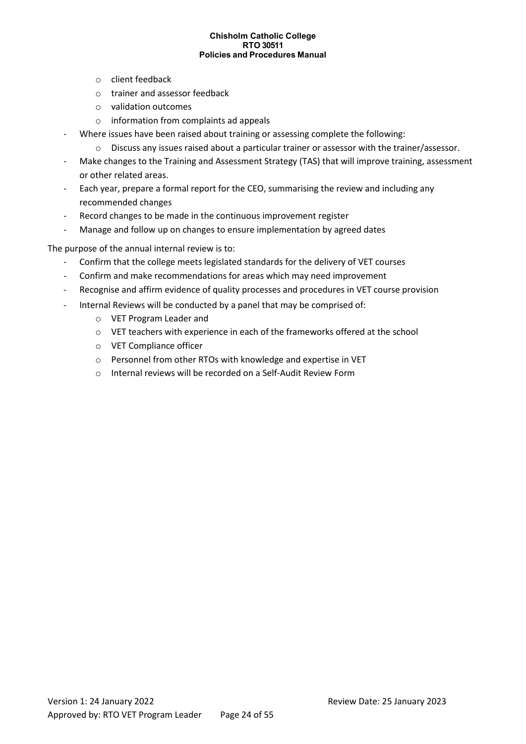- client feedback
  - trainer and assessor feedback
  - validation outcomes
  - information from complaints ad appeals
- Where issues have been raised about training or assessing complete the following:
  - Discuss any issues raised about a particular trainer or assessor with the trainer/assessor.
- Make changes to the Training and Assessment Strategy (TAS) that will improve training, assessment or other related areas.
- Each year, prepare a formal report for the CEO, summarising the review and including any recommended changes
- Record changes to be made in the continuous improvement register
- Manage and follow up on changes to ensure implementation by agreed dates

The purpose of the annual internal review is to:

- Confirm that the college meets legislated standards for the delivery of VET courses
- Confirm and make recommendations for areas which may need improvement
- Recognise and affirm evidence of quality processes and procedures in VET course provision
- Internal Reviews will be conducted by a panel that may be comprised of:
  - VET Program Leader and
  - VET teachers with experience in each of the frameworks offered at the school
  - VET Compliance officer
  - Personnel from other RTOs with knowledge and expertise in VET
  - Internal reviews will be recorded on a Self-Audit Review Form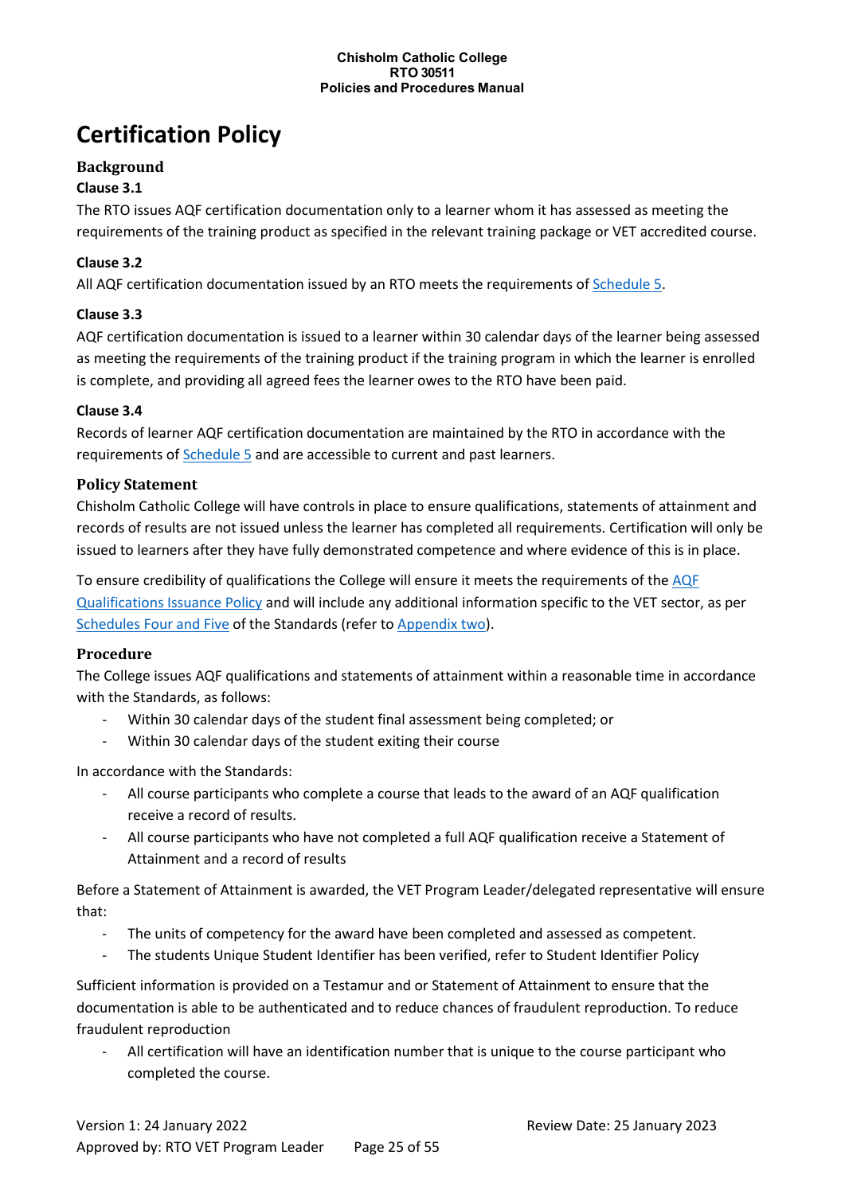# Certification Policy

## Background

**Clause 3.1**

The RTO issues AQF certification documentation only to a learner whom it has assessed as meeting the requirements of the training product as specified in the relevant training package or VET accredited course.

**Clause 3.2**

All AQF certification documentation issued by an RTO meets the requirements of Schedule 5.

**Clause 3.3**

AQF certification documentation is issued to a learner within 30 calendar days of the learner being assessed as meeting the requirements of the training product if the training program in which the learner is enrolled is complete, and providing all agreed fees the learner owes to the RTO have been paid.

**Clause 3.4**

Records of learner AQF certification documentation are maintained by the RTO in accordance with the requirements of Schedule 5 and are accessible to current and past learners.

## Policy Statement

Chisholm Catholic College will have controls in place to ensure qualifications, statements of attainment and records of results are not issued unless the learner has completed all requirements. Certification will only be issued to learners after they have fully demonstrated competence and where evidence of this is in place.

To ensure credibility of qualifications the College will ensure it meets the requirements of the AQF Qualifications Issuance Policy and will include any additional information specific to the VET sector, as per Schedules Four and Five of the Standards (refer to Appendix two).

## Procedure

The College issues AQF qualifications and statements of attainment within a reasonable time in accordance with the Standards, as follows:

- Within 30 calendar days of the student final assessment being completed; or
- Within 30 calendar days of the student exiting their course

In accordance with the Standards:

- All course participants who complete a course that leads to the award of an AQF qualification receive a record of results.
- All course participants who have not completed a full AQF qualification receive a Statement of Attainment and a record of results

Before a Statement of Attainment is awarded, the VET Program Leader/delegated representative will ensure that:

- The units of competency for the award have been completed and assessed as competent.
- The students Unique Student Identifier has been verified, refer to Student Identifier Policy

Sufficient information is provided on a Testamur and or Statement of Attainment to ensure that the documentation is able to be authenticated and to reduce chances of fraudulent reproduction. To reduce fraudulent reproduction

- All certification will have an identification number that is unique to the course participant who completed the course.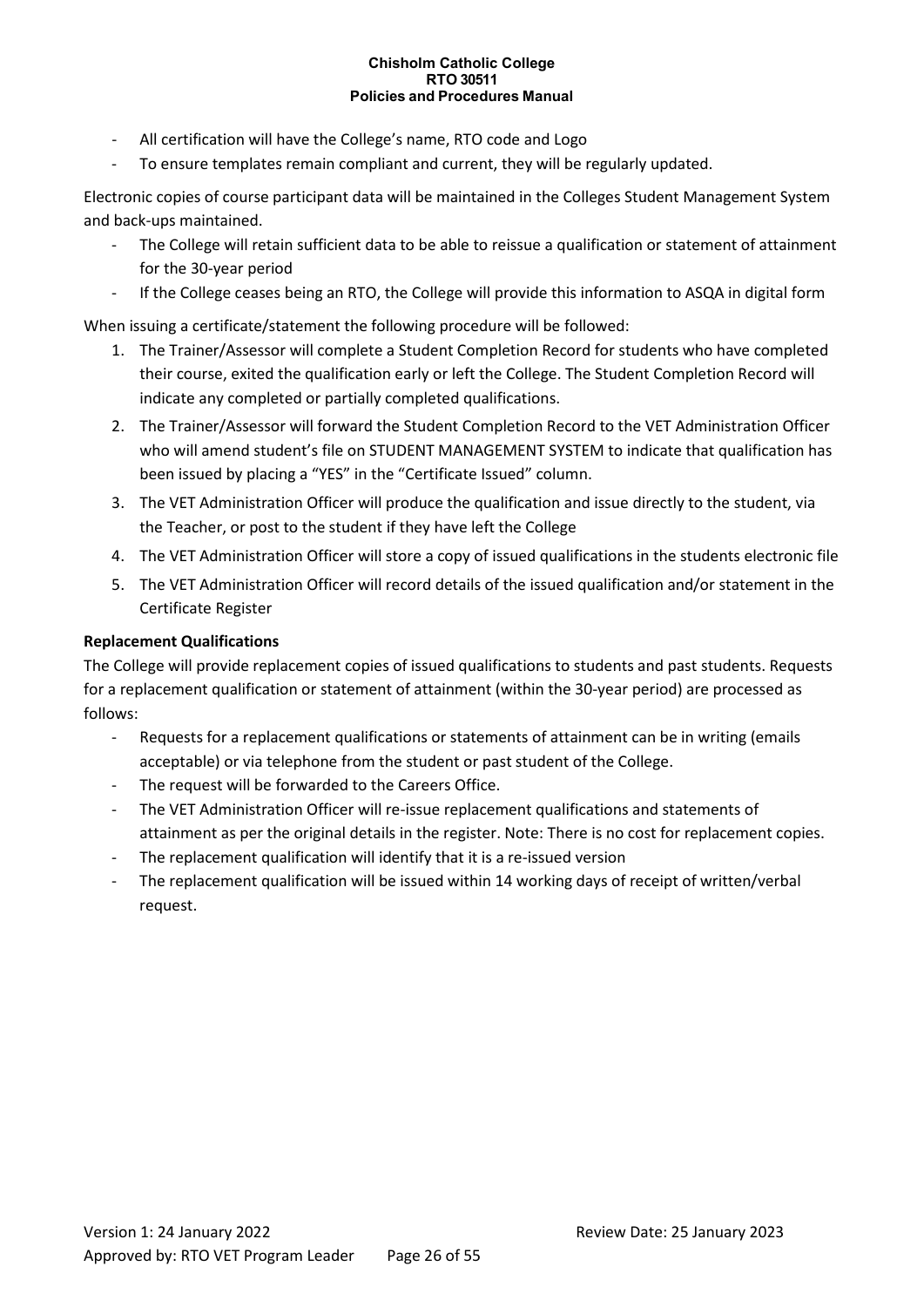- All certification will have the College's name, RTO code and Logo
- To ensure templates remain compliant and current, they will be regularly updated.

Electronic copies of course participant data will be maintained in the Colleges Student Management System and back-ups maintained.

- The College will retain sufficient data to be able to reissue a qualification or statement of attainment for the 30-year period
- If the College ceases being an RTO, the College will provide this information to ASQA in digital form

When issuing a certificate/statement the following procedure will be followed:

1. The Trainer/Assessor will complete a Student Completion Record for students who have completed their course, exited the qualification early or left the College. The Student Completion Record will indicate any completed or partially completed qualifications.
2. The Trainer/Assessor will forward the Student Completion Record to the VET Administration Officer who will amend student's file on STUDENT MANAGEMENT SYSTEM to indicate that qualification has been issued by placing a "YES" in the "Certificate Issued" column.
3. The VET Administration Officer will produce the qualification and issue directly to the student, via the Teacher, or post to the student if they have left the College
4. The VET Administration Officer will store a copy of issued qualifications in the students electronic file
5. The VET Administration Officer will record details of the issued qualification and/or statement in the Certificate Register

**Replacement Qualifications**

The College will provide replacement copies of issued qualifications to students and past students. Requests for a replacement qualification or statement of attainment (within the 30-year period) are processed as follows:

- Requests for a replacement qualifications or statements of attainment can be in writing (emails acceptable) or via telephone from the student or past student of the College.
- The request will be forwarded to the Careers Office.
- The VET Administration Officer will re-issue replacement qualifications and statements of attainment as per the original details in the register. Note: There is no cost for replacement copies.
- The replacement qualification will identify that it is a re-issued version
- The replacement qualification will be issued within 14 working days of receipt of written/verbal request.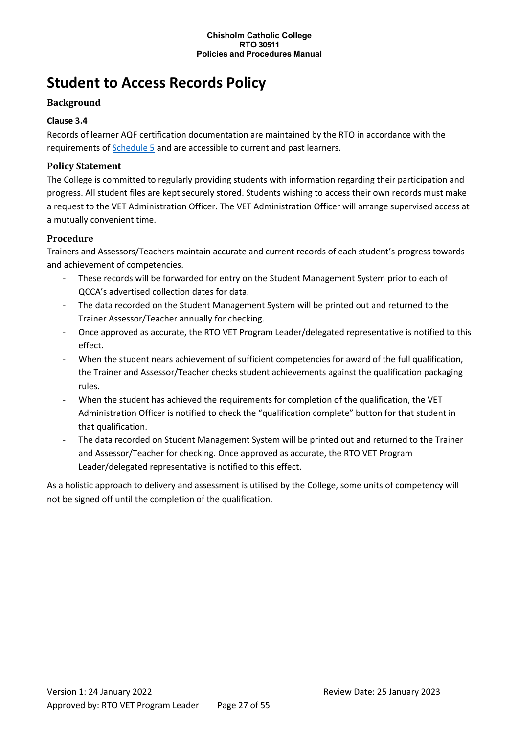# Student to Access Records Policy

## Background

### Clause 3.4

Records of learner AQF certification documentation are maintained by the RTO in accordance with the requirements of Schedule 5 and are accessible to current and past learners.

## Policy Statement

The College is committed to regularly providing students with information regarding their participation and progress. All student files are kept securely stored. Students wishing to access their own records must make a request to the VET Administration Officer. The VET Administration Officer will arrange supervised access at a mutually convenient time.

## Procedure

Trainers and Assessors/Teachers maintain accurate and current records of each student's progress towards and achievement of competencies.

- These records will be forwarded for entry on the Student Management System prior to each of QCCA's advertised collection dates for data.
- The data recorded on the Student Management System will be printed out and returned to the Trainer Assessor/Teacher annually for checking.
- Once approved as accurate, the RTO VET Program Leader/delegated representative is notified to this effect.
- When the student nears achievement of sufficient competencies for award of the full qualification, the Trainer and Assessor/Teacher checks student achievements against the qualification packaging rules.
- When the student has achieved the requirements for completion of the qualification, the VET Administration Officer is notified to check the "qualification complete" button for that student in that qualification.
- The data recorded on Student Management System will be printed out and returned to the Trainer and Assessor/Teacher for checking. Once approved as accurate, the RTO VET Program Leader/delegated representative is notified to this effect.

As a holistic approach to delivery and assessment is utilised by the College, some units of competency will not be signed off until the completion of the qualification.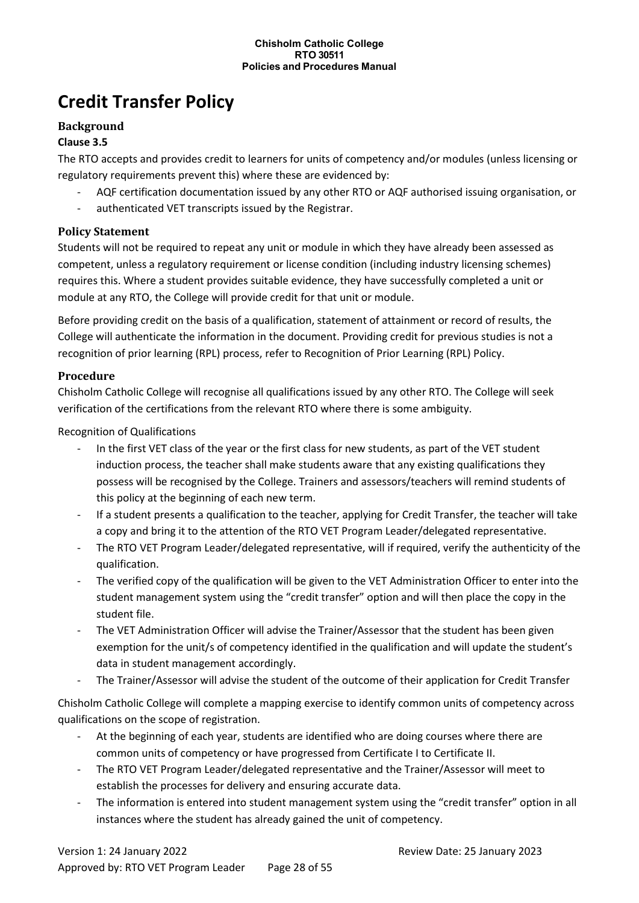# Credit Transfer Policy

## Background

### Clause 3.5

The RTO accepts and provides credit to learners for units of competency and/or modules (unless licensing or regulatory requirements prevent this) where these are evidenced by:

- AQF certification documentation issued by any other RTO or AQF authorised issuing organisation, or
- authenticated VET transcripts issued by the Registrar.

## Policy Statement

Students will not be required to repeat any unit or module in which they have already been assessed as competent, unless a regulatory requirement or license condition (including industry licensing schemes) requires this. Where a student provides suitable evidence, they have successfully completed a unit or module at any RTO, the College will provide credit for that unit or module.

Before providing credit on the basis of a qualification, statement of attainment or record of results, the College will authenticate the information in the document. Providing credit for previous studies is not a recognition of prior learning (RPL) process, refer to Recognition of Prior Learning (RPL) Policy.

## Procedure

Chisholm Catholic College will recognise all qualifications issued by any other RTO. The College will seek verification of the certifications from the relevant RTO where there is some ambiguity.

Recognition of Qualifications

- In the first VET class of the year or the first class for new students, as part of the VET student induction process, the teacher shall make students aware that any existing qualifications they possess will be recognised by the College. Trainers and assessors/teachers will remind students of this policy at the beginning of each new term.
- If a student presents a qualification to the teacher, applying for Credit Transfer, the teacher will take a copy and bring it to the attention of the RTO VET Program Leader/delegated representative.
- The RTO VET Program Leader/delegated representative, will if required, verify the authenticity of the qualification.
- The verified copy of the qualification will be given to the VET Administration Officer to enter into the student management system using the "credit transfer" option and will then place the copy in the student file.
- The VET Administration Officer will advise the Trainer/Assessor that the student has been given exemption for the unit/s of competency identified in the qualification and will update the student's data in student management accordingly.
- The Trainer/Assessor will advise the student of the outcome of their application for Credit Transfer

Chisholm Catholic College will complete a mapping exercise to identify common units of competency across qualifications on the scope of registration.

- At the beginning of each year, students are identified who are doing courses where there are common units of competency or have progressed from Certificate I to Certificate II.
- The RTO VET Program Leader/delegated representative and the Trainer/Assessor will meet to establish the processes for delivery and ensuring accurate data.
- The information is entered into student management system using the "credit transfer" option in all instances where the student has already gained the unit of competency.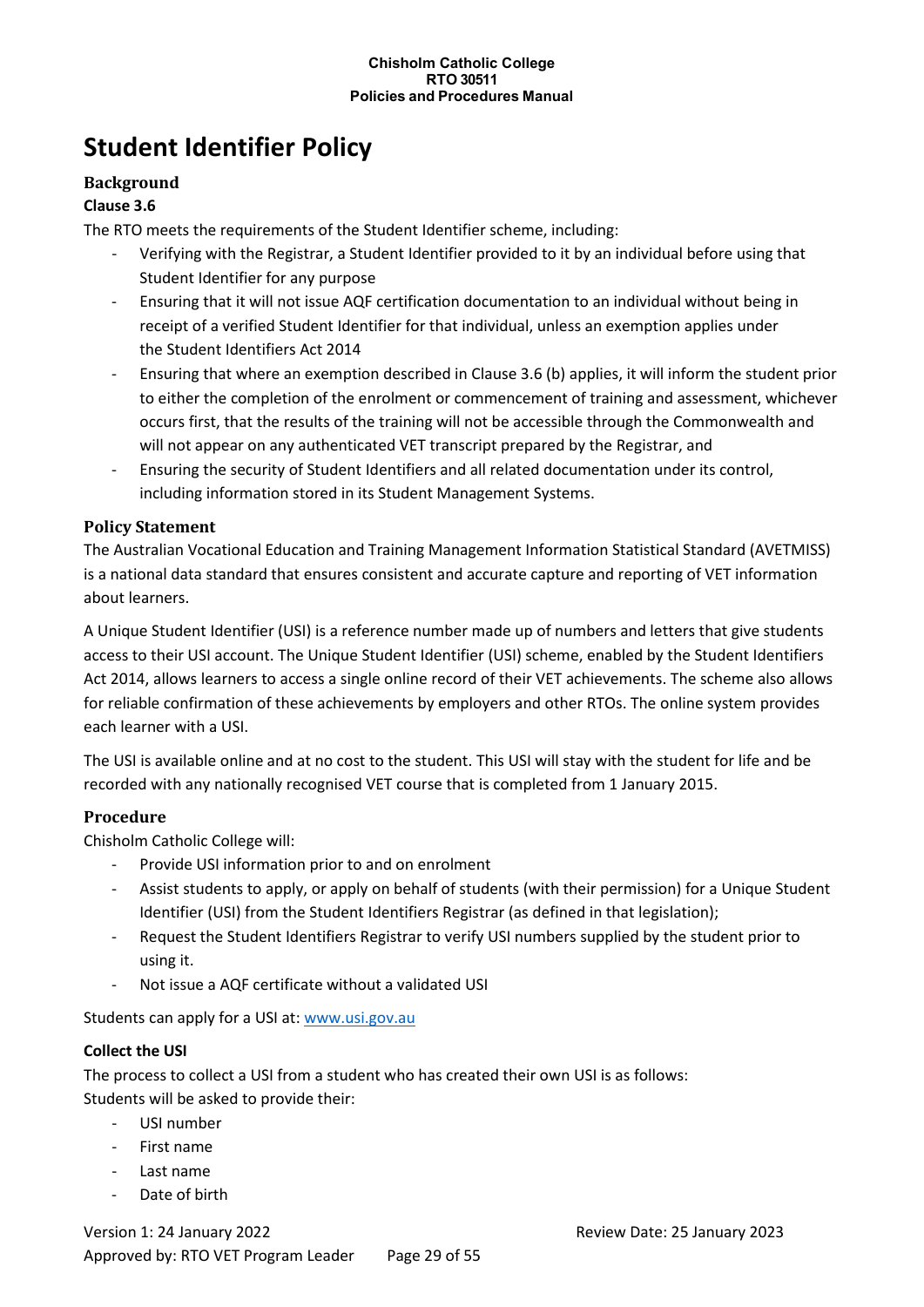# Student Identifier Policy

## Background

**Clause 3.6**

The RTO meets the requirements of the Student Identifier scheme, including:

- Verifying with the Registrar, a Student Identifier provided to it by an individual before using that Student Identifier for any purpose
- Ensuring that it will not issue AQF certification documentation to an individual without being in receipt of a verified Student Identifier for that individual, unless an exemption applies under the Student Identifiers Act 2014
- Ensuring that where an exemption described in Clause 3.6 (b) applies, it will inform the student prior to either the completion of the enrolment or commencement of training and assessment, whichever occurs first, that the results of the training will not be accessible through the Commonwealth and will not appear on any authenticated VET transcript prepared by the Registrar, and
- Ensuring the security of Student Identifiers and all related documentation under its control, including information stored in its Student Management Systems.

## Policy Statement

The Australian Vocational Education and Training Management Information Statistical Standard (AVETMISS) is a national data standard that ensures consistent and accurate capture and reporting of VET information about learners.

A Unique Student Identifier (USI) is a reference number made up of numbers and letters that give students access to their USI account. The Unique Student Identifier (USI) scheme, enabled by the Student Identifiers Act 2014, allows learners to access a single online record of their VET achievements. The scheme also allows for reliable confirmation of these achievements by employers and other RTOs. The online system provides each learner with a USI.

The USI is available online and at no cost to the student. This USI will stay with the student for life and be recorded with any nationally recognised VET course that is completed from 1 January 2015.

## Procedure

Chisholm Catholic College will:

- Provide USI information prior to and on enrolment
- Assist students to apply, or apply on behalf of students (with their permission) for a Unique Student Identifier (USI) from the Student Identifiers Registrar (as defined in that legislation);
- Request the Student Identifiers Registrar to verify USI numbers supplied by the student prior to using it.
- Not issue a AQF certificate without a validated USI

Students can apply for a USI at: [www.usi.gov.au](http://www.usi.gov.au)

**Collect the USI**

The process to collect a USI from a student who has created their own USI is as follows:
Students will be asked to provide their:

- USI number
- First name
- Last name
- Date of birth

Version 1: 24 January 2022 Review Date: 25 January 2023
Approved by: RTO VET Program Leader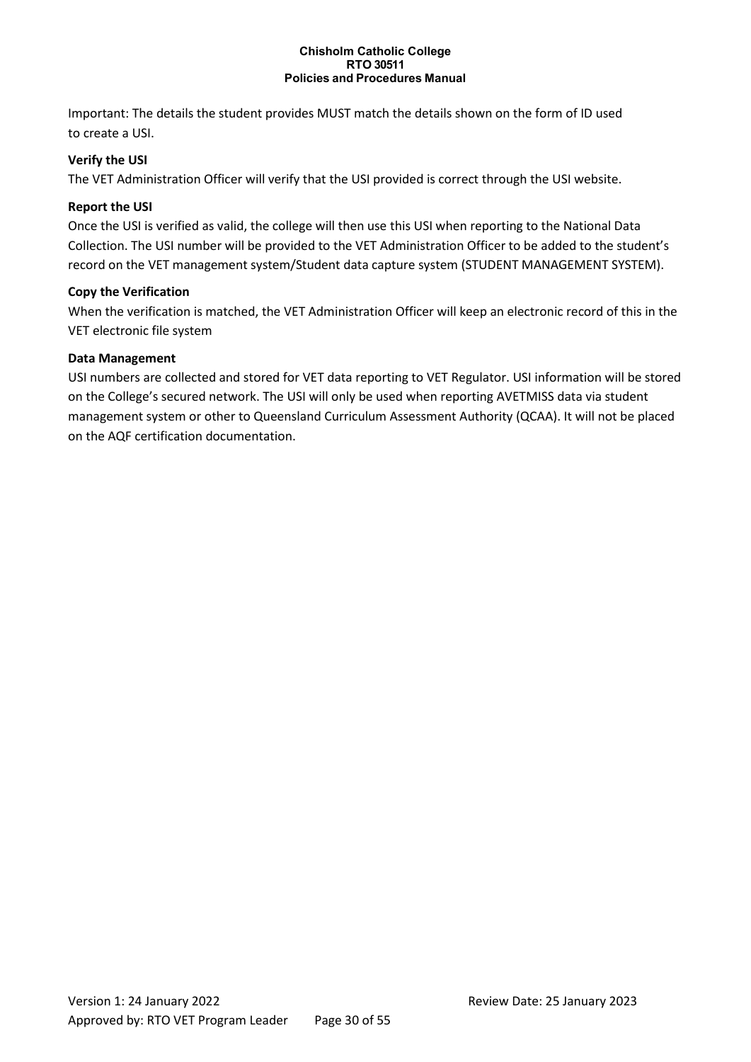Important: The details the student provides MUST match the details shown on the form of ID used to create a USI.

**Verify the USI**

The VET Administration Officer will verify that the USI provided is correct through the USI website.

**Report the USI**

Once the USI is verified as valid, the college will then use this USI when reporting to the National Data Collection. The USI number will be provided to the VET Administration Officer to be added to the student's record on the VET management system/Student data capture system (STUDENT MANAGEMENT SYSTEM).

**Copy the Verification**

When the verification is matched, the VET Administration Officer will keep an electronic record of this in the VET electronic file system

**Data Management**

USI numbers are collected and stored for VET data reporting to VET Regulator. USI information will be stored on the College's secured network. The USI will only be used when reporting AVETMISS data via student management system or other to Queensland Curriculum Assessment Authority (QCAA). It will not be placed on the AQF certification documentation.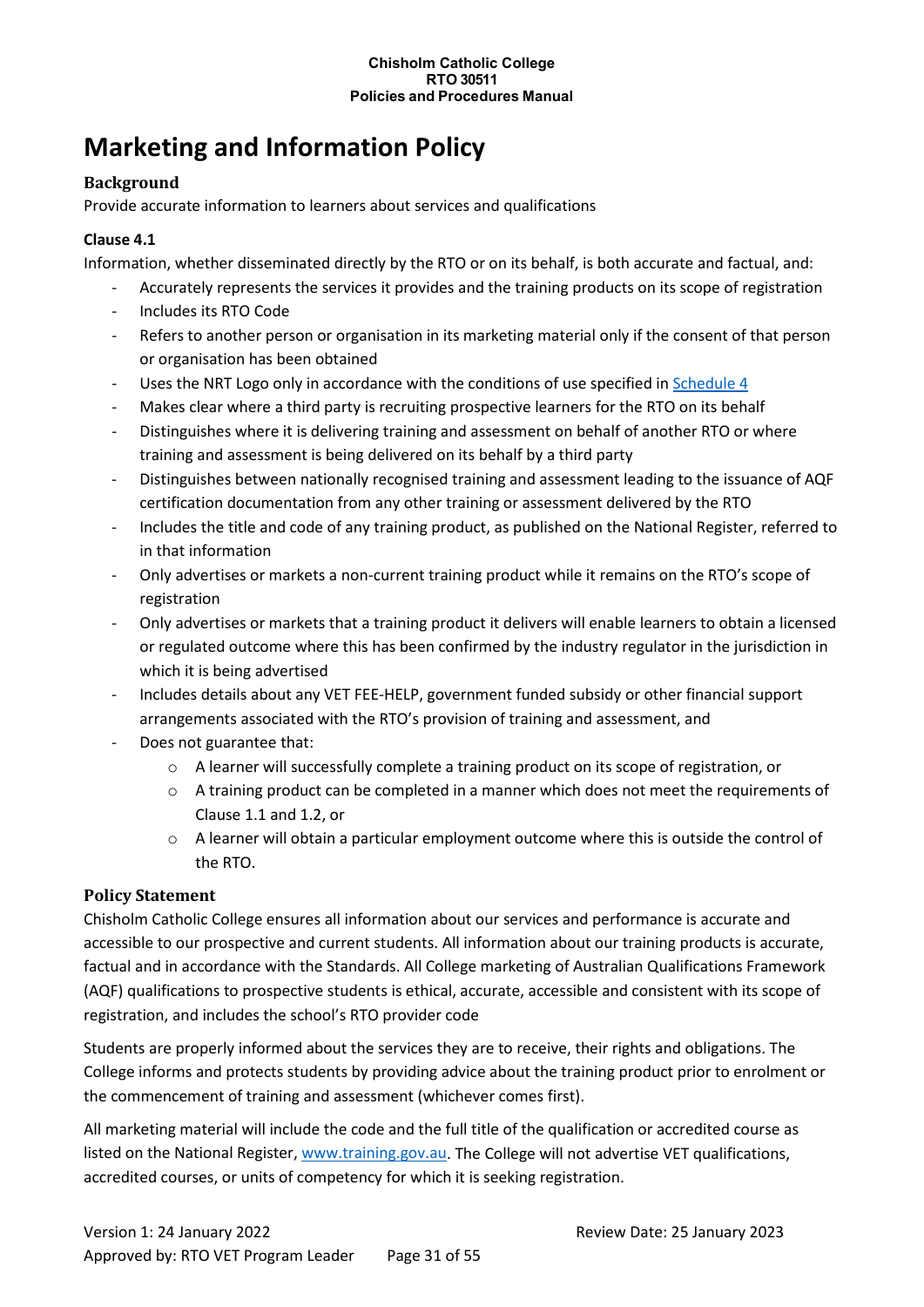# Marketing and Information Policy

## Background

Provide accurate information to learners about services and qualifications

### Clause 4.1

Information, whether disseminated directly by the RTO or on its behalf, is both accurate and factual, and:

- Accurately represents the services it provides and the training products on its scope of registration
- Includes its RTO Code
- Refers to another person or organisation in its marketing material only if the consent of that person or organisation has been obtained
- Uses the NRT Logo only in accordance with the conditions of use specified in Schedule 4
- Makes clear where a third party is recruiting prospective learners for the RTO on its behalf
- Distinguishes where it is delivering training and assessment on behalf of another RTO or where training and assessment is being delivered on its behalf by a third party
- Distinguishes between nationally recognised training and assessment leading to the issuance of AQF certification documentation from any other training or assessment delivered by the RTO
- Includes the title and code of any training product, as published on the National Register, referred to in that information
- Only advertises or markets a non-current training product while it remains on the RTO's scope of registration
- Only advertises or markets that a training product it delivers will enable learners to obtain a licensed or regulated outcome where this has been confirmed by the industry regulator in the jurisdiction in which it is being advertised
- Includes details about any VET FEE-HELP, government funded subsidy or other financial support arrangements associated with the RTO's provision of training and assessment, and
- Does not guarantee that:
    - A learner will successfully complete a training product on its scope of registration, or
    - A training product can be completed in a manner which does not meet the requirements of Clause 1.1 and 1.2, or
    - A learner will obtain a particular employment outcome where this is outside the control of the RTO.

## Policy Statement

Chisholm Catholic College ensures all information about our services and performance is accurate and accessible to our prospective and current students. All information about our training products is accurate, factual and in accordance with the Standards. All College marketing of Australian Qualifications Framework (AQF) qualifications to prospective students is ethical, accurate, accessible and consistent with its scope of registration, and includes the school's RTO provider code

Students are properly informed about the services they are to receive, their rights and obligations. The College informs and protects students by providing advice about the training product prior to enrolment or the commencement of training and assessment (whichever comes first).

All marketing material will include the code and the full title of the qualification or accredited course as listed on the National Register, www.training.gov.au. The College will not advertise VET qualifications, accredited courses, or units of competency for which it is seeking registration.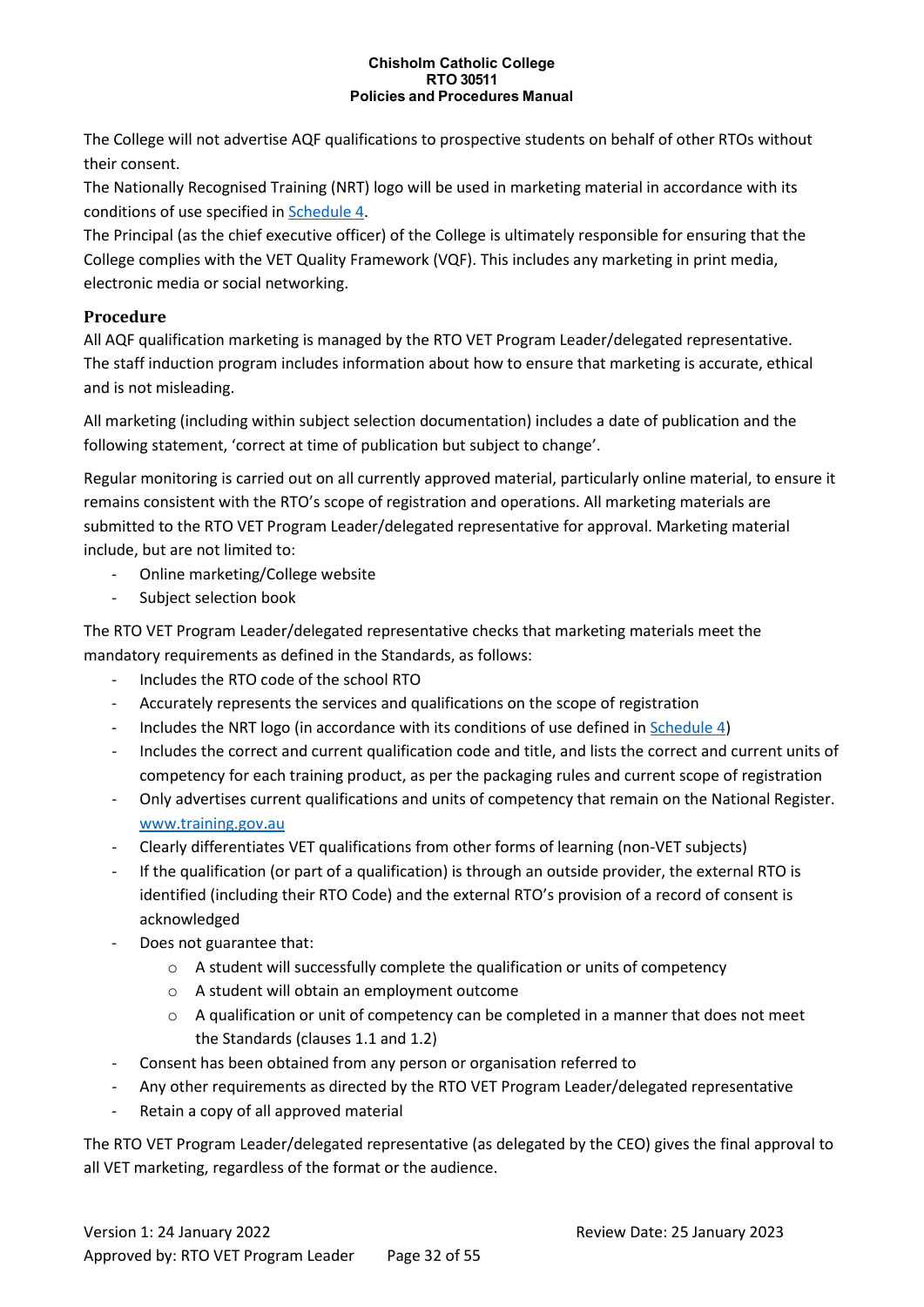The College will not advertise AQF qualifications to prospective students on behalf of other RTOs without their consent.

The Nationally Recognised Training (NRT) logo will be used in marketing material in accordance with its conditions of use specified in Schedule 4.

The Principal (as the chief executive officer) of the College is ultimately responsible for ensuring that the College complies with the VET Quality Framework (VQF). This includes any marketing in print media, electronic media or social networking.

### Procedure

All AQF qualification marketing is managed by the RTO VET Program Leader/delegated representative. The staff induction program includes information about how to ensure that marketing is accurate, ethical and is not misleading.

All marketing (including within subject selection documentation) includes a date of publication and the following statement, 'correct at time of publication but subject to change'.

Regular monitoring is carried out on all currently approved material, particularly online material, to ensure it remains consistent with the RTO's scope of registration and operations. All marketing materials are submitted to the RTO VET Program Leader/delegated representative for approval. Marketing material include, but are not limited to:

- Online marketing/College website
- Subject selection book

The RTO VET Program Leader/delegated representative checks that marketing materials meet the mandatory requirements as defined in the Standards, as follows:

- Includes the RTO code of the school RTO
- Accurately represents the services and qualifications on the scope of registration
- Includes the NRT logo (in accordance with its conditions of use defined in Schedule 4)
- Includes the correct and current qualification code and title, and lists the correct and current units of competency for each training product, as per the packaging rules and current scope of registration
- Only advertises current qualifications and units of competency that remain on the National Register. www.training.gov.au
- Clearly differentiates VET qualifications from other forms of learning (non-VET subjects)
- If the qualification (or part of a qualification) is through an outside provider, the external RTO is identified (including their RTO Code) and the external RTO's provision of a record of consent is acknowledged
- Does not guarantee that:
  - A student will successfully complete the qualification or units of competency
  - A student will obtain an employment outcome
  - A qualification or unit of competency can be completed in a manner that does not meet the Standards (clauses 1.1 and 1.2)
- Consent has been obtained from any person or organisation referred to
- Any other requirements as directed by the RTO VET Program Leader/delegated representative
- Retain a copy of all approved material

The RTO VET Program Leader/delegated representative (as delegated by the CEO) gives the final approval to all VET marketing, regardless of the format or the audience.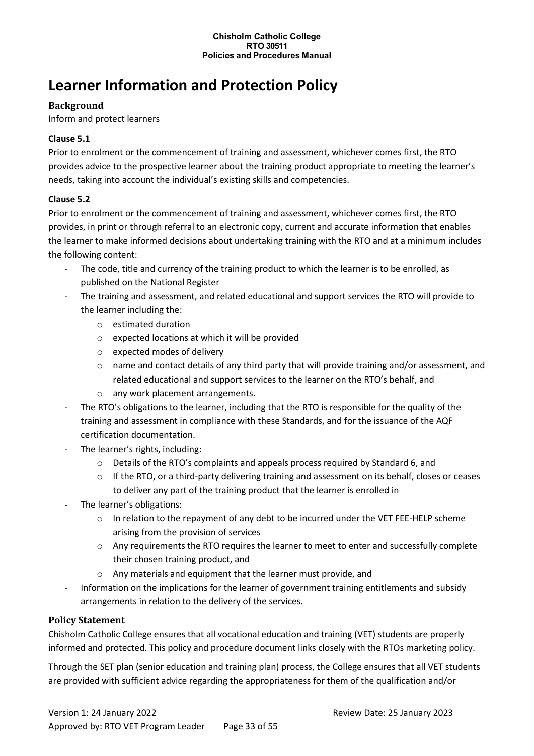# Learner Information and Protection Policy

### Background

Inform and protect learners

#### Clause 5.1

Prior to enrolment or the commencement of training and assessment, whichever comes first, the RTO provides advice to the prospective learner about the training product appropriate to meeting the learner's needs, taking into account the individual's existing skills and competencies.

#### Clause 5.2

Prior to enrolment or the commencement of training and assessment, whichever comes first, the RTO provides, in print or through referral to an electronic copy, current and accurate information that enables the learner to make informed decisions about undertaking training with the RTO and at a minimum includes the following content:

- The code, title and currency of the training product to which the learner is to be enrolled, as published on the National Register
- The training and assessment, and related educational and support services the RTO will provide to the learner including the:
    - estimated duration
    - expected locations at which it will be provided
    - expected modes of delivery
    - name and contact details of any third party that will provide training and/or assessment, and related educational and support services to the learner on the RTO's behalf, and
    - any work placement arrangements.
- The RTO's obligations to the learner, including that the RTO is responsible for the quality of the training and assessment in compliance with these Standards, and for the issuance of the AQF certification documentation.
- The learner's rights, including:
    - Details of the RTO's complaints and appeals process required by Standard 6, and
    - If the RTO, or a third-party delivering training and assessment on its behalf, closes or ceases to deliver any part of the training product that the learner is enrolled in
- The learner's obligations:
    - In relation to the repayment of any debt to be incurred under the VET FEE-HELP scheme arising from the provision of services
    - Any requirements the RTO requires the learner to meet to enter and successfully complete their chosen training product, and
    - Any materials and equipment that the learner must provide, and
- Information on the implications for the learner of government training entitlements and subsidy arrangements in relation to the delivery of the services.

### Policy Statement

Chisholm Catholic College ensures that all vocational education and training (VET) students are properly informed and protected. This policy and procedure document links closely with the RTOs marketing policy.

Through the SET plan (senior education and training plan) process, the College ensures that all VET students are provided with sufficient advice regarding the appropriateness for them of the qualification and/or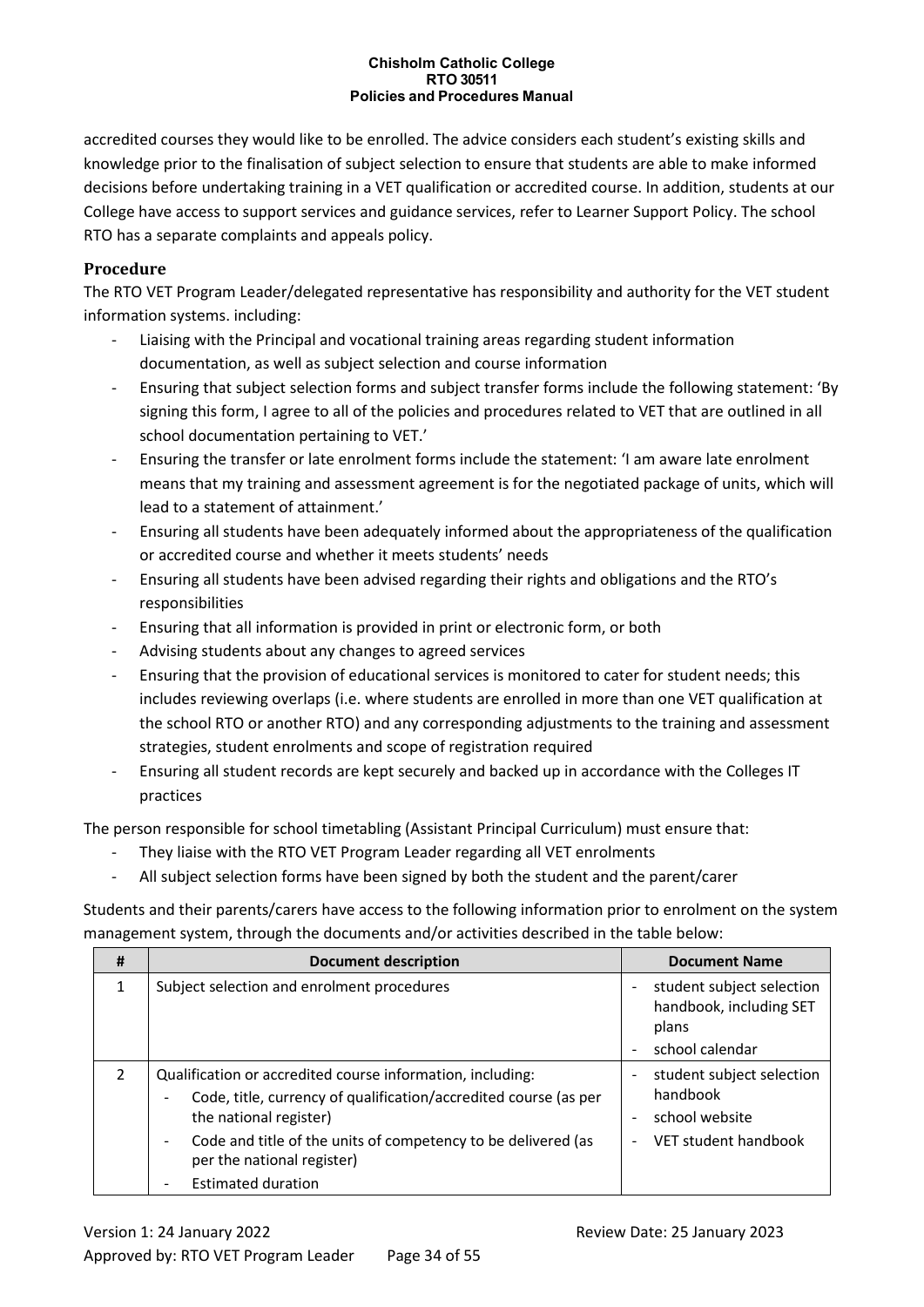accredited courses they would like to be enrolled. The advice considers each student's existing skills and knowledge prior to the finalisation of subject selection to ensure that students are able to make informed decisions before undertaking training in a VET qualification or accredited course. In addition, students at our College have access to support services and guidance services, refer to Learner Support Policy. The school RTO has a separate complaints and appeals policy.

### Procedure

The RTO VET Program Leader/delegated representative has responsibility and authority for the VET student information systems. including:

- Liaising with the Principal and vocational training areas regarding student information documentation, as well as subject selection and course information
- Ensuring that subject selection forms and subject transfer forms include the following statement: 'By signing this form, I agree to all of the policies and procedures related to VET that are outlined in all school documentation pertaining to VET.'
- Ensuring the transfer or late enrolment forms include the statement: 'I am aware late enrolment means that my training and assessment agreement is for the negotiated package of units, which will lead to a statement of attainment.'
- Ensuring all students have been adequately informed about the appropriateness of the qualification or accredited course and whether it meets students' needs
- Ensuring all students have been advised regarding their rights and obligations and the RTO's responsibilities
- Ensuring that all information is provided in print or electronic form, or both
- Advising students about any changes to agreed services
- Ensuring that the provision of educational services is monitored to cater for student needs; this includes reviewing overlaps (i.e. where students are enrolled in more than one VET qualification at the school RTO or another RTO) and any corresponding adjustments to the training and assessment strategies, student enrolments and scope of registration required
- Ensuring all student records are kept securely and backed up in accordance with the Colleges IT practices

The person responsible for school timetabling (Assistant Principal Curriculum) must ensure that:

- They liaise with the RTO VET Program Leader regarding all VET enrolments
- All subject selection forms have been signed by both the student and the parent/carer

Students and their parents/carers have access to the following information prior to enrolment on the system management system, through the documents and/or activities described in the table below:

| # | Document description | Document Name |
|---|---|---|
| 1 | Subject selection and enrolment procedures | - student subject selection handbook, including SET plans<br>- school calendar |
| 2 | Qualification or accredited course information, including:<br>- Code, title, currency of qualification/accredited course (as per the national register)<br>- Code and title of the units of competency to be delivered (as per the national register)<br>- Estimated duration | - student subject selection handbook<br>- school website<br>- VET student handbook |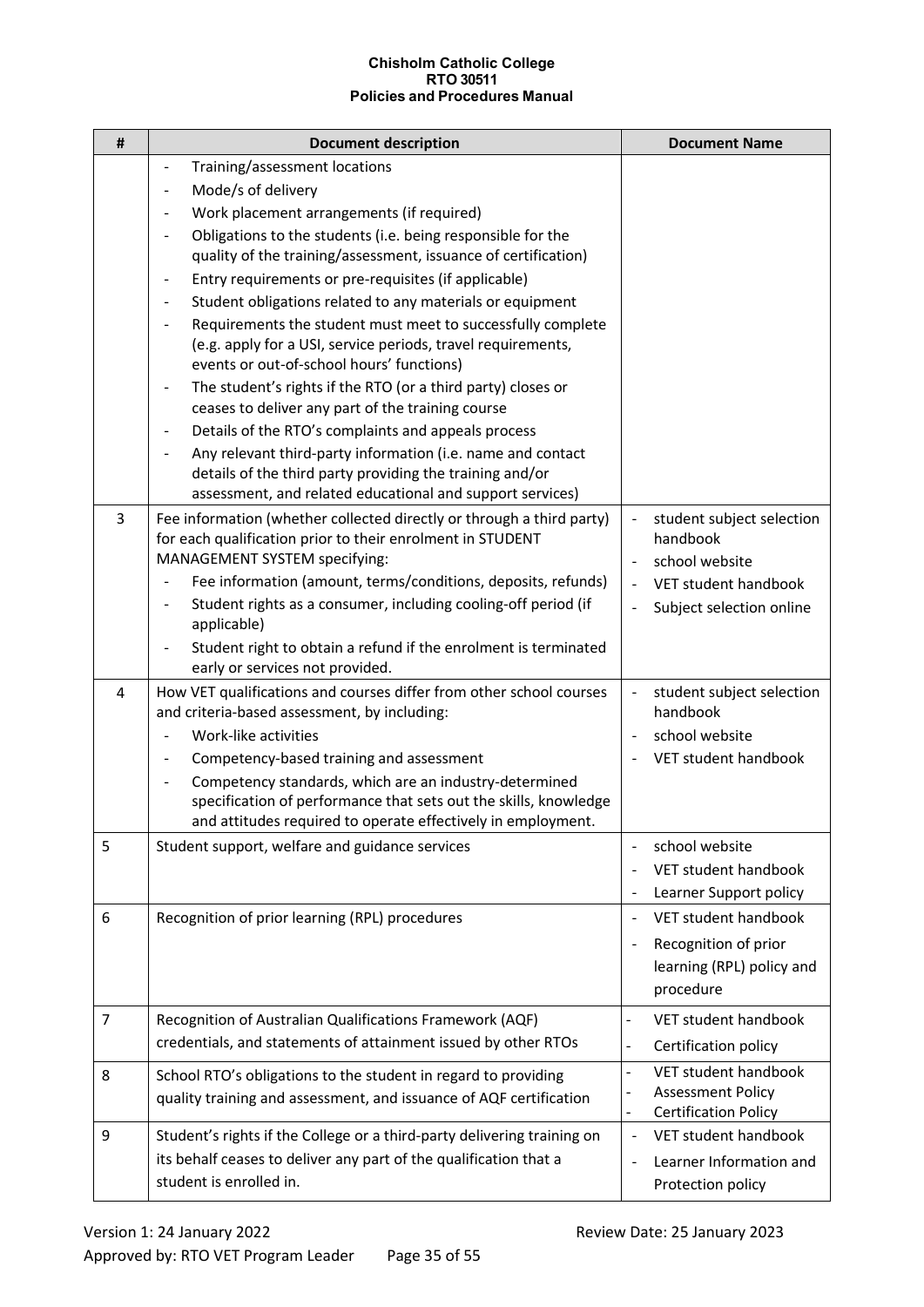| # | Document description | Document Name |
|---|---|---|
| | - Training/assessment locations<br>- Mode/s of delivery<br>- Work placement arrangements (if required)<br>- Obligations to the students (i.e. being responsible for the quality of the training/assessment, issuance of certification)<br>- Entry requirements or pre-requisites (if applicable)<br>- Student obligations related to any materials or equipment<br>- Requirements the student must meet to successfully complete (e.g. apply for a USI, service periods, travel requirements, events or out-of-school hours' functions)<br>- The student's rights if the RTO (or a third party) closes or ceases to deliver any part of the training course<br>- Details of the RTO's complaints and appeals process<br>- Any relevant third-party information (i.e. name and contact details of the third party providing the training and/or assessment, and related educational and support services) | |
| 3 | Fee information (whether collected directly or through a third party) for each qualification prior to their enrolment in STUDENT MANAGEMENT SYSTEM specifying:<br>- Fee information (amount, terms/conditions, deposits, refunds)<br>- Student rights as a consumer, including cooling-off period (if applicable)<br>- Student right to obtain a refund if the enrolment is terminated early or services not provided. | - student subject selection handbook<br>- school website<br>- VET student handbook<br>- Subject selection online |
| 4 | How VET qualifications and courses differ from other school courses and criteria-based assessment, by including:<br>- Work-like activities<br>- Competency-based training and assessment<br>- Competency standards, which are an industry-determined specification of performance that sets out the skills, knowledge and attitudes required to operate effectively in employment. | - student subject selection handbook<br>- school website<br>- VET student handbook |
| 5 | Student support, welfare and guidance services | - school website<br>- VET student handbook<br>- Learner Support policy |
| 6 | Recognition of prior learning (RPL) procedures | - VET student handbook<br>- Recognition of prior learning (RPL) policy and procedure |
| 7 | Recognition of Australian Qualifications Framework (AQF) credentials, and statements of attainment issued by other RTOs | - VET student handbook<br>- Certification policy |
| 8 | School RTO's obligations to the student in regard to providing quality training and assessment, and issuance of AQF certification | - VET student handbook<br>- Assessment Policy<br>- Certification Policy |
| 9 | Student's rights if the College or a third-party delivering training on its behalf ceases to deliver any part of the qualification that a student is enrolled in. | - VET student handbook<br>- Learner Information and Protection policy |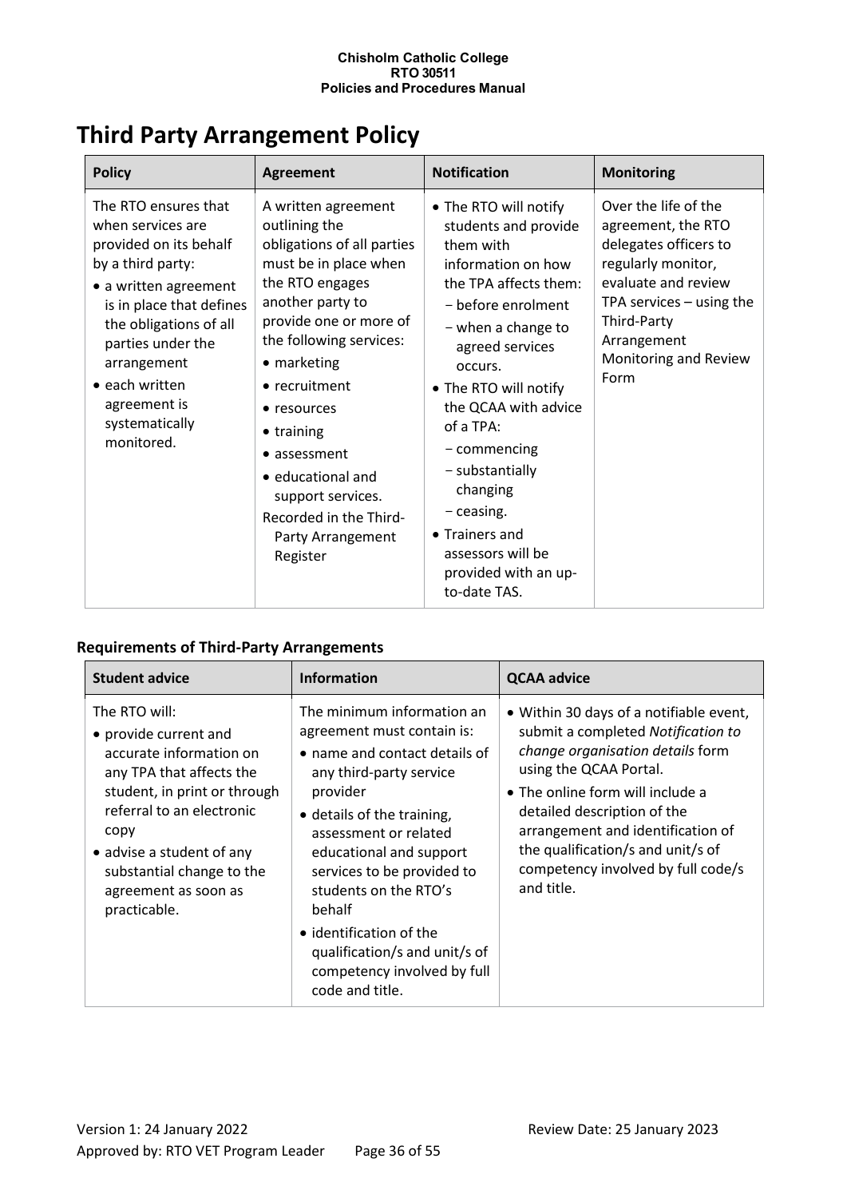# Third Party Arrangement Policy

| Policy | Agreement | Notification | Monitoring |
|---|---|---|---|
| The RTO ensures that when services are provided on its behalf by a third party:<br>• a written agreement is in place that defines the obligations of all parties under the arrangement<br>• each written agreement is systematically monitored. | A written agreement outlining the obligations of all parties must be in place when the RTO engages another party to provide one or more of the following services:<br>• marketing<br>• recruitment<br>• resources<br>• training<br>• assessment<br>• educational and support services.<br>Recorded in the Third-Party Arrangement Register | • The RTO will notify students and provide them with information on how the TPA affects them:<br>− before enrolment<br>− when a change to agreed services occurs.<br>• The RTO will notify the QCAA with advice of a TPA:<br>− commencing<br>− substantially changing<br>− ceasing.<br>• Trainers and assessors will be provided with an up-to-date TAS. | Over the life of the agreement, the RTO delegates officers to regularly monitor, evaluate and review TPA services – using the Third-Party Arrangement Monitoring and Review Form |

### Requirements of Third-Party Arrangements

| Student advice | Information | QCAA advice |
|---|---|---|
| The RTO will:<br>• provide current and accurate information on any TPA that affects the student, in print or through referral to an electronic copy<br>• advise a student of any substantial change to the agreement as soon as practicable. | The minimum information an agreement must contain is:<br>• name and contact details of any third-party service provider<br>• details of the training, assessment or related educational and support services to be provided to students on the RTO's behalf<br>• identification of the qualification/s and unit/s of competency involved by full code and title. | • Within 30 days of a notifiable event, submit a completed *Notification to change organisation details* form using the QCAA Portal.<br>• The online form will include a detailed description of the arrangement and identification of the qualification/s and unit/s of competency involved by full code/s and title. |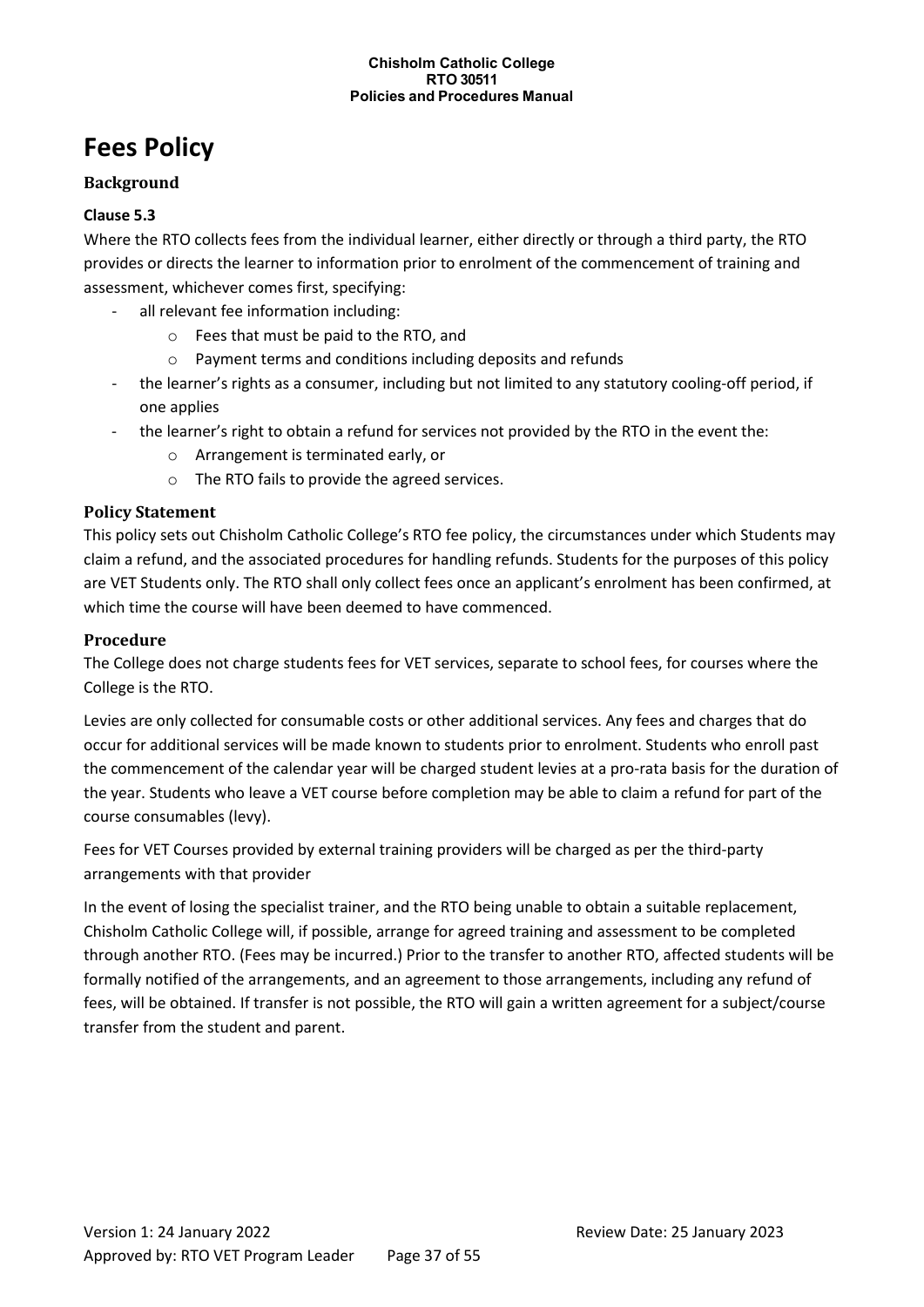# Fees Policy

### Background

**Clause 5.3**

Where the RTO collects fees from the individual learner, either directly or through a third party, the RTO provides or directs the learner to information prior to enrolment of the commencement of training and assessment, whichever comes first, specifying:

- all relevant fee information including:
    - Fees that must be paid to the RTO, and
    - Payment terms and conditions including deposits and refunds
- the learner's rights as a consumer, including but not limited to any statutory cooling-off period, if one applies
- the learner's right to obtain a refund for services not provided by the RTO in the event the:
    - Arrangement is terminated early, or
    - The RTO fails to provide the agreed services.

### Policy Statement

This policy sets out Chisholm Catholic College's RTO fee policy, the circumstances under which Students may claim a refund, and the associated procedures for handling refunds. Students for the purposes of this policy are VET Students only. The RTO shall only collect fees once an applicant's enrolment has been confirmed, at which time the course will have been deemed to have commenced.

### Procedure

The College does not charge students fees for VET services, separate to school fees, for courses where the College is the RTO.

Levies are only collected for consumable costs or other additional services. Any fees and charges that do occur for additional services will be made known to students prior to enrolment. Students who enroll past the commencement of the calendar year will be charged student levies at a pro-rata basis for the duration of the year. Students who leave a VET course before completion may be able to claim a refund for part of the course consumables (levy).

Fees for VET Courses provided by external training providers will be charged as per the third-party arrangements with that provider

In the event of losing the specialist trainer, and the RTO being unable to obtain a suitable replacement, Chisholm Catholic College will, if possible, arrange for agreed training and assessment to be completed through another RTO. (Fees may be incurred.) Prior to the transfer to another RTO, affected students will be formally notified of the arrangements, and an agreement to those arrangements, including any refund of fees, will be obtained. If transfer is not possible, the RTO will gain a written agreement for a subject/course transfer from the student and parent.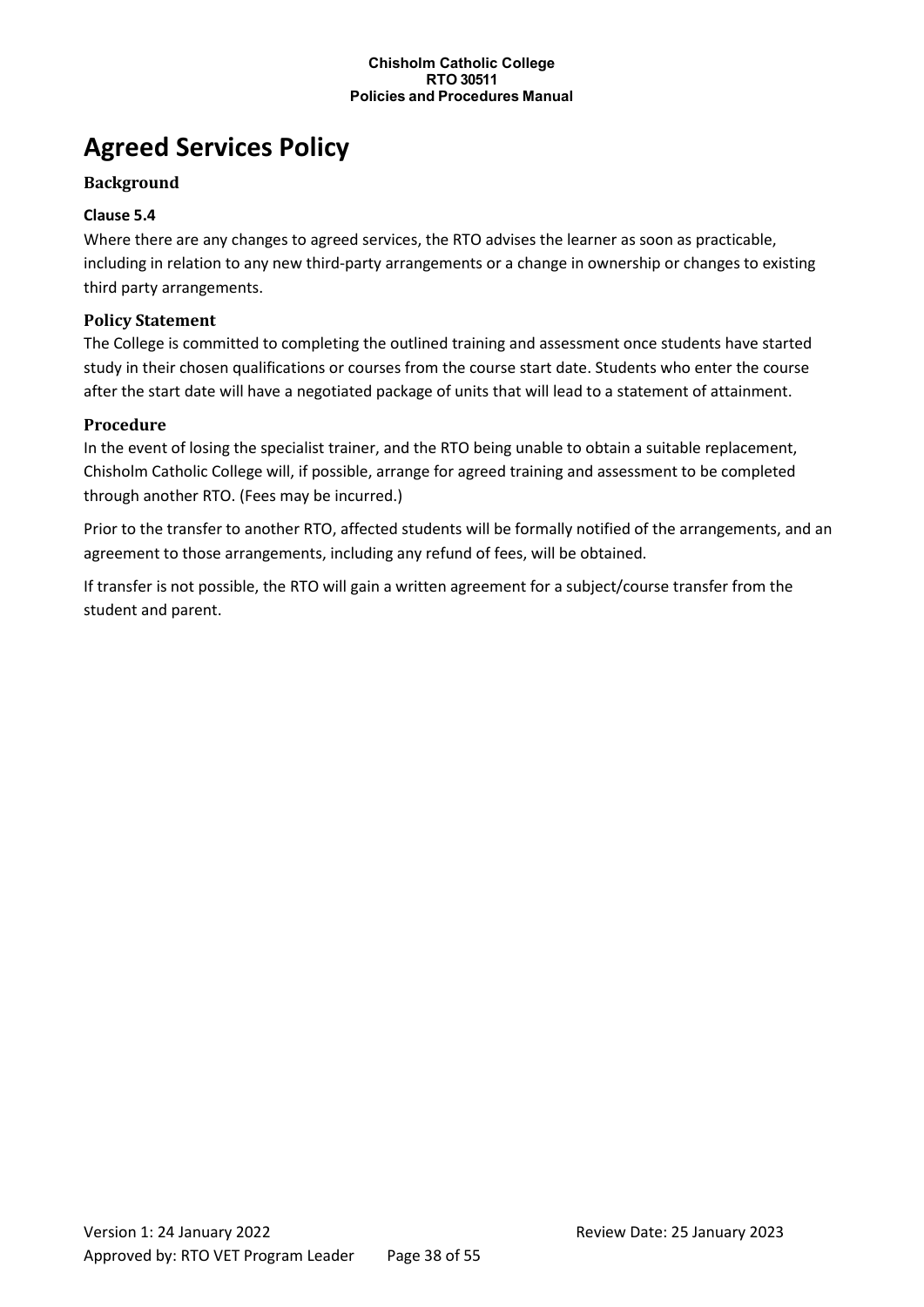# Agreed Services Policy

## Background

### Clause 5.4

Where there are any changes to agreed services, the RTO advises the learner as soon as practicable, including in relation to any new third-party arrangements or a change in ownership or changes to existing third party arrangements.

## Policy Statement

The College is committed to completing the outlined training and assessment once students have started study in their chosen qualifications or courses from the course start date. Students who enter the course after the start date will have a negotiated package of units that will lead to a statement of attainment.

## Procedure

In the event of losing the specialist trainer, and the RTO being unable to obtain a suitable replacement, Chisholm Catholic College will, if possible, arrange for agreed training and assessment to be completed through another RTO. (Fees may be incurred.)

Prior to the transfer to another RTO, affected students will be formally notified of the arrangements, and an agreement to those arrangements, including any refund of fees, will be obtained.

If transfer is not possible, the RTO will gain a written agreement for a subject/course transfer from the student and parent.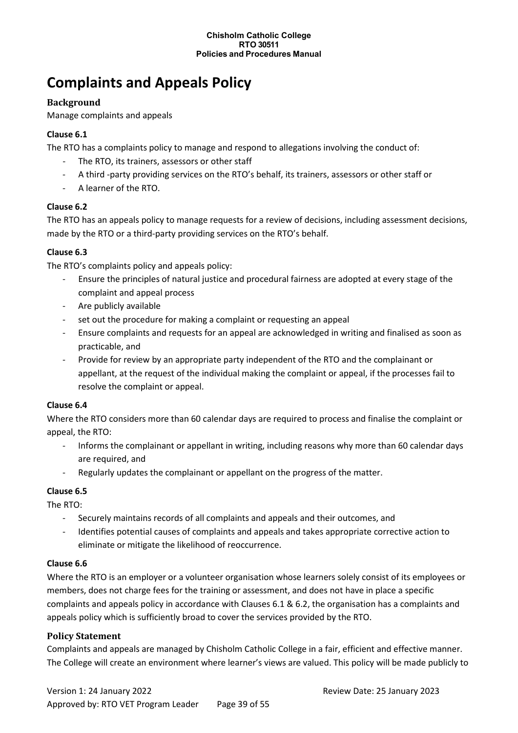# Complaints and Appeals Policy

### Background

Manage complaints and appeals

**Clause 6.1**

The RTO has a complaints policy to manage and respond to allegations involving the conduct of:

- The RTO, its trainers, assessors or other staff
- A third -party providing services on the RTO's behalf, its trainers, assessors or other staff or
- A learner of the RTO.

**Clause 6.2**

The RTO has an appeals policy to manage requests for a review of decisions, including assessment decisions, made by the RTO or a third-party providing services on the RTO's behalf.

**Clause 6.3**

The RTO's complaints policy and appeals policy:

- Ensure the principles of natural justice and procedural fairness are adopted at every stage of the complaint and appeal process
- Are publicly available
- set out the procedure for making a complaint or requesting an appeal
- Ensure complaints and requests for an appeal are acknowledged in writing and finalised as soon as practicable, and
- Provide for review by an appropriate party independent of the RTO and the complainant or appellant, at the request of the individual making the complaint or appeal, if the processes fail to resolve the complaint or appeal.

**Clause 6.4**

Where the RTO considers more than 60 calendar days are required to process and finalise the complaint or appeal, the RTO:

- Informs the complainant or appellant in writing, including reasons why more than 60 calendar days are required, and
- Regularly updates the complainant or appellant on the progress of the matter.

**Clause 6.5**

The RTO:

- Securely maintains records of all complaints and appeals and their outcomes, and
- Identifies potential causes of complaints and appeals and takes appropriate corrective action to eliminate or mitigate the likelihood of reoccurrence.

**Clause 6.6**

Where the RTO is an employer or a volunteer organisation whose learners solely consist of its employees or members, does not charge fees for the training or assessment, and does not have in place a specific complaints and appeals policy in accordance with Clauses 6.1 & 6.2, the organisation has a complaints and appeals policy which is sufficiently broad to cover the services provided by the RTO.

### Policy Statement

Complaints and appeals are managed by Chisholm Catholic College in a fair, efficient and effective manner. The College will create an environment where learner's views are valued. This policy will be made publicly to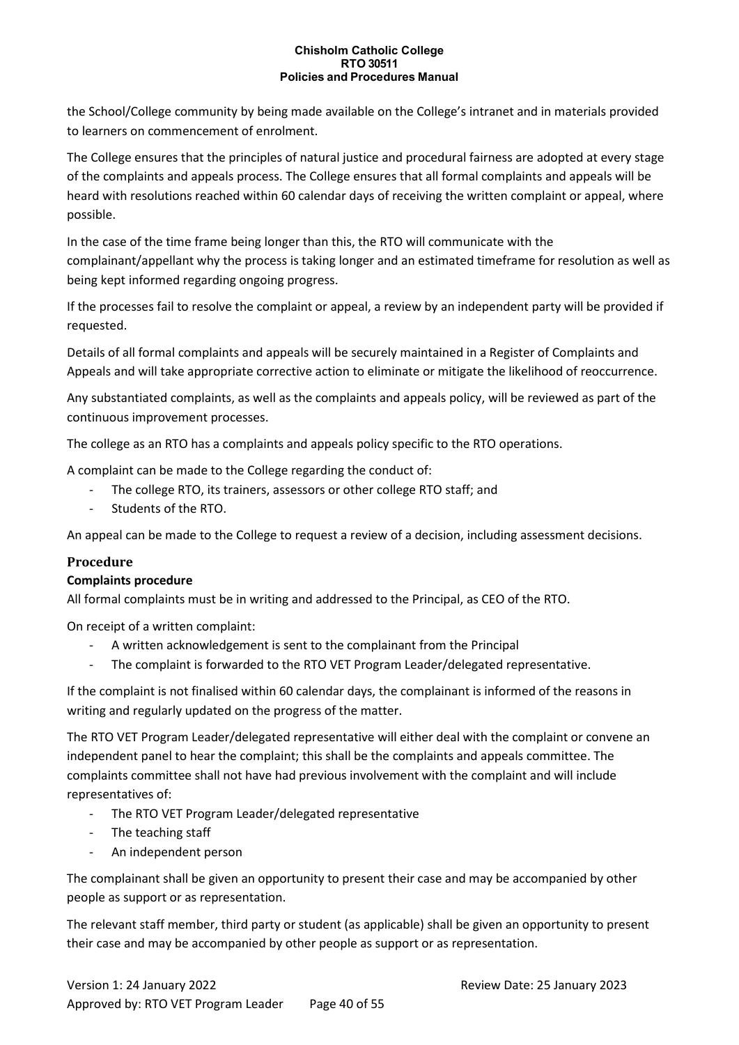the School/College community by being made available on the College's intranet and in materials provided to learners on commencement of enrolment.

The College ensures that the principles of natural justice and procedural fairness are adopted at every stage of the complaints and appeals process. The College ensures that all formal complaints and appeals will be heard with resolutions reached within 60 calendar days of receiving the written complaint or appeal, where possible.

In the case of the time frame being longer than this, the RTO will communicate with the complainant/appellant why the process is taking longer and an estimated timeframe for resolution as well as being kept informed regarding ongoing progress.

If the processes fail to resolve the complaint or appeal, a review by an independent party will be provided if requested.

Details of all formal complaints and appeals will be securely maintained in a Register of Complaints and Appeals and will take appropriate corrective action to eliminate or mitigate the likelihood of reoccurrence.

Any substantiated complaints, as well as the complaints and appeals policy, will be reviewed as part of the continuous improvement processes.

The college as an RTO has a complaints and appeals policy specific to the RTO operations.

A complaint can be made to the College regarding the conduct of:

- The college RTO, its trainers, assessors or other college RTO staff; and
- Students of the RTO.

An appeal can be made to the College to request a review of a decision, including assessment decisions.

## Procedure

### Complaints procedure

All formal complaints must be in writing and addressed to the Principal, as CEO of the RTO.

On receipt of a written complaint:

- A written acknowledgement is sent to the complainant from the Principal
- The complaint is forwarded to the RTO VET Program Leader/delegated representative.

If the complaint is not finalised within 60 calendar days, the complainant is informed of the reasons in writing and regularly updated on the progress of the matter.

The RTO VET Program Leader/delegated representative will either deal with the complaint or convene an independent panel to hear the complaint; this shall be the complaints and appeals committee. The complaints committee shall not have had previous involvement with the complaint and will include representatives of:

- The RTO VET Program Leader/delegated representative
- The teaching staff
- An independent person

The complainant shall be given an opportunity to present their case and may be accompanied by other people as support or as representation.

The relevant staff member, third party or student (as applicable) shall be given an opportunity to present their case and may be accompanied by other people as support or as representation.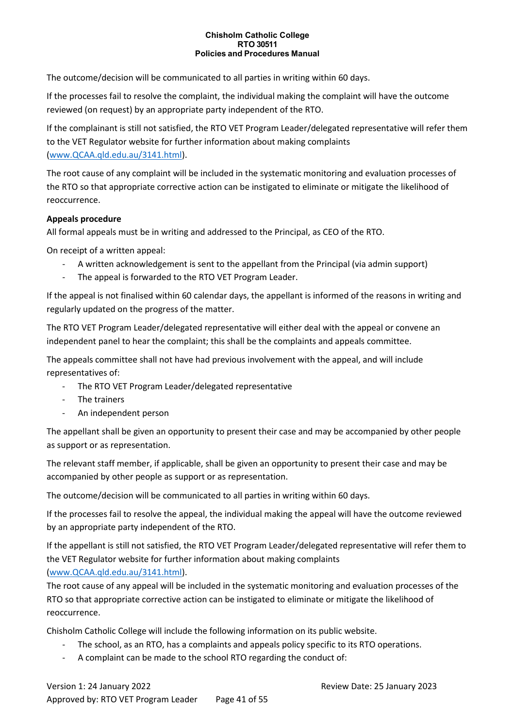The outcome/decision will be communicated to all parties in writing within 60 days.

If the processes fail to resolve the complaint, the individual making the complaint will have the outcome reviewed (on request) by an appropriate party independent of the RTO.

If the complainant is still not satisfied, the RTO VET Program Leader/delegated representative will refer them to the VET Regulator website for further information about making complaints (www.QCAA.qld.edu.au/3141.html).

The root cause of any complaint will be included in the systematic monitoring and evaluation processes of the RTO so that appropriate corrective action can be instigated to eliminate or mitigate the likelihood of reoccurrence.

**Appeals procedure**

All formal appeals must be in writing and addressed to the Principal, as CEO of the RTO.

On receipt of a written appeal:

- A written acknowledgement is sent to the appellant from the Principal (via admin support)
- The appeal is forwarded to the RTO VET Program Leader.

If the appeal is not finalised within 60 calendar days, the appellant is informed of the reasons in writing and regularly updated on the progress of the matter.

The RTO VET Program Leader/delegated representative will either deal with the appeal or convene an independent panel to hear the complaint; this shall be the complaints and appeals committee.

The appeals committee shall not have had previous involvement with the appeal, and will include representatives of:

- The RTO VET Program Leader/delegated representative
- The trainers
- An independent person

The appellant shall be given an opportunity to present their case and may be accompanied by other people as support or as representation.

The relevant staff member, if applicable, shall be given an opportunity to present their case and may be accompanied by other people as support or as representation.

The outcome/decision will be communicated to all parties in writing within 60 days.

If the processes fail to resolve the appeal, the individual making the appeal will have the outcome reviewed by an appropriate party independent of the RTO.

If the appellant is still not satisfied, the RTO VET Program Leader/delegated representative will refer them to the VET Regulator website for further information about making complaints (www.QCAA.qld.edu.au/3141.html).

The root cause of any appeal will be included in the systematic monitoring and evaluation processes of the RTO so that appropriate corrective action can be instigated to eliminate or mitigate the likelihood of reoccurrence.

Chisholm Catholic College will include the following information on its public website.

- The school, as an RTO, has a complaints and appeals policy specific to its RTO operations.
- A complaint can be made to the school RTO regarding the conduct of: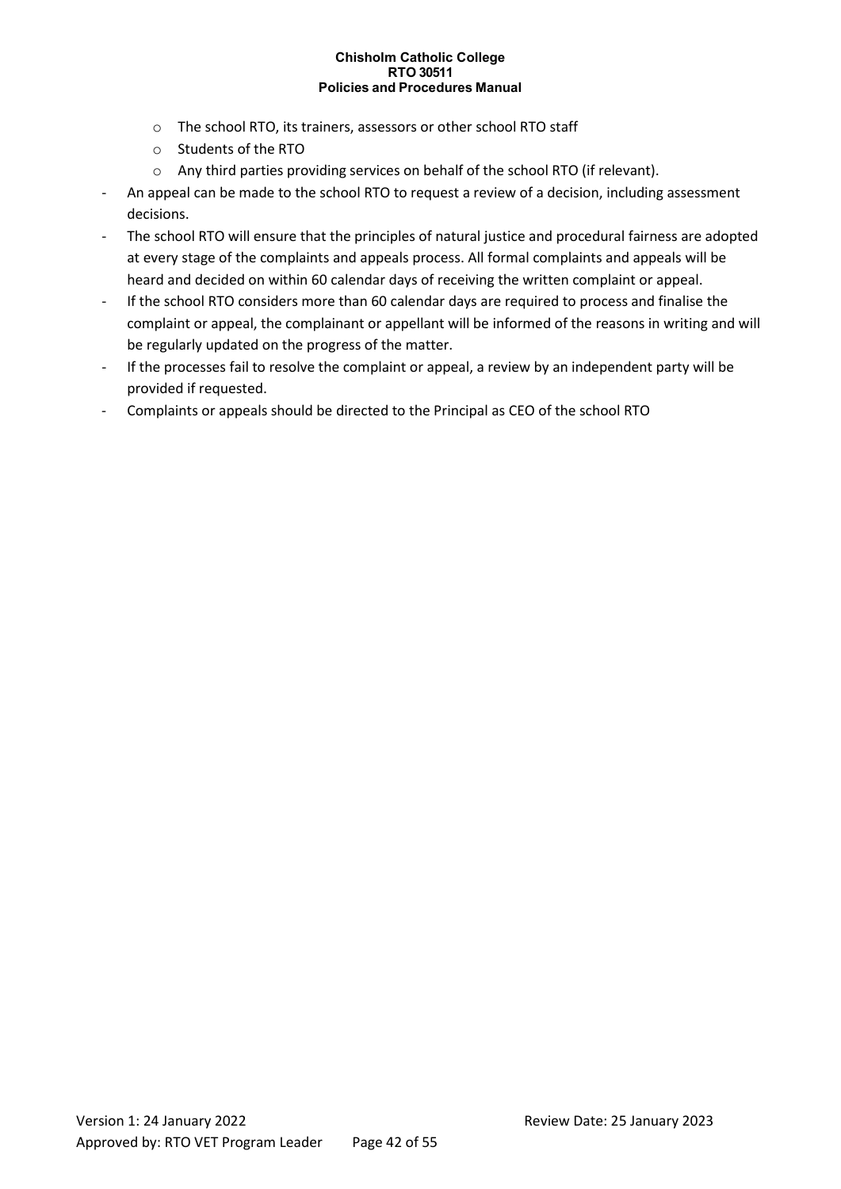- The school RTO, its trainers, assessors or other school RTO staff
    - Students of the RTO
    - Any third parties providing services on behalf of the school RTO (if relevant).
- An appeal can be made to the school RTO to request a review of a decision, including assessment decisions.
- The school RTO will ensure that the principles of natural justice and procedural fairness are adopted at every stage of the complaints and appeals process. All formal complaints and appeals will be heard and decided on within 60 calendar days of receiving the written complaint or appeal.
- If the school RTO considers more than 60 calendar days are required to process and finalise the complaint or appeal, the complainant or appellant will be informed of the reasons in writing and will be regularly updated on the progress of the matter.
- If the processes fail to resolve the complaint or appeal, a review by an independent party will be provided if requested.
- Complaints or appeals should be directed to the Principal as CEO of the school RTO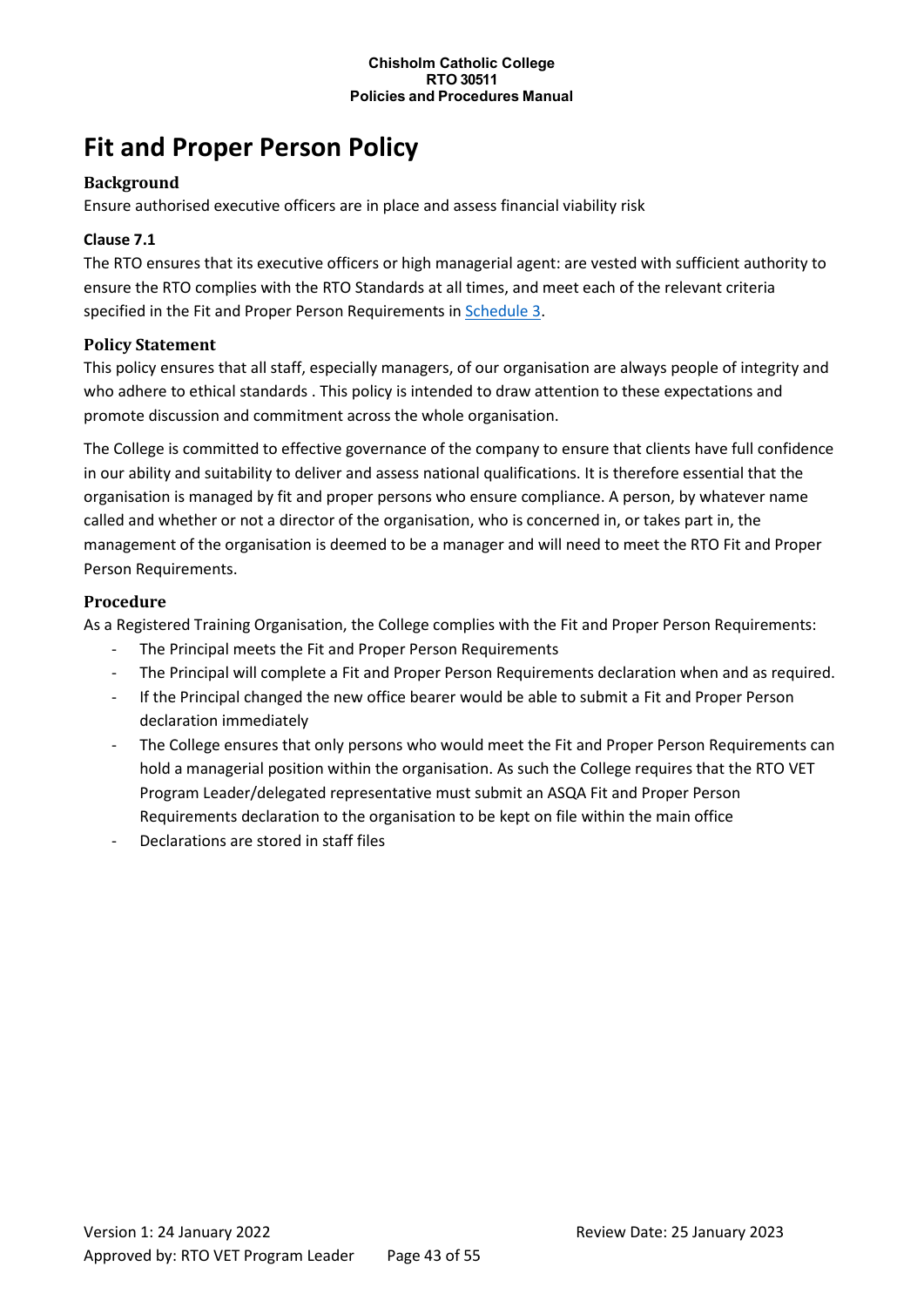# Fit and Proper Person Policy

## Background

Ensure authorised executive officers are in place and assess financial viability risk

### Clause 7.1

The RTO ensures that its executive officers or high managerial agent: are vested with sufficient authority to ensure the RTO complies with the RTO Standards at all times, and meet each of the relevant criteria specified in the Fit and Proper Person Requirements in Schedule 3.

## Policy Statement

This policy ensures that all staff, especially managers, of our organisation are always people of integrity and who adhere to ethical standards . This policy is intended to draw attention to these expectations and promote discussion and commitment across the whole organisation.

The College is committed to effective governance of the company to ensure that clients have full confidence in our ability and suitability to deliver and assess national qualifications. It is therefore essential that the organisation is managed by fit and proper persons who ensure compliance. A person, by whatever name called and whether or not a director of the organisation, who is concerned in, or takes part in, the management of the organisation is deemed to be a manager and will need to meet the RTO Fit and Proper Person Requirements.

## Procedure

As a Registered Training Organisation, the College complies with the Fit and Proper Person Requirements:

- The Principal meets the Fit and Proper Person Requirements
- The Principal will complete a Fit and Proper Person Requirements declaration when and as required.
- If the Principal changed the new office bearer would be able to submit a Fit and Proper Person declaration immediately
- The College ensures that only persons who would meet the Fit and Proper Person Requirements can hold a managerial position within the organisation. As such the College requires that the RTO VET Program Leader/delegated representative must submit an ASQA Fit and Proper Person Requirements declaration to the organisation to be kept on file within the main office
- Declarations are stored in staff files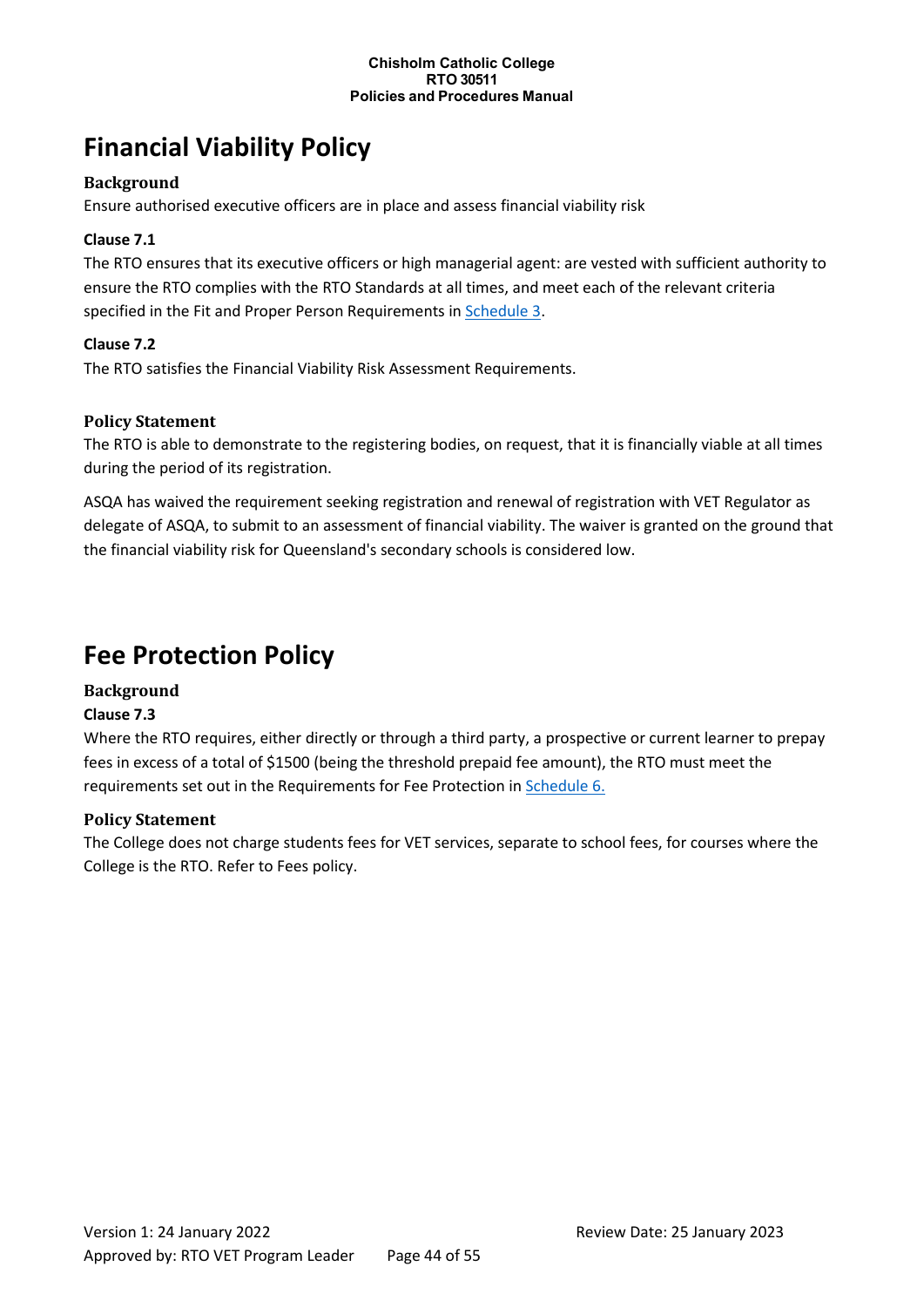# Financial Viability Policy

### Background

Ensure authorised executive officers are in place and assess financial viability risk

**Clause 7.1**

The RTO ensures that its executive officers or high managerial agent: are vested with sufficient authority to ensure the RTO complies with the RTO Standards at all times, and meet each of the relevant criteria specified in the Fit and Proper Person Requirements in Schedule 3.

**Clause 7.2**

The RTO satisfies the Financial Viability Risk Assessment Requirements.

### Policy Statement

The RTO is able to demonstrate to the registering bodies, on request, that it is financially viable at all times during the period of its registration.

ASQA has waived the requirement seeking registration and renewal of registration with VET Regulator as delegate of ASQA, to submit to an assessment of financial viability. The waiver is granted on the ground that the financial viability risk for Queensland's secondary schools is considered low.

# Fee Protection Policy

### Background

**Clause 7.3**

Where the RTO requires, either directly or through a third party, a prospective or current learner to prepay fees in excess of a total of $1500 (being the threshold prepaid fee amount), the RTO must meet the requirements set out in the Requirements for Fee Protection in Schedule 6.

### Policy Statement

The College does not charge students fees for VET services, separate to school fees, for courses where the College is the RTO. Refer to Fees policy.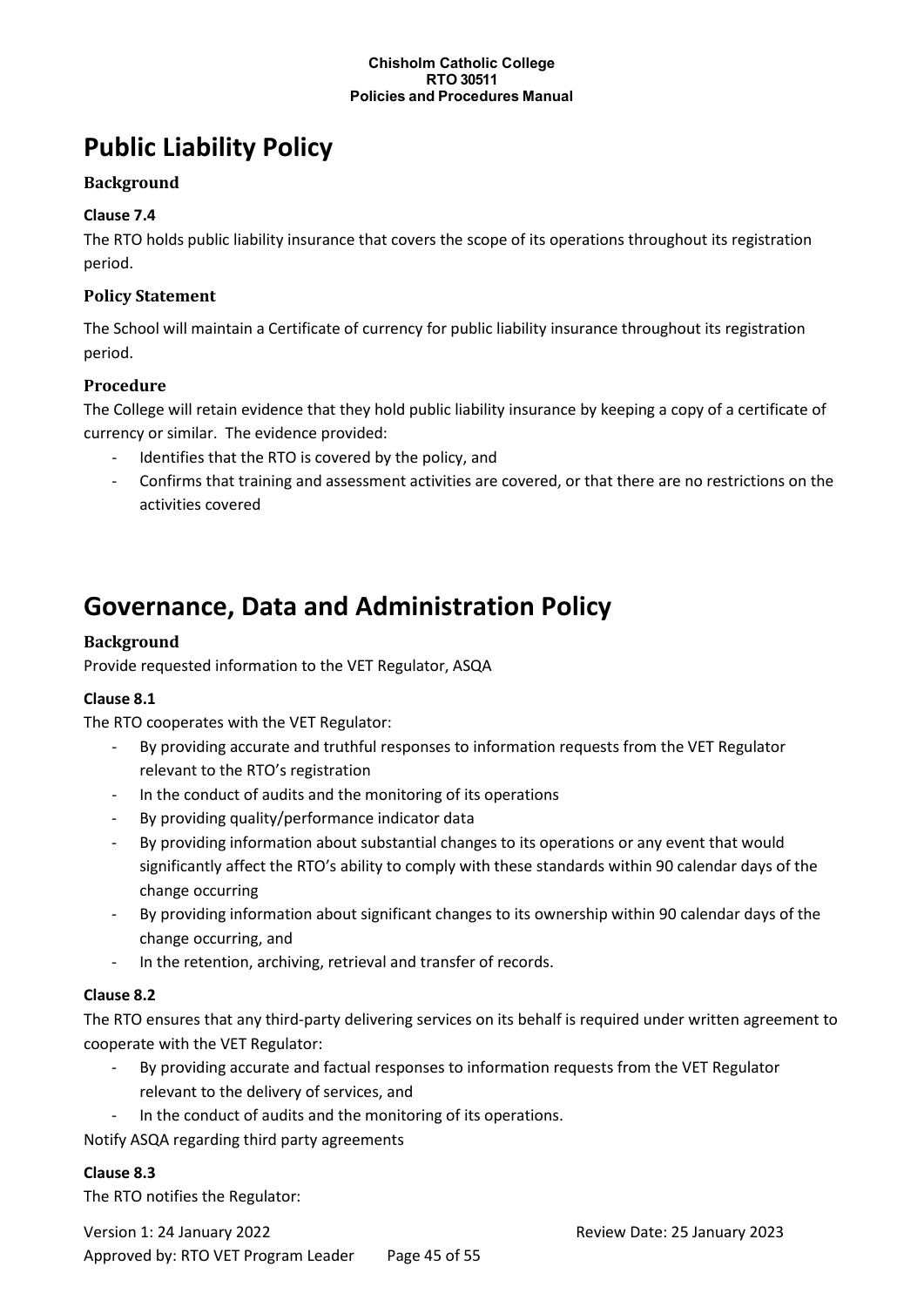# Public Liability Policy

### Background

**Clause 7.4**

The RTO holds public liability insurance that covers the scope of its operations throughout its registration period.

### Policy Statement

The School will maintain a Certificate of currency for public liability insurance throughout its registration period.

### Procedure

The College will retain evidence that they hold public liability insurance by keeping a copy of a certificate of currency or similar. The evidence provided:

- Identifies that the RTO is covered by the policy, and
- Confirms that training and assessment activities are covered, or that there are no restrictions on the activities covered

# Governance, Data and Administration Policy

### Background

Provide requested information to the VET Regulator, ASQA

**Clause 8.1**

The RTO cooperates with the VET Regulator:

- By providing accurate and truthful responses to information requests from the VET Regulator relevant to the RTO's registration
- In the conduct of audits and the monitoring of its operations
- By providing quality/performance indicator data
- By providing information about substantial changes to its operations or any event that would significantly affect the RTO's ability to comply with these standards within 90 calendar days of the change occurring
- By providing information about significant changes to its ownership within 90 calendar days of the change occurring, and
- In the retention, archiving, retrieval and transfer of records.

**Clause 8.2**

The RTO ensures that any third-party delivering services on its behalf is required under written agreement to cooperate with the VET Regulator:

- By providing accurate and factual responses to information requests from the VET Regulator relevant to the delivery of services, and
- In the conduct of audits and the monitoring of its operations.

Notify ASQA regarding third party agreements

**Clause 8.3**

The RTO notifies the Regulator: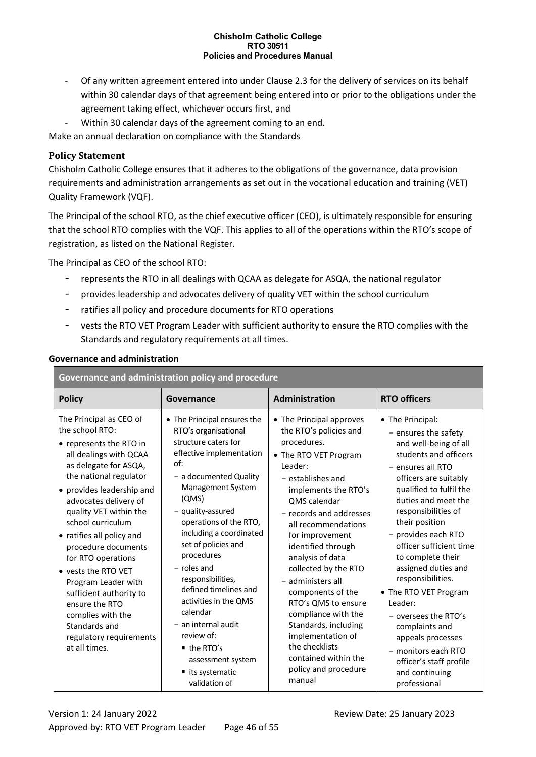- Of any written agreement entered into under Clause 2.3 for the delivery of services on its behalf within 30 calendar days of that agreement being entered into or prior to the obligations under the agreement taking effect, whichever occurs first, and
- Within 30 calendar days of the agreement coming to an end.

Make an annual declaration on compliance with the Standards

### Policy Statement

Chisholm Catholic College ensures that it adheres to the obligations of the governance, data provision requirements and administration arrangements as set out in the vocational education and training (VET) Quality Framework (VQF).

The Principal of the school RTO, as the chief executive officer (CEO), is ultimately responsible for ensuring that the school RTO complies with the VQF. This applies to all of the operations within the RTO's scope of registration, as listed on the National Register.

The Principal as CEO of the school RTO:

- represents the RTO in all dealings with QCAA as delegate for ASQA, the national regulator
- provides leadership and advocates delivery of quality VET within the school curriculum
- ratifies all policy and procedure documents for RTO operations
- vests the RTO VET Program Leader with sufficient authority to ensure the RTO complies with the Standards and regulatory requirements at all times.

**Governance and administration**

| Governance and administration policy and procedure | | | |
|---|---|---|---|
| **Policy** | **Governance** | **Administration** | **RTO officers** |
| The Principal as CEO of the school RTO:<br>• represents the RTO in all dealings with QCAA as delegate for ASQA, the national regulator<br>• provides leadership and advocates delivery of quality VET within the school curriculum<br>• ratifies all policy and procedure documents for RTO operations<br>• vests the RTO VET Program Leader with sufficient authority to ensure the RTO complies with the Standards and regulatory requirements at all times. | • The Principal ensures the RTO's organisational structure caters for effective implementation of:<br>− a documented Quality Management System (QMS)<br>− quality-assured operations of the RTO, including a coordinated set of policies and procedures<br>− roles and responsibilities, defined timelines and activities in the QMS calendar<br>− an internal audit review of:<br>▪ the RTO's assessment system<br>▪ its systematic validation of | • The Principal approves the RTO's policies and procedures.<br>• The RTO VET Program Leader:<br>− establishes and implements the RTO's QMS calendar<br>− records and addresses all recommendations for improvement identified through analysis of data collected by the RTO<br>− administers all components of the RTO's QMS to ensure compliance with the Standards, including implementation of the checklists contained within the policy and procedure manual | • The Principal:<br>− ensures the safety and well-being of all students and officers<br>− ensures all RTO officers are suitably qualified to fulfil the duties and meet the responsibilities of their position<br>− provides each RTO officer sufficient time to complete their assigned duties and responsibilities.<br>• The RTO VET Program Leader:<br>− oversees the RTO's complaints and appeals processes<br>− monitors each RTO officer's staff profile and continuing professional |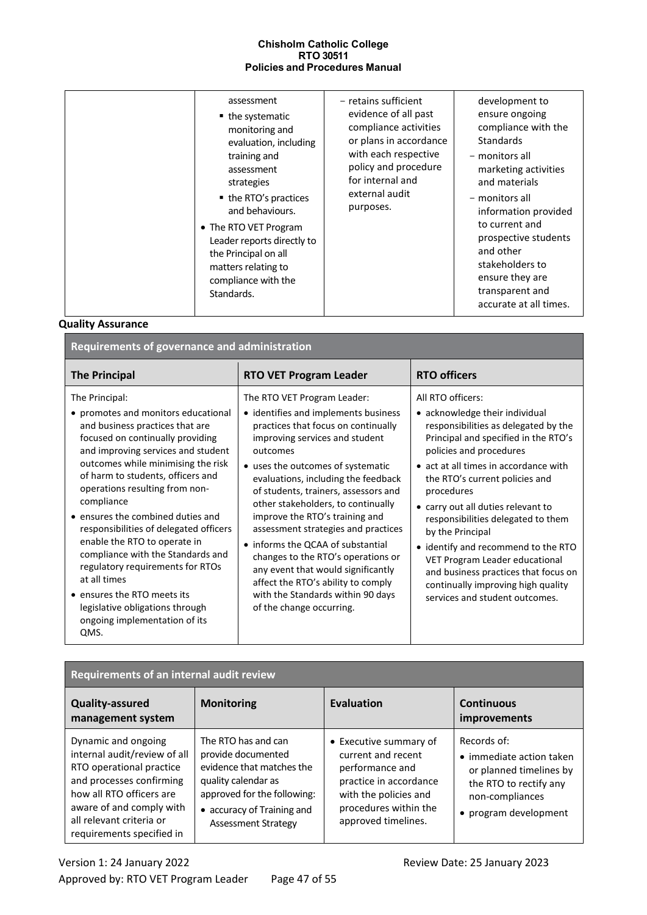| | assessment<br>▪ the systematic monitoring and evaluation, including training and assessment strategies<br>▪ the RTO's practices and behaviours.<br>• The RTO VET Program Leader reports directly to the Principal on all matters relating to compliance with the Standards. | − retains sufficient evidence of all past compliance activities or plans in accordance with each respective policy and procedure for internal and external audit purposes. | development to ensure ongoing compliance with the Standards<br>− monitors all marketing activities and materials<br>− monitors all information provided to current and prospective students and other stakeholders to ensure they are transparent and accurate at all times. |
|---|---|---|---|

**Quality Assurance**

| Requirements of governance and administration | | |
|---|---|---|
| **The Principal** | **RTO VET Program Leader** | **RTO officers** |
| The Principal:<br>• promotes and monitors educational and business practices that are focused on continually providing and improving services and student outcomes while minimising the risk of harm to students, officers and operations resulting from non-compliance<br>• ensures the combined duties and responsibilities of delegated officers enable the RTO to operate in compliance with the Standards and regulatory requirements for RTOs at all times<br>• ensures the RTO meets its legislative obligations through ongoing implementation of its QMS. | The RTO VET Program Leader:<br>• identifies and implements business practices that focus on continually improving services and student outcomes<br>• uses the outcomes of systematic evaluations, including the feedback of students, trainers, assessors and other stakeholders, to continually improve the RTO's training and assessment strategies and practices<br>• informs the QCAA of substantial changes to the RTO's operations or any event that would significantly affect the RTO's ability to comply with the Standards within 90 days of the change occurring. | All RTO officers:<br>• acknowledge their individual responsibilities as delegated by the Principal and specified in the RTO's policies and procedures<br>• act at all times in accordance with the RTO's current policies and procedures<br>• carry out all duties relevant to responsibilities delegated to them by the Principal<br>• identify and recommend to the RTO VET Program Leader educational and business practices that focus on continually improving high quality services and student outcomes. |

| Requirements of an internal audit review | | | |
|---|---|---|---|
| **Quality-assured management system** | **Monitoring** | **Evaluation** | **Continuous improvements** |
| Dynamic and ongoing internal audit/review of all RTO operational practice and processes confirming how all RTO officers are aware of and comply with all relevant criteria or requirements specified in | The RTO has and can provide documented evidence that matches the quality calendar as approved for the following:<br>• accuracy of Training and Assessment Strategy | • Executive summary of current and recent performance and practice in accordance with the policies and procedures within the approved timelines. | Records of:<br>• immediate action taken or planned timelines by the RTO to rectify any non-compliances<br>• program development |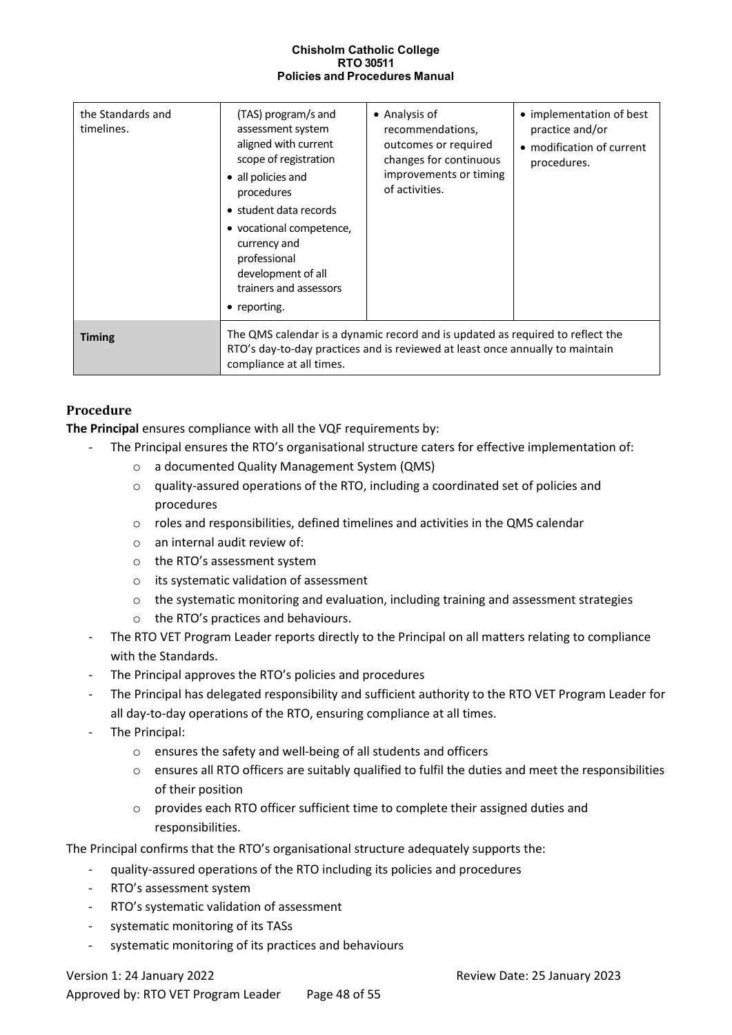| the Standards and timelines. | (TAS) program/s and assessment system aligned with current scope of registration<br>• all policies and procedures<br>• student data records<br>• vocational competence, currency and professional development of all trainers and assessors<br>• reporting. | • Analysis of recommendations, outcomes or required changes for continuous improvements or timing of activities. | • implementation of best practice and/or<br>• modification of current procedures. |
|---|---|---|---|
| **Timing** | The QMS calendar is a dynamic record and is updated as required to reflect the RTO's day-to-day practices and is reviewed at least once annually to maintain compliance at all times. | | |

## Procedure

**The Principal** ensures compliance with all the VQF requirements by:

- The Principal ensures the RTO's organisational structure caters for effective implementation of:
  - a documented Quality Management System (QMS)
  - quality-assured operations of the RTO, including a coordinated set of policies and procedures
  - roles and responsibilities, defined timelines and activities in the QMS calendar
  - an internal audit review of:
  - the RTO's assessment system
  - its systematic validation of assessment
  - the systematic monitoring and evaluation, including training and assessment strategies
  - the RTO's practices and behaviours.
- The RTO VET Program Leader reports directly to the Principal on all matters relating to compliance with the Standards.
- The Principal approves the RTO's policies and procedures
- The Principal has delegated responsibility and sufficient authority to the RTO VET Program Leader for all day-to-day operations of the RTO, ensuring compliance at all times.
- The Principal:
  - ensures the safety and well-being of all students and officers
  - ensures all RTO officers are suitably qualified to fulfil the duties and meet the responsibilities of their position
  - provides each RTO officer sufficient time to complete their assigned duties and responsibilities.

The Principal confirms that the RTO's organisational structure adequately supports the:

- quality-assured operations of the RTO including its policies and procedures
- RTO's assessment system
- RTO's systematic validation of assessment
- systematic monitoring of its TASs
- systematic monitoring of its practices and behaviours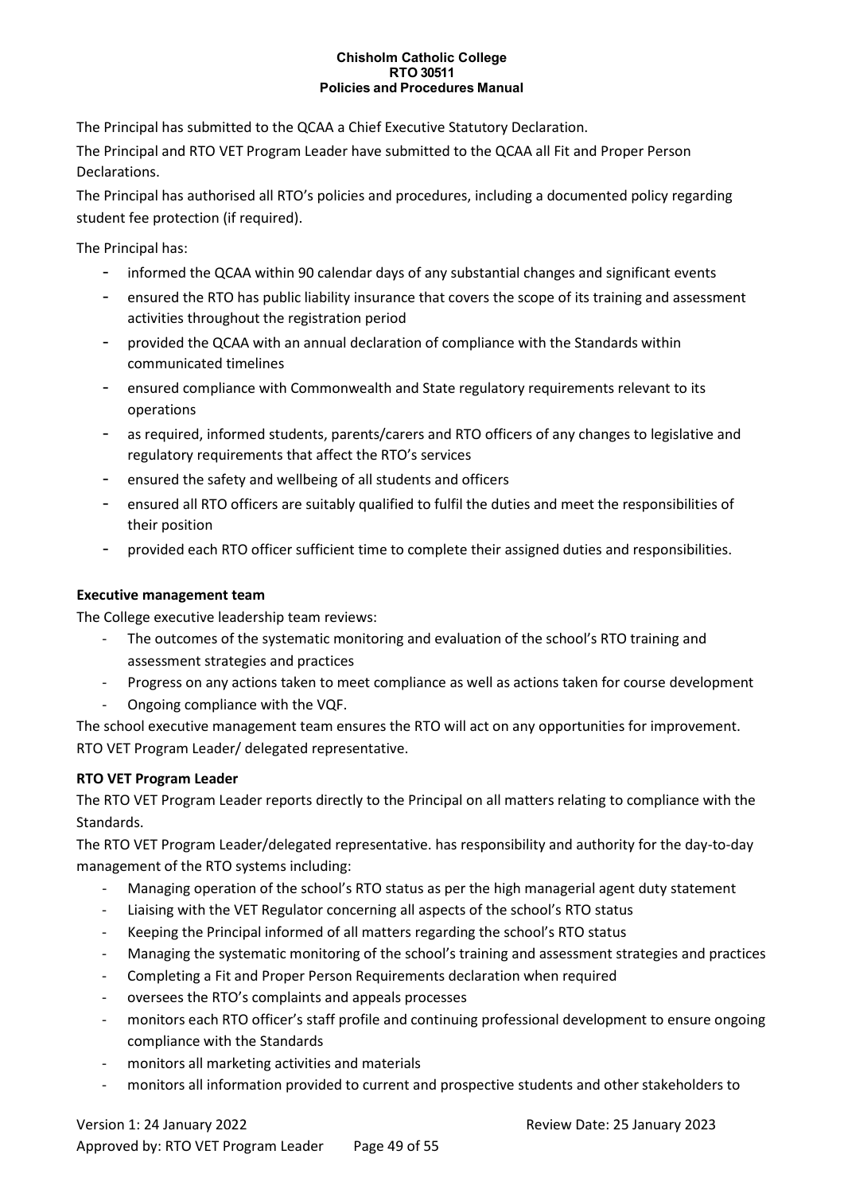The Principal has submitted to the QCAA a Chief Executive Statutory Declaration.

The Principal and RTO VET Program Leader have submitted to the QCAA all Fit and Proper Person Declarations.

The Principal has authorised all RTO's policies and procedures, including a documented policy regarding student fee protection (if required).

The Principal has:

- informed the QCAA within 90 calendar days of any substantial changes and significant events
- ensured the RTO has public liability insurance that covers the scope of its training and assessment activities throughout the registration period
- provided the QCAA with an annual declaration of compliance with the Standards within communicated timelines
- ensured compliance with Commonwealth and State regulatory requirements relevant to its operations
- as required, informed students, parents/carers and RTO officers of any changes to legislative and regulatory requirements that affect the RTO's services
- ensured the safety and wellbeing of all students and officers
- ensured all RTO officers are suitably qualified to fulfil the duties and meet the responsibilities of their position
- provided each RTO officer sufficient time to complete their assigned duties and responsibilities.

**Executive management team**

The College executive leadership team reviews:

- The outcomes of the systematic monitoring and evaluation of the school's RTO training and assessment strategies and practices
- Progress on any actions taken to meet compliance as well as actions taken for course development
- Ongoing compliance with the VQF.

The school executive management team ensures the RTO will act on any opportunities for improvement. RTO VET Program Leader/ delegated representative.

**RTO VET Program Leader**

The RTO VET Program Leader reports directly to the Principal on all matters relating to compliance with the Standards.

The RTO VET Program Leader/delegated representative. has responsibility and authority for the day-to-day management of the RTO systems including:

- Managing operation of the school's RTO status as per the high managerial agent duty statement
- Liaising with the VET Regulator concerning all aspects of the school's RTO status
- Keeping the Principal informed of all matters regarding the school's RTO status
- Managing the systematic monitoring of the school's training and assessment strategies and practices
- Completing a Fit and Proper Person Requirements declaration when required
- oversees the RTO's complaints and appeals processes
- monitors each RTO officer's staff profile and continuing professional development to ensure ongoing compliance with the Standards
- monitors all marketing activities and materials
- monitors all information provided to current and prospective students and other stakeholders to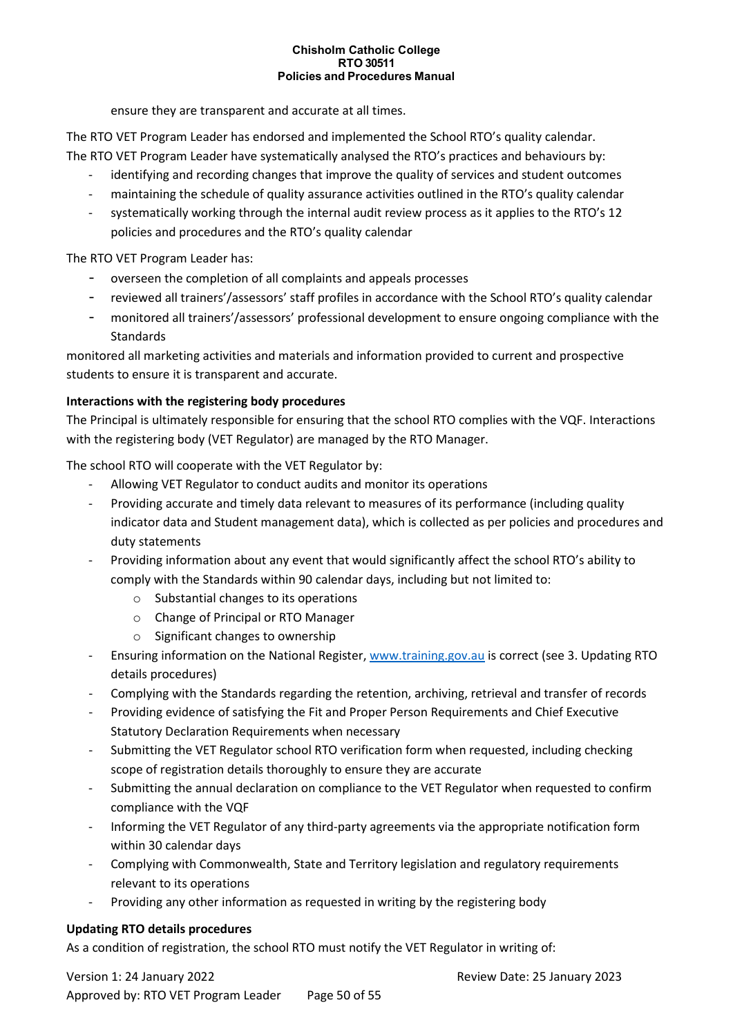ensure they are transparent and accurate at all times.

The RTO VET Program Leader has endorsed and implemented the School RTO's quality calendar.
The RTO VET Program Leader have systematically analysed the RTO's practices and behaviours by:

- identifying and recording changes that improve the quality of services and student outcomes
- maintaining the schedule of quality assurance activities outlined in the RTO's quality calendar
- systematically working through the internal audit review process as it applies to the RTO's 12 policies and procedures and the RTO's quality calendar

The RTO VET Program Leader has:

- overseen the completion of all complaints and appeals processes
- reviewed all trainers'/assessors' staff profiles in accordance with the School RTO's quality calendar
- monitored all trainers'/assessors' professional development to ensure ongoing compliance with the Standards

monitored all marketing activities and materials and information provided to current and prospective students to ensure it is transparent and accurate.

**Interactions with the registering body procedures**

The Principal is ultimately responsible for ensuring that the school RTO complies with the VQF. Interactions with the registering body (VET Regulator) are managed by the RTO Manager.

The school RTO will cooperate with the VET Regulator by:

- Allowing VET Regulator to conduct audits and monitor its operations
- Providing accurate and timely data relevant to measures of its performance (including quality indicator data and Student management data), which is collected as per policies and procedures and duty statements
- Providing information about any event that would significantly affect the school RTO's ability to comply with the Standards within 90 calendar days, including but not limited to:
  - Substantial changes to its operations
  - Change of Principal or RTO Manager
  - Significant changes to ownership
- Ensuring information on the National Register, [www.training.gov.au](http://www.training.gov.au) is correct (see 3. Updating RTO details procedures)
- Complying with the Standards regarding the retention, archiving, retrieval and transfer of records
- Providing evidence of satisfying the Fit and Proper Person Requirements and Chief Executive Statutory Declaration Requirements when necessary
- Submitting the VET Regulator school RTO verification form when requested, including checking scope of registration details thoroughly to ensure they are accurate
- Submitting the annual declaration on compliance to the VET Regulator when requested to confirm compliance with the VQF
- Informing the VET Regulator of any third-party agreements via the appropriate notification form within 30 calendar days
- Complying with Commonwealth, State and Territory legislation and regulatory requirements relevant to its operations
- Providing any other information as requested in writing by the registering body

**Updating RTO details procedures**

As a condition of registration, the school RTO must notify the VET Regulator in writing of: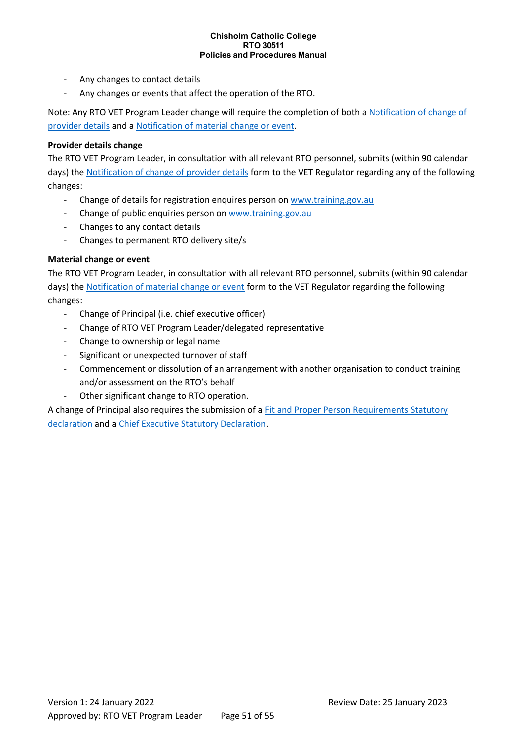- Any changes to contact details
- Any changes or events that affect the operation of the RTO.

Note: Any RTO VET Program Leader change will require the completion of both a Notification of change of provider details and a Notification of material change or event.

**Provider details change**

The RTO VET Program Leader, in consultation with all relevant RTO personnel, submits (within 90 calendar days) the Notification of change of provider details form to the VET Regulator regarding any of the following changes:

- Change of details for registration enquires person on www.training.gov.au
- Change of public enquiries person on www.training.gov.au
- Changes to any contact details
- Changes to permanent RTO delivery site/s

**Material change or event**

The RTO VET Program Leader, in consultation with all relevant RTO personnel, submits (within 90 calendar days) the Notification of material change or event form to the VET Regulator regarding the following changes:

- Change of Principal (i.e. chief executive officer)
- Change of RTO VET Program Leader/delegated representative
- Change to ownership or legal name
- Significant or unexpected turnover of staff
- Commencement or dissolution of an arrangement with another organisation to conduct training and/or assessment on the RTO's behalf
- Other significant change to RTO operation.

A change of Principal also requires the submission of a Fit and Proper Person Requirements Statutory declaration and a Chief Executive Statutory Declaration.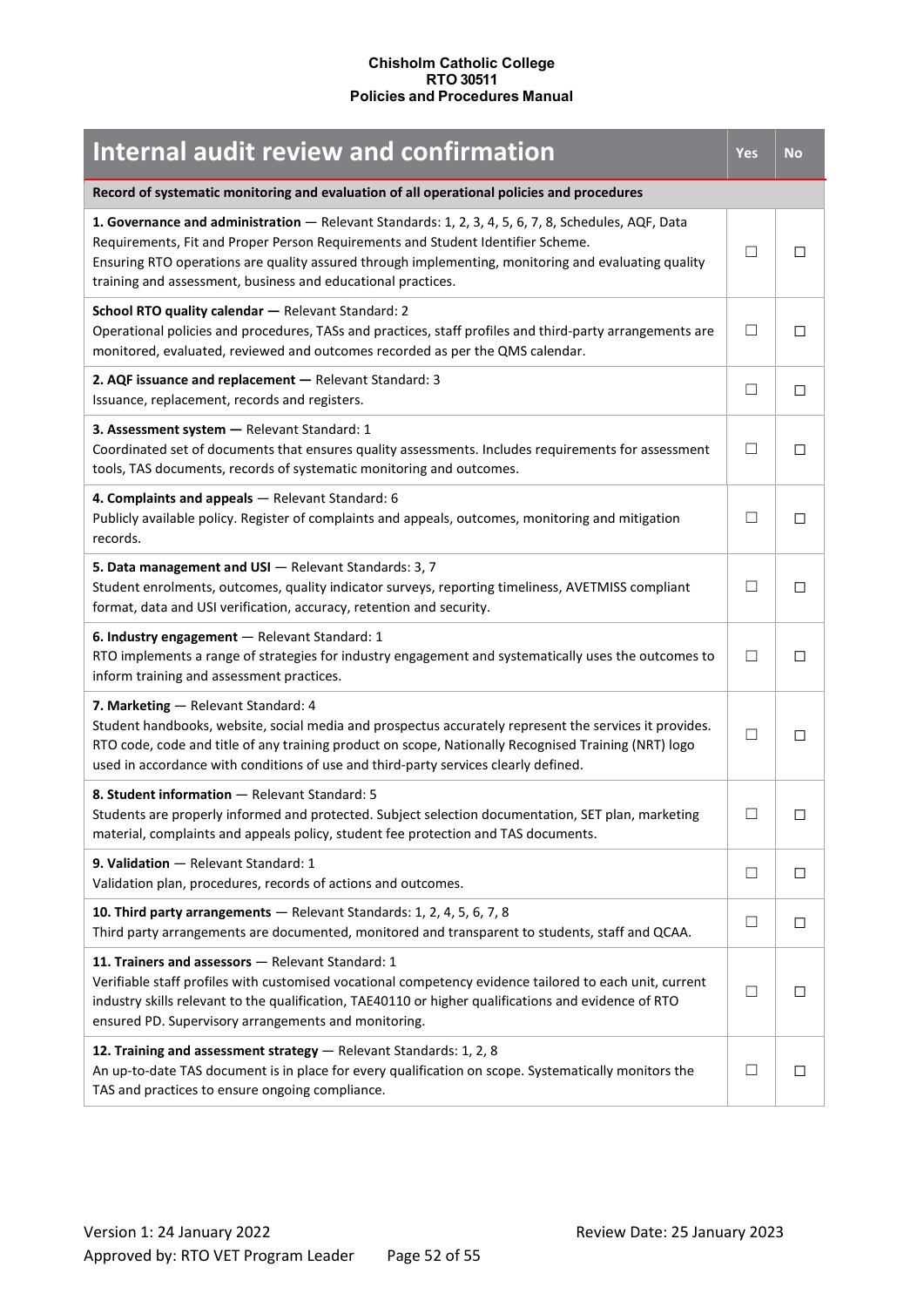| Internal audit review and confirmation | Yes | No |
|---|---|---|
| **Record of systematic monitoring and evaluation of all operational policies and procedures** | | |
| **1. Governance and administration** — Relevant Standards: 1, 2, 3, 4, 5, 6, 7, 8, Schedules, AQF, Data Requirements, Fit and Proper Person Requirements and Student Identifier Scheme. Ensuring RTO operations are quality assured through implementing, monitoring and evaluating quality training and assessment, business and educational practices. | ☐ | ☐ |
| **School RTO quality calendar —** Relevant Standard: 2 Operational policies and procedures, TASs and practices, staff profiles and third-party arrangements are monitored, evaluated, reviewed and outcomes recorded as per the QMS calendar. | ☐ | ☐ |
| **2. AQF issuance and replacement —** Relevant Standard: 3 Issuance, replacement, records and registers. | ☐ | ☐ |
| **3. Assessment system —** Relevant Standard: 1 Coordinated set of documents that ensures quality assessments. Includes requirements for assessment tools, TAS documents, records of systematic monitoring and outcomes. | ☐ | ☐ |
| **4. Complaints and appeals** — Relevant Standard: 6 Publicly available policy. Register of complaints and appeals, outcomes, monitoring and mitigation records. | ☐ | ☐ |
| **5. Data management and USI** — Relevant Standards: 3, 7 Student enrolments, outcomes, quality indicator surveys, reporting timeliness, AVETMISS compliant format, data and USI verification, accuracy, retention and security. | ☐ | ☐ |
| **6. Industry engagement** — Relevant Standard: 1 RTO implements a range of strategies for industry engagement and systematically uses the outcomes to inform training and assessment practices. | ☐ | ☐ |
| **7. Marketing** — Relevant Standard: 4 Student handbooks, website, social media and prospectus accurately represent the services it provides. RTO code, code and title of any training product on scope, Nationally Recognised Training (NRT) logo used in accordance with conditions of use and third-party services clearly defined. | ☐ | ☐ |
| **8. Student information** — Relevant Standard: 5 Students are properly informed and protected. Subject selection documentation, SET plan, marketing material, complaints and appeals policy, student fee protection and TAS documents. | ☐ | ☐ |
| **9. Validation** — Relevant Standard: 1 Validation plan, procedures, records of actions and outcomes. | ☐ | ☐ |
| **10. Third party arrangements** — Relevant Standards: 1, 2, 4, 5, 6, 7, 8 Third party arrangements are documented, monitored and transparent to students, staff and QCAA. | ☐ | ☐ |
| **11. Trainers and assessors** — Relevant Standard: 1 Verifiable staff profiles with customised vocational competency evidence tailored to each unit, current industry skills relevant to the qualification, TAE40110 or higher qualifications and evidence of RTO ensured PD. Supervisory arrangements and monitoring. | ☐ | ☐ |
| **12. Training and assessment strategy** — Relevant Standards: 1, 2, 8 An up-to-date TAS document is in place for every qualification on scope. Systematically monitors the TAS and practices to ensure ongoing compliance. | ☐ | ☐ |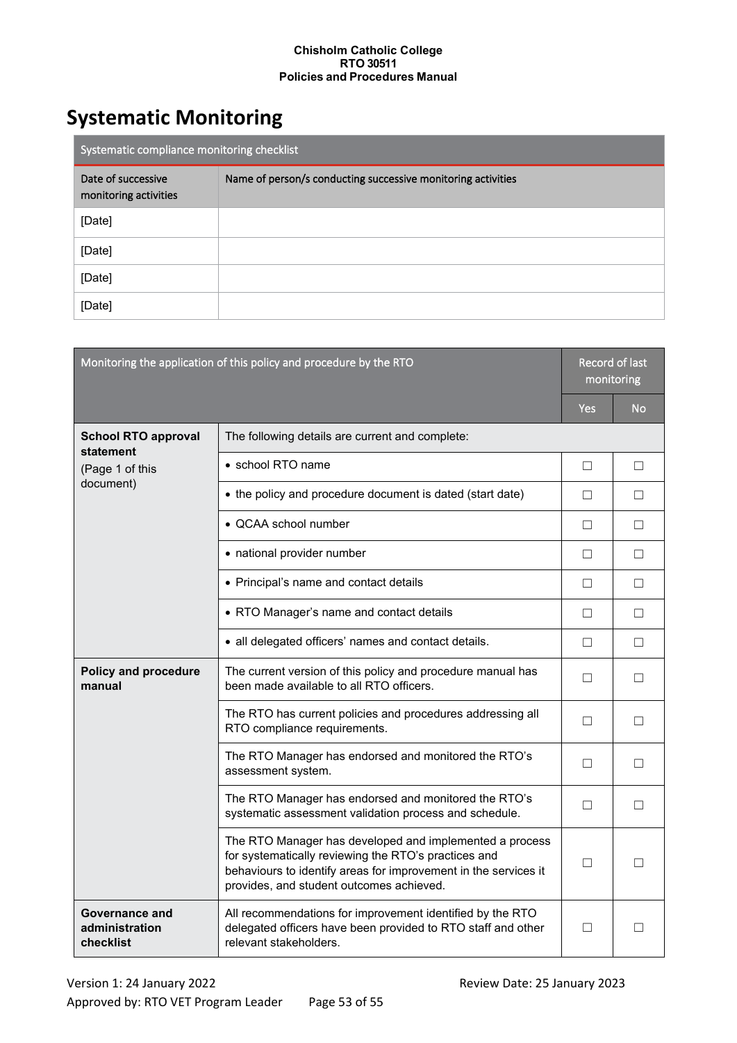# Systematic Monitoring

| Systematic compliance monitoring checklist | |
|---|---|
| Date of successive monitoring activities | Name of person/s conducting successive monitoring activities |
| [Date] | |
| [Date] | |
| [Date] | |
| [Date] | |

| Monitoring the application of this policy and procedure by the RTO | | Record of last monitoring | |
|---|---|---|---|
| | | Yes | No |
| **School RTO approval statement** (Page 1 of this document) | The following details are current and complete: | | |
| | • school RTO name | ☐ | ☐ |
| | • the policy and procedure document is dated (start date) | ☐ | ☐ |
| | • QCAA school number | ☐ | ☐ |
| | • national provider number | ☐ | ☐ |
| | • Principal's name and contact details | ☐ | ☐ |
| | • RTO Manager's name and contact details | ☐ | ☐ |
| | • all delegated officers' names and contact details. | ☐ | ☐ |
| **Policy and procedure manual** | The current version of this policy and procedure manual has been made available to all RTO officers. | ☐ | ☐ |
| | The RTO has current policies and procedures addressing all RTO compliance requirements. | ☐ | ☐ |
| | The RTO Manager has endorsed and monitored the RTO's assessment system. | ☐ | ☐ |
| | The RTO Manager has endorsed and monitored the RTO's systematic assessment validation process and schedule. | ☐ | ☐ |
| | The RTO Manager has developed and implemented a process for systematically reviewing the RTO's practices and behaviours to identify areas for improvement in the services it provides, and student outcomes achieved. | ☐ | ☐ |
| **Governance and administration checklist** | All recommendations for improvement identified by the RTO delegated officers have been provided to RTO staff and other relevant stakeholders. | ☐ | ☐ |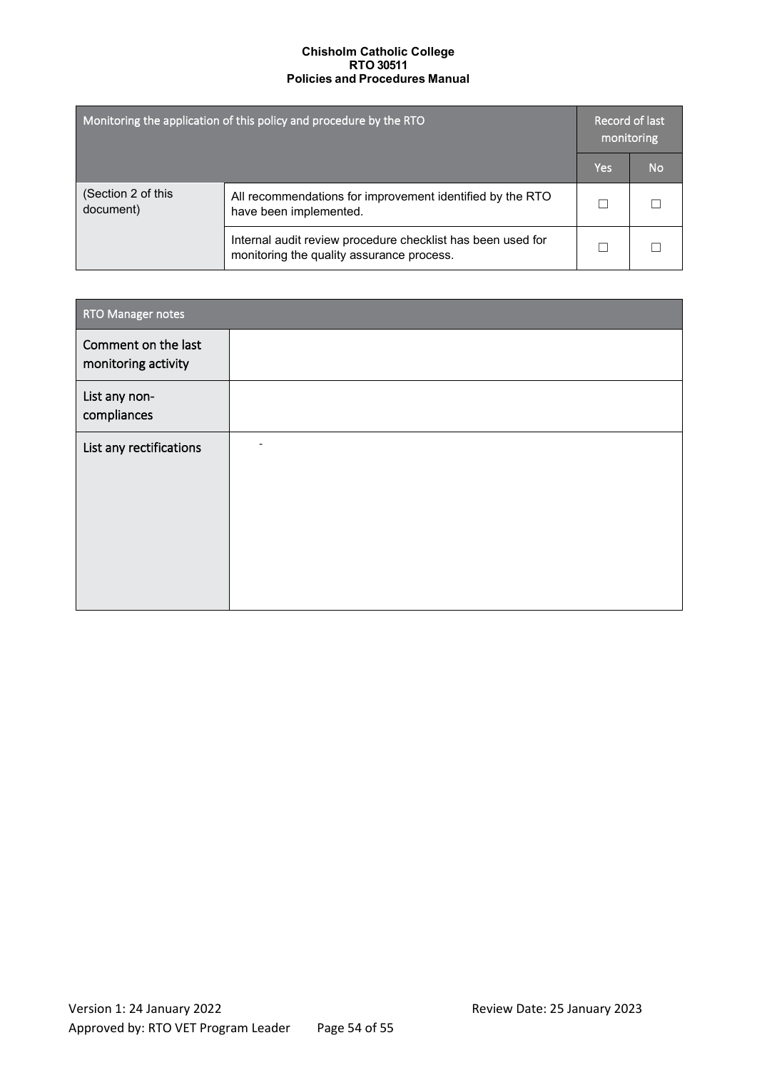| Monitoring the application of this policy and procedure by the RTO | | Record of last monitoring | |
|---|---|---|---|
| | | Yes | No |
| (Section 2 of this document) | All recommendations for improvement identified by the RTO have been implemented. | ☐ | ☐ |
| | Internal audit review procedure checklist has been used for monitoring the quality assurance process. | ☐ | ☐ |

| RTO Manager notes | |
|---|---|
| Comment on the last monitoring activity | |
| List any non-compliances | |
| List any rectifications | - |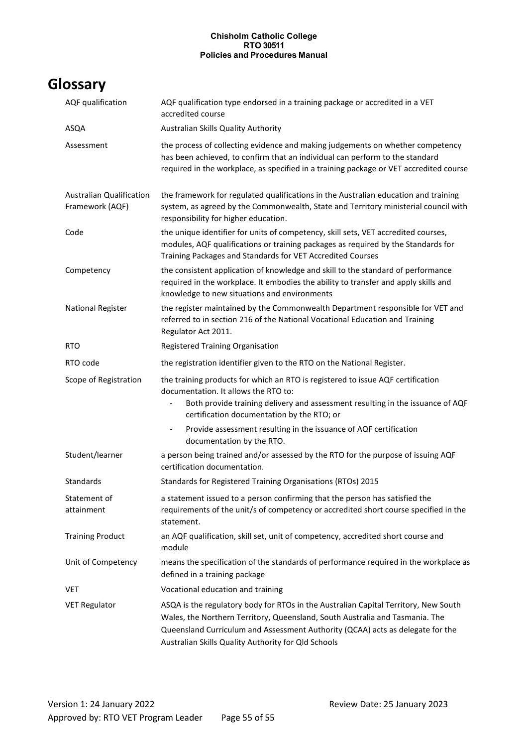# Glossary

| | |
|---|---|
| AQF qualification | AQF qualification type endorsed in a training package or accredited in a VET accredited course |
| ASQA | Australian Skills Quality Authority |
| Assessment | the process of collecting evidence and making judgements on whether competency has been achieved, to confirm that an individual can perform to the standard required in the workplace, as specified in a training package or VET accredited course |
| Australian Qualification Framework (AQF) | the framework for regulated qualifications in the Australian education and training system, as agreed by the Commonwealth, State and Territory ministerial council with responsibility for higher education. |
| Code | the unique identifier for units of competency, skill sets, VET accredited courses, modules, AQF qualifications or training packages as required by the Standards for Training Packages and Standards for VET Accredited Courses |
| Competency | the consistent application of knowledge and skill to the standard of performance required in the workplace. It embodies the ability to transfer and apply skills and knowledge to new situations and environments |
| National Register | the register maintained by the Commonwealth Department responsible for VET and referred to in section 216 of the National Vocational Education and Training Regulator Act 2011. |
| RTO | Registered Training Organisation |
| RTO code | the registration identifier given to the RTO on the National Register. |
| Scope of Registration | the training products for which an RTO is registered to issue AQF certification documentation. It allows the RTO to:<br>- Both provide training delivery and assessment resulting in the issuance of AQF certification documentation by the RTO; or<br>- Provide assessment resulting in the issuance of AQF certification documentation by the RTO. |
| Student/learner | a person being trained and/or assessed by the RTO for the purpose of issuing AQF certification documentation. |
| Standards | Standards for Registered Training Organisations (RTOs) 2015 |
| Statement of attainment | a statement issued to a person confirming that the person has satisfied the requirements of the unit/s of competency or accredited short course specified in the statement. |
| Training Product | an AQF qualification, skill set, unit of competency, accredited short course and module |
| Unit of Competency | means the specification of the standards of performance required in the workplace as defined in a training package |
| VET | Vocational education and training |
| VET Regulator | ASQA is the regulatory body for RTOs in the Australian Capital Territory, New South Wales, the Northern Territory, Queensland, South Australia and Tasmania. The Queensland Curriculum and Assessment Authority (QCAA) acts as delegate for the Australian Skills Quality Authority for Qld Schools |

Version 1: 24 January 2022 Review Date: 25 January 2023
Approved by: RTO VET Program Leader